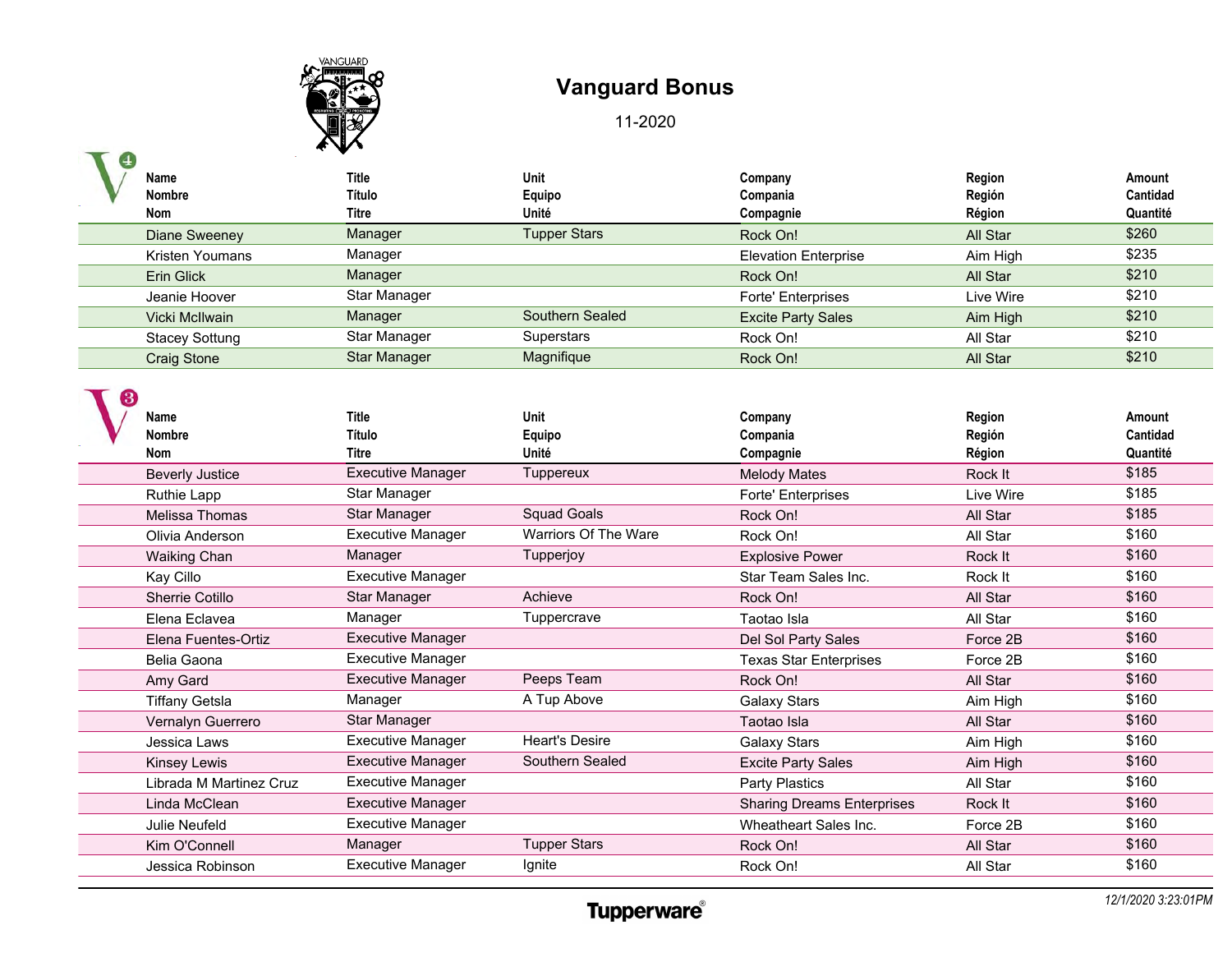# Vanguard Bonus

11-2020

V4

| Name<br>Nombre<br>Nom | Title<br>Título<br>Titre | Unit<br>Equipo<br>Unité | Company<br>Compania<br>Compagnie | Region<br>Región<br>Région | Amount<br>Cantidad<br>Quantité |
|---|---|---|---|---|---|
| Diane Sweeney | Manager | Tupper Stars | Rock On! | All Star | $260 |
| Kristen Youmans | Manager | | Elevation Enterprise | Aim High | $235 |
| Erin Glick | Manager | | Rock On! | All Star | $210 |
| Jeanie Hoover | Star Manager | | Forte' Enterprises | Live Wire | $210 |
| Vicki McIlwain | Manager | Southern Sealed | Excite Party Sales | Aim High | $210 |
| Stacey Sottung | Star Manager | Superstars | Rock On! | All Star | $210 |
| Craig Stone | Star Manager | Magnifique | Rock On! | All Star | $210 |

V3

| Name<br>Nombre<br>Nom | Title<br>Título<br>Titre | Unit<br>Equipo<br>Unité | Company<br>Compania<br>Compagnie | Region<br>Región<br>Région | Amount<br>Cantidad<br>Quantité |
|---|---|---|---|---|---|
| Beverly Justice | Executive Manager | Tuppereux | Melody Mates | Rock It | $185 |
| Ruthie Lapp | Star Manager | | Forte' Enterprises | Live Wire | $185 |
| Melissa Thomas | Star Manager | Squad Goals | Rock On! | All Star | $185 |
| Olivia Anderson | Executive Manager | Warriors Of The Ware | Rock On! | All Star | $160 |
| Waiking Chan | Manager | Tupperjoy | Explosive Power | Rock It | $160 |
| Kay Cillo | Executive Manager | | Star Team Sales Inc. | Rock It | $160 |
| Sherrie Cotillo | Star Manager | Achieve | Rock On! | All Star | $160 |
| Elena Eclavea | Manager | Tuppercrave | Taotao Isla | All Star | $160 |
| Elena Fuentes-Ortiz | Executive Manager | | Del Sol Party Sales | Force 2B | $160 |
| Belia Gaona | Executive Manager | | Texas Star Enterprises | Force 2B | $160 |
| Amy Gard | Executive Manager | Peeps Team | Rock On! | All Star | $160 |
| Tiffany Getsla | Manager | A Tup Above | Galaxy Stars | Aim High | $160 |
| Vernalyn Guerrero | Star Manager | | Taotao Isla | All Star | $160 |
| Jessica Laws | Executive Manager | Heart's Desire | Galaxy Stars | Aim High | $160 |
| Kinsey Lewis | Executive Manager | Southern Sealed | Excite Party Sales | Aim High | $160 |
| Librada M Martinez Cruz | Executive Manager | | Party Plastics | All Star | $160 |
| Linda McClean | Executive Manager | | Sharing Dreams Enterprises | Rock It | $160 |
| Julie Neufeld | Executive Manager | | Wheatheart Sales Inc. | Force 2B | $160 |
| Kim O'Connell | Manager | Tupper Stars | Rock On! | All Star | $160 |
| Jessica Robinson | Executive Manager | Ignite | Rock On! | All Star | $160 |

Tupperware®

*12/1/2020 3:23:01PM*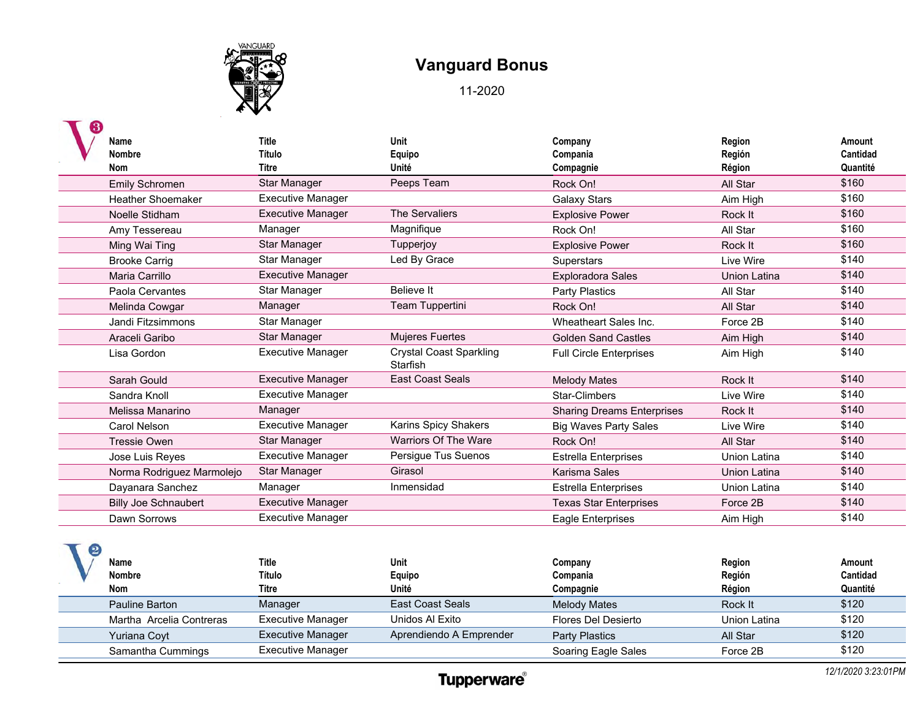# Vanguard Bonus

11-2020

V3

| Name<br>Nombre<br>Nom | Title<br>Título<br>Titre | Unit<br>Equipo<br>Unité | Company<br>Compania<br>Compagnie | Region<br>Región<br>Région | Amount<br>Cantidad<br>Quantité |
|---|---|---|---|---|---|
| Emily Schromen | Star Manager | Peeps Team | Rock On! | All Star | $160 |
| Heather Shoemaker | Executive Manager | | Galaxy Stars | Aim High | $160 |
| Noelle Stidham | Executive Manager | The Servaliers | Explosive Power | Rock It | $160 |
| Amy Tessereau | Manager | Magnifique | Rock On! | All Star | $160 |
| Ming Wai Ting | Star Manager | Tupperjoy | Explosive Power | Rock It | $160 |
| Brooke Carrig | Star Manager | Led By Grace | Superstars | Live Wire | $140 |
| Maria Carrillo | Executive Manager | | Exploradora Sales | Union Latina | $140 |
| Paola Cervantes | Star Manager | Believe It | Party Plastics | All Star | $140 |
| Melinda Cowgar | Manager | Team Tuppertini | Rock On! | All Star | $140 |
| Jandi Fitzsimmons | Star Manager | | Wheatheart Sales Inc. | Force 2B | $140 |
| Araceli Garibo | Star Manager | Mujeres Fuertes | Golden Sand Castles | Aim High | $140 |
| Lisa Gordon | Executive Manager | Crystal Coast Sparkling Starfish | Full Circle Enterprises | Aim High | $140 |
| Sarah Gould | Executive Manager | East Coast Seals | Melody Mates | Rock It | $140 |
| Sandra Knoll | Executive Manager | | Star-Climbers | Live Wire | $140 |
| Melissa Manarino | Manager | | Sharing Dreams Enterprises | Rock It | $140 |
| Carol Nelson | Executive Manager | Karins Spicy Shakers | Big Waves Party Sales | Live Wire | $140 |
| Tressie Owen | Star Manager | Warriors Of The Ware | Rock On! | All Star | $140 |
| Jose Luis Reyes | Executive Manager | Persigue Tus Suenos | Estrella Enterprises | Union Latina | $140 |
| Norma Rodriguez Marmolejo | Star Manager | Girasol | Karisma Sales | Union Latina | $140 |
| Dayanara Sanchez | Manager | Inmensidad | Estrella Enterprises | Union Latina | $140 |
| Billy Joe Schnaubert | Executive Manager | | Texas Star Enterprises | Force 2B | $140 |
| Dawn Sorrows | Executive Manager | | Eagle Enterprises | Aim High | $140 |

V2

| Name<br>Nombre<br>Nom | Title<br>Título<br>Titre | Unit<br>Equipo<br>Unité | Company<br>Compania<br>Compagnie | Region<br>Región<br>Région | Amount<br>Cantidad<br>Quantité |
|---|---|---|---|---|---|
| Pauline Barton | Manager | East Coast Seals | Melody Mates | Rock It | $120 |
| Martha Arcelia Contreras | Executive Manager | Unidos Al Exito | Flores Del Desierto | Union Latina | $120 |
| Yuriana Coyt | Executive Manager | Aprendiendo A Emprender | Party Plastics | All Star | $120 |
| Samantha Cummings | Executive Manager | | Soaring Eagle Sales | Force 2B | $120 |

12/1/2020 3:23:01PM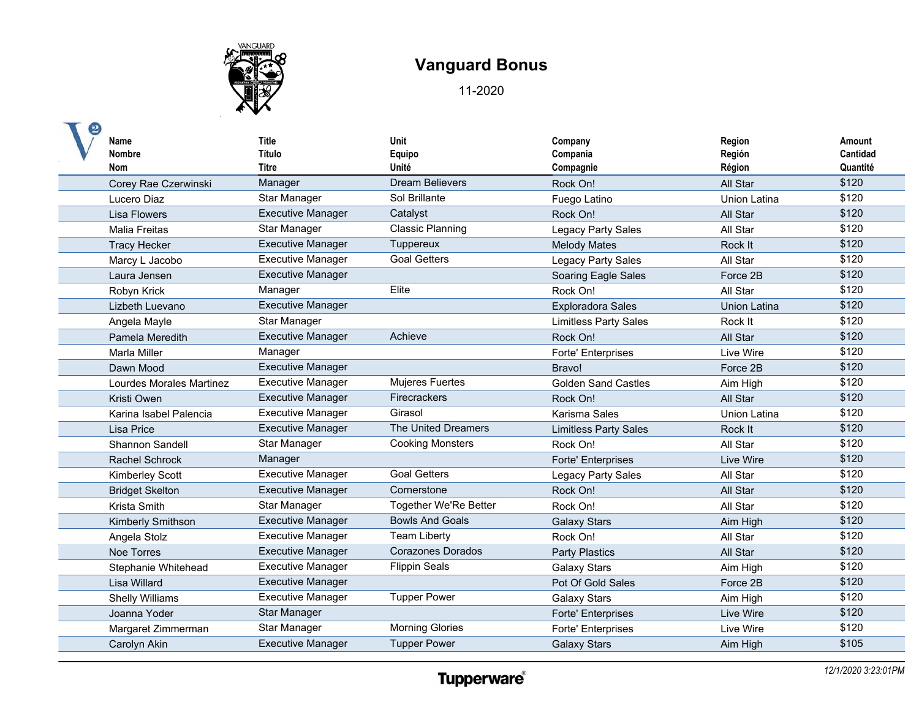# Vanguard Bonus

11-2020

| Name<br>Nombre<br>Nom | Title<br>Título<br>Titre | Unit<br>Equipo<br>Unité | Company<br>Compania<br>Compagnie | Region<br>Región<br>Région | Amount<br>Cantidad<br>Quantité |
|---|---|---|---|---|---|
| Corey Rae Czerwinski | Manager | Dream Believers | Rock On! | All Star | $120 |
| Lucero Diaz | Star Manager | Sol Brillante | Fuego Latino | Union Latina | $120 |
| Lisa Flowers | Executive Manager | Catalyst | Rock On! | All Star | $120 |
| Malia Freitas | Star Manager | Classic Planning | Legacy Party Sales | All Star | $120 |
| Tracy Hecker | Executive Manager | Tuppereux | Melody Mates | Rock It | $120 |
| Marcy L Jacobo | Executive Manager | Goal Getters | Legacy Party Sales | All Star | $120 |
| Laura Jensen | Executive Manager | | Soaring Eagle Sales | Force 2B | $120 |
| Robyn Krick | Manager | Elite | Rock On! | All Star | $120 |
| Lizbeth Luevano | Executive Manager | | Exploradora Sales | Union Latina | $120 |
| Angela Mayle | Star Manager | | Limitless Party Sales | Rock It | $120 |
| Pamela Meredith | Executive Manager | Achieve | Rock On! | All Star | $120 |
| Marla Miller | Manager | | Forte' Enterprises | Live Wire | $120 |
| Dawn Mood | Executive Manager | | Bravo! | Force 2B | $120 |
| Lourdes Morales Martinez | Executive Manager | Mujeres Fuertes | Golden Sand Castles | Aim High | $120 |
| Kristi Owen | Executive Manager | Firecrackers | Rock On! | All Star | $120 |
| Karina Isabel Palencia | Executive Manager | Girasol | Karisma Sales | Union Latina | $120 |
| Lisa Price | Executive Manager | The United Dreamers | Limitless Party Sales | Rock It | $120 |
| Shannon Sandell | Star Manager | Cooking Monsters | Rock On! | All Star | $120 |
| Rachel Schrock | Manager | | Forte' Enterprises | Live Wire | $120 |
| Kimberley Scott | Executive Manager | Goal Getters | Legacy Party Sales | All Star | $120 |
| Bridget Skelton | Executive Manager | Cornerstone | Rock On! | All Star | $120 |
| Krista Smith | Star Manager | Together We'Re Better | Rock On! | All Star | $120 |
| Kimberly Smithson | Executive Manager | Bowls And Goals | Galaxy Stars | Aim High | $120 |
| Angela Stolz | Executive Manager | Team Liberty | Rock On! | All Star | $120 |
| Noe Torres | Executive Manager | Corazones Dorados | Party Plastics | All Star | $120 |
| Stephanie Whitehead | Executive Manager | Flippin Seals | Galaxy Stars | Aim High | $120 |
| Lisa Willard | Executive Manager | | Pot Of Gold Sales | Force 2B | $120 |
| Shelly Williams | Executive Manager | Tupper Power | Galaxy Stars | Aim High | $120 |
| Joanna Yoder | Star Manager | | Forte' Enterprises | Live Wire | $120 |
| Margaret Zimmerman | Star Manager | Morning Glories | Forte' Enterprises | Live Wire | $120 |
| Carolyn Akin | Executive Manager | Tupper Power | Galaxy Stars | Aim High | $105 |

*12/1/2020 3:23:01PM*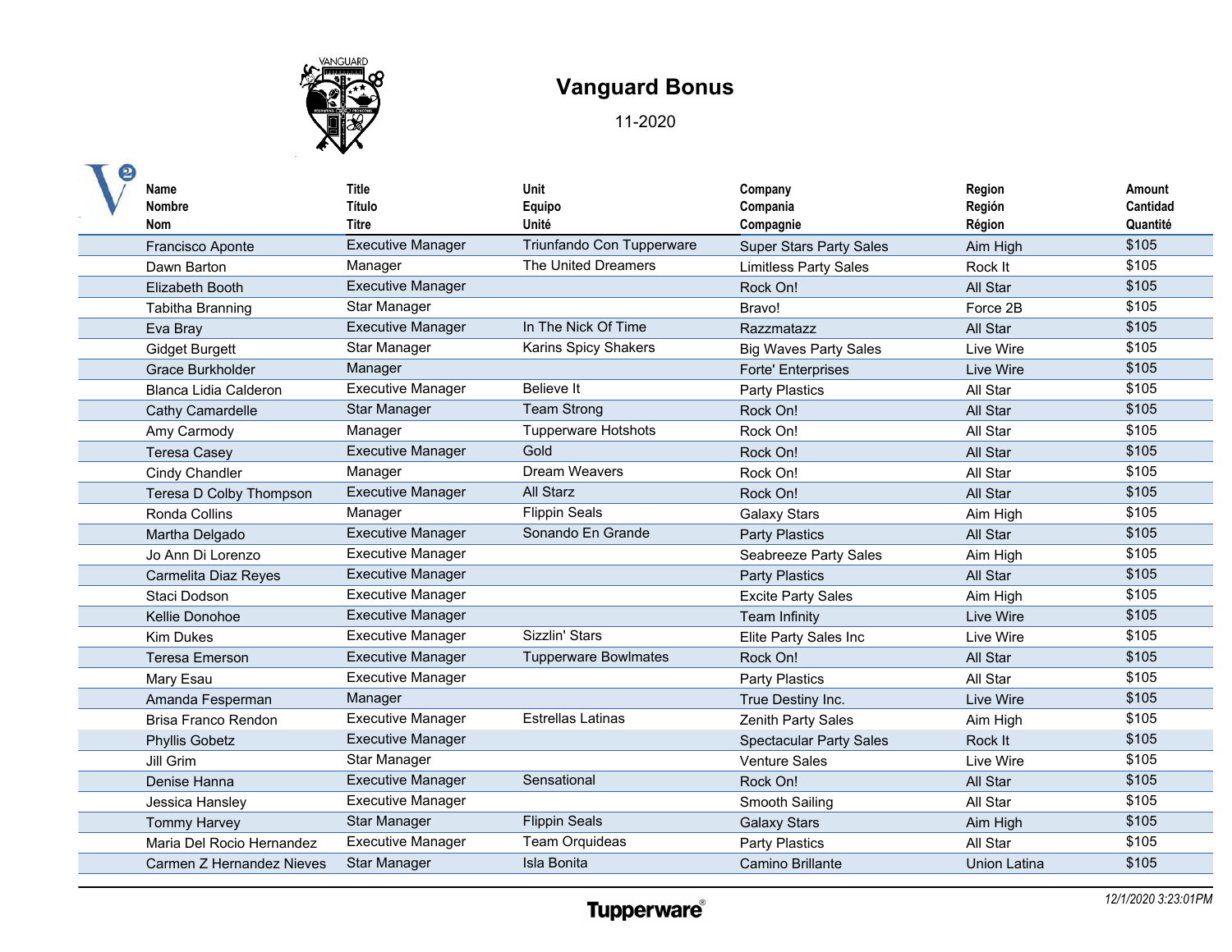# Vanguard Bonus

11-2020

| Name<br>Nombre<br>Nom | Title<br>Título<br>Titre | Unit<br>Equipo<br>Unité | Company<br>Compania<br>Compagnie | Region<br>Región<br>Région | Amount<br>Cantidad<br>Quantité |
|---|---|---|---|---|---|
| Francisco Aponte | Executive Manager | Triunfando Con Tupperware | Super Stars Party Sales | Aim High | $105 |
| Dawn Barton | Manager | The United Dreamers | Limitless Party Sales | Rock It | $105 |
| Elizabeth Booth | Executive Manager | | Rock On! | All Star | $105 |
| Tabitha Branning | Star Manager | | Bravo! | Force 2B | $105 |
| Eva Bray | Executive Manager | In The Nick Of Time | Razzmatazz | All Star | $105 |
| Gidget Burgett | Star Manager | Karins Spicy Shakers | Big Waves Party Sales | Live Wire | $105 |
| Grace Burkholder | Manager | | Forte' Enterprises | Live Wire | $105 |
| Blanca Lidia Calderon | Executive Manager | Believe It | Party Plastics | All Star | $105 |
| Cathy Camardelle | Star Manager | Team Strong | Rock On! | All Star | $105 |
| Amy Carmody | Manager | Tupperware Hotshots | Rock On! | All Star | $105 |
| Teresa Casey | Executive Manager | Gold | Rock On! | All Star | $105 |
| Cindy Chandler | Manager | Dream Weavers | Rock On! | All Star | $105 |
| Teresa D Colby Thompson | Executive Manager | All Starz | Rock On! | All Star | $105 |
| Ronda Collins | Manager | Flippin Seals | Galaxy Stars | Aim High | $105 |
| Martha Delgado | Executive Manager | Sonando En Grande | Party Plastics | All Star | $105 |
| Jo Ann Di Lorenzo | Executive Manager | | Seabreeze Party Sales | Aim High | $105 |
| Carmelita Diaz Reyes | Executive Manager | | Party Plastics | All Star | $105 |
| Staci Dodson | Executive Manager | | Excite Party Sales | Aim High | $105 |
| Kellie Donohoe | Executive Manager | | Team Infinity | Live Wire | $105 |
| Kim Dukes | Executive Manager | Sizzlin' Stars | Elite Party Sales Inc | Live Wire | $105 |
| Teresa Emerson | Executive Manager | Tupperware Bowlmates | Rock On! | All Star | $105 |
| Mary Esau | Executive Manager | | Party Plastics | All Star | $105 |
| Amanda Fesperman | Manager | | True Destiny Inc. | Live Wire | $105 |
| Brisa Franco Rendon | Executive Manager | Estrellas Latinas | Zenith Party Sales | Aim High | $105 |
| Phyllis Gobetz | Executive Manager | | Spectacular Party Sales | Rock It | $105 |
| Jill Grim | Star Manager | | Venture Sales | Live Wire | $105 |
| Denise Hanna | Executive Manager | Sensational | Rock On! | All Star | $105 |
| Jessica Hansley | Executive Manager | | Smooth Sailing | All Star | $105 |
| Tommy Harvey | Star Manager | Flippin Seals | Galaxy Stars | Aim High | $105 |
| Maria Del Rocio Hernandez | Executive Manager | Team Orquideas | Party Plastics | All Star | $105 |
| Carmen Z Hernandez Nieves | Star Manager | Isla Bonita | Camino Brillante | Union Latina | $105 |

Tupperware®

*12/1/2020 3:23:01PM*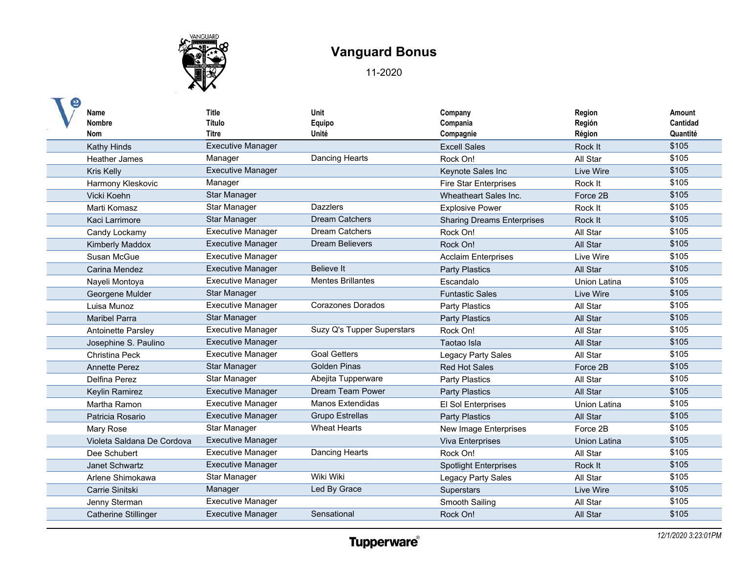# Vanguard Bonus

11-2020

| Name<br>Nombre<br>Nom | Title<br>Título<br>Titre | Unit<br>Equipo<br>Unité | Company<br>Compania<br>Compagnie | Region<br>Región<br>Région | Amount<br>Cantidad<br>Quantité |
|---|---|---|---|---|---|
| Kathy Hinds | Executive Manager | | Excell Sales | Rock It | $105 |
| Heather James | Manager | Dancing Hearts | Rock On! | All Star | $105 |
| Kris Kelly | Executive Manager | | Keynote Sales Inc | Live Wire | $105 |
| Harmony Kleskovic | Manager | | Fire Star Enterprises | Rock It | $105 |
| Vicki Koehn | Star Manager | | Wheatheart Sales Inc. | Force 2B | $105 |
| Marti Komasz | Star Manager | Dazzlers | Explosive Power | Rock It | $105 |
| Kaci Larrimore | Star Manager | Dream Catchers | Sharing Dreams Enterprises | Rock It | $105 |
| Candy Lockamy | Executive Manager | Dream Catchers | Rock On! | All Star | $105 |
| Kimberly Maddox | Executive Manager | Dream Believers | Rock On! | All Star | $105 |
| Susan McGue | Executive Manager | | Acclaim Enterprises | Live Wire | $105 |
| Carina Mendez | Executive Manager | Believe It | Party Plastics | All Star | $105 |
| Nayeli Montoya | Executive Manager | Mentes Brillantes | Escandalo | Union Latina | $105 |
| Georgene Mulder | Star Manager | | Funtastic Sales | Live Wire | $105 |
| Luisa Munoz | Executive Manager | Corazones Dorados | Party Plastics | All Star | $105 |
| Maribel Parra | Star Manager | | Party Plastics | All Star | $105 |
| Antoinette Parsley | Executive Manager | Suzy Q's Tupper Superstars | Rock On! | All Star | $105 |
| Josephine S. Paulino | Executive Manager | | Taotao Isla | All Star | $105 |
| Christina Peck | Executive Manager | Goal Getters | Legacy Party Sales | All Star | $105 |
| Annette Perez | Star Manager | Golden Pinas | Red Hot Sales | Force 2B | $105 |
| Delfina Perez | Star Manager | Abejita Tupperware | Party Plastics | All Star | $105 |
| Keylin Ramirez | Executive Manager | Dream Team Power | Party Plastics | All Star | $105 |
| Martha Ramon | Executive Manager | Manos Extendidas | El Sol Enterprises | Union Latina | $105 |
| Patricia Rosario | Executive Manager | Grupo Estrellas | Party Plastics | All Star | $105 |
| Mary Rose | Star Manager | Wheat Hearts | New Image Enterprises | Force 2B | $105 |
| Violeta Saldana De Cordova | Executive Manager | | Viva Enterprises | Union Latina | $105 |
| Dee Schubert | Executive Manager | Dancing Hearts | Rock On! | All Star | $105 |
| Janet Schwartz | Executive Manager | | Spotlight Enterprises | Rock It | $105 |
| Arlene Shimokawa | Star Manager | Wiki Wiki | Legacy Party Sales | All Star | $105 |
| Carrie Sinitski | Manager | Led By Grace | Superstars | Live Wire | $105 |
| Jenny Sterman | Executive Manager | | Smooth Sailing | All Star | $105 |
| Catherine Stillinger | Executive Manager | Sensational | Rock On! | All Star | $105 |

Tupperware®

*12/1/2020 3:23:01PM*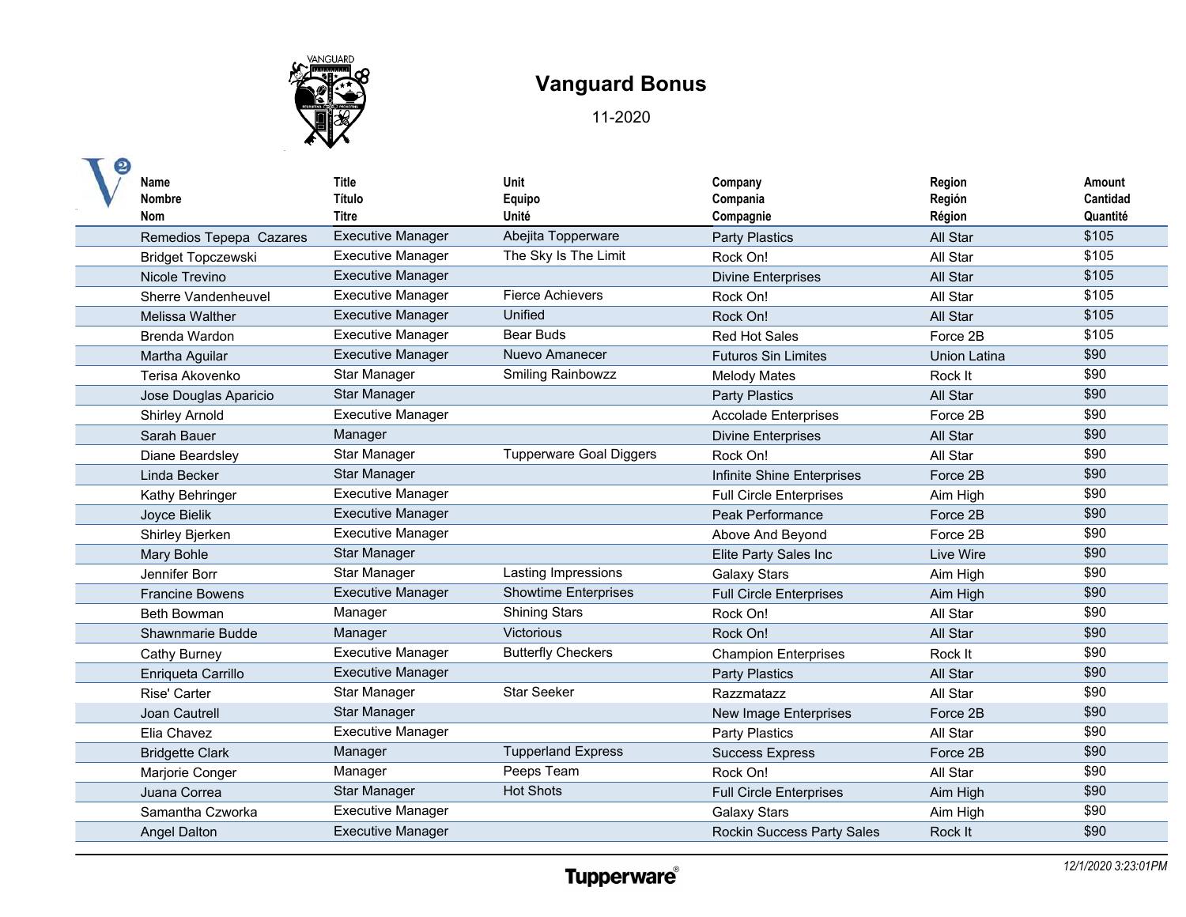# Vanguard Bonus

11-2020

| Name<br>Nombre<br>Nom | Title<br>Título<br>Titre | Unit<br>Equipo<br>Unité | Company<br>Compania<br>Compagnie | Region<br>Región<br>Région | Amount<br>Cantidad<br>Quantité |
|---|---|---|---|---|---|
| Remedios Tepepa  Cazares | Executive Manager | Abejita Topperware | Party Plastics | All Star | $105 |
| Bridget Topczewski | Executive Manager | The Sky Is The Limit | Rock On! | All Star | $105 |
| Nicole Trevino | Executive Manager | | Divine Enterprises | All Star | $105 |
| Sherre Vandenheuvel | Executive Manager | Fierce Achievers | Rock On! | All Star | $105 |
| Melissa Walther | Executive Manager | Unified | Rock On! | All Star | $105 |
| Brenda Wardon | Executive Manager | Bear Buds | Red Hot Sales | Force 2B | $105 |
| Martha Aguilar | Executive Manager | Nuevo Amanecer | Futuros Sin Limites | Union Latina | $90 |
| Terisa Akovenko | Star Manager | Smiling Rainbowzz | Melody Mates | Rock It | $90 |
| Jose Douglas Aparicio | Star Manager | | Party Plastics | All Star | $90 |
| Shirley Arnold | Executive Manager | | Accolade Enterprises | Force 2B | $90 |
| Sarah Bauer | Manager | | Divine Enterprises | All Star | $90 |
| Diane Beardsley | Star Manager | Tupperware Goal Diggers | Rock On! | All Star | $90 |
| Linda Becker | Star Manager | | Infinite Shine Enterprises | Force 2B | $90 |
| Kathy Behringer | Executive Manager | | Full Circle Enterprises | Aim High | $90 |
| Joyce Bielik | Executive Manager | | Peak Performance | Force 2B | $90 |
| Shirley Bjerken | Executive Manager | | Above And Beyond | Force 2B | $90 |
| Mary Bohle | Star Manager | | Elite Party Sales Inc | Live Wire | $90 |
| Jennifer Borr | Star Manager | Lasting Impressions | Galaxy Stars | Aim High | $90 |
| Francine Bowens | Executive Manager | Showtime Enterprises | Full Circle Enterprises | Aim High | $90 |
| Beth Bowman | Manager | Shining Stars | Rock On! | All Star | $90 |
| Shawnmarie Budde | Manager | Victorious | Rock On! | All Star | $90 |
| Cathy Burney | Executive Manager | Butterfly Checkers | Champion Enterprises | Rock It | $90 |
| Enriqueta Carrillo | Executive Manager | | Party Plastics | All Star | $90 |
| Rise' Carter | Star Manager | Star Seeker | Razzmatazz | All Star | $90 |
| Joan Cautrell | Star Manager | | New Image Enterprises | Force 2B | $90 |
| Elia Chavez | Executive Manager | | Party Plastics | All Star | $90 |
| Bridgette Clark | Manager | Tupperland Express | Success Express | Force 2B | $90 |
| Marjorie Conger | Manager | Peeps Team | Rock On! | All Star | $90 |
| Juana Correa | Star Manager | Hot Shots | Full Circle Enterprises | Aim High | $90 |
| Samantha Czworka | Executive Manager | | Galaxy Stars | Aim High | $90 |
| Angel Dalton | Executive Manager | | Rockin Success Party Sales | Rock It | $90 |

Tupperware®

*12/1/2020 3:23:01PM*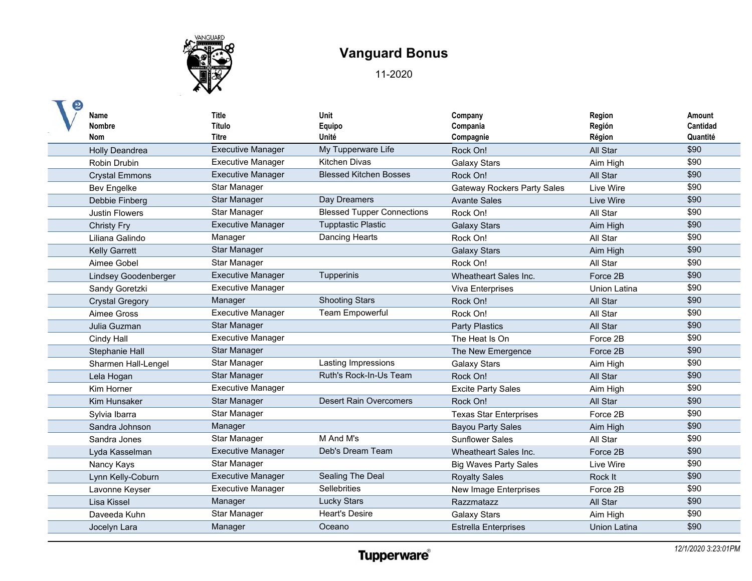# Vanguard Bonus

11-2020

| Name<br>Nombre<br>Nom | Title<br>Título<br>Titre | Unit<br>Equipo<br>Unité | Company<br>Compania<br>Compagnie | Region<br>Región<br>Région | Amount<br>Cantidad<br>Quantité |
|---|---|---|---|---|---|
| Holly Deandrea | Executive Manager | My Tupperware Life | Rock On! | All Star | $90 |
| Robin Drubin | Executive Manager | Kitchen Divas | Galaxy Stars | Aim High | $90 |
| Crystal Emmons | Executive Manager | Blessed Kitchen Bosses | Rock On! | All Star | $90 |
| Bev Engelke | Star Manager | | Gateway Rockers Party Sales | Live Wire | $90 |
| Debbie Finberg | Star Manager | Day Dreamers | Avante Sales | Live Wire | $90 |
| Justin Flowers | Star Manager | Blessed Tupper Connections | Rock On! | All Star | $90 |
| Christy Fry | Executive Manager | Tupptastic Plastic | Galaxy Stars | Aim High | $90 |
| Liliana Galindo | Manager | Dancing Hearts | Rock On! | All Star | $90 |
| Kelly Garrett | Star Manager | | Galaxy Stars | Aim High | $90 |
| Aimee Gobel | Star Manager | | Rock On! | All Star | $90 |
| Lindsey Goodenberger | Executive Manager | Tupperinis | Wheatheart Sales Inc. | Force 2B | $90 |
| Sandy Goretzki | Executive Manager | | Viva Enterprises | Union Latina | $90 |
| Crystal Gregory | Manager | Shooting Stars | Rock On! | All Star | $90 |
| Aimee Gross | Executive Manager | Team Empowerful | Rock On! | All Star | $90 |
| Julia Guzman | Star Manager | | Party Plastics | All Star | $90 |
| Cindy Hall | Executive Manager | | The Heat Is On | Force 2B | $90 |
| Stephanie Hall | Star Manager | | The New Emergence | Force 2B | $90 |
| Sharmen Hall-Lengel | Star Manager | Lasting Impressions | Galaxy Stars | Aim High | $90 |
| Lela Hogan | Star Manager | Ruth's Rock-In-Us Team | Rock On! | All Star | $90 |
| Kim Horner | Executive Manager | | Excite Party Sales | Aim High | $90 |
| Kim Hunsaker | Star Manager | Desert Rain Overcomers | Rock On! | All Star | $90 |
| Sylvia Ibarra | Star Manager | | Texas Star Enterprises | Force 2B | $90 |
| Sandra Johnson | Manager | | Bayou Party Sales | Aim High | $90 |
| Sandra Jones | Star Manager | M And M's | Sunflower Sales | All Star | $90 |
| Lyda Kasselman | Executive Manager | Deb's Dream Team | Wheatheart Sales Inc. | Force 2B | $90 |
| Nancy Kays | Star Manager | | Big Waves Party Sales | Live Wire | $90 |
| Lynn Kelly-Coburn | Executive Manager | Sealing The Deal | Royalty Sales | Rock It | $90 |
| Lavonne Keyser | Executive Manager | Sellebrities | New Image Enterprises | Force 2B | $90 |
| Lisa Kissel | Manager | Lucky Stars | Razzmatazz | All Star | $90 |
| Daveeda Kuhn | Star Manager | Heart's Desire | Galaxy Stars | Aim High | $90 |
| Jocelyn Lara | Manager | Oceano | Estrella Enterprises | Union Latina | $90 |

12/1/2020 3:23:01PM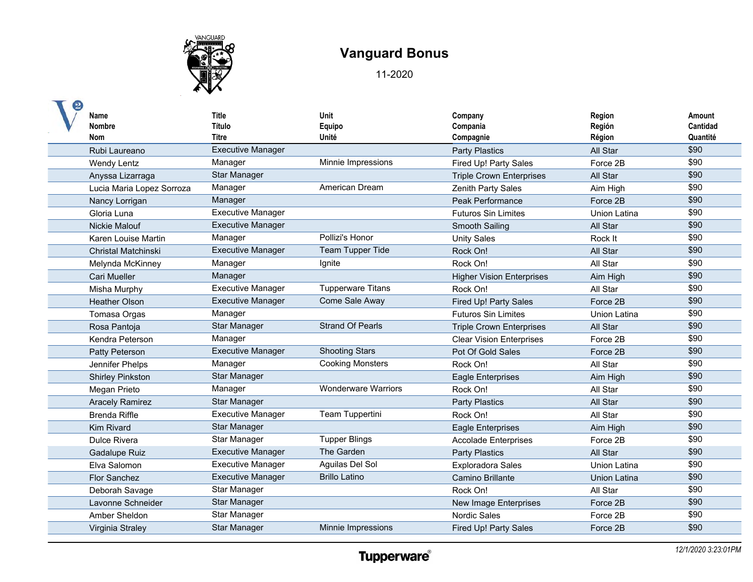# Vanguard Bonus

11-2020

| Name Nombre Nom | Title Título Titre | Unit Equipo Unité | Company Compania Compagnie | Region Región Région | Amount Cantidad Quantité |
|---|---|---|---|---|---|
| Rubi Laureano | Executive Manager | | Party Plastics | All Star | $90 |
| Wendy Lentz | Manager | Minnie Impressions | Fired Up! Party Sales | Force 2B | $90 |
| Anyssa Lizarraga | Star Manager | | Triple Crown Enterprises | All Star | $90 |
| Lucia Maria Lopez Sorroza | Manager | American Dream | Zenith Party Sales | Aim High | $90 |
| Nancy Lorrigan | Manager | | Peak Performance | Force 2B | $90 |
| Gloria Luna | Executive Manager | | Futuros Sin Limites | Union Latina | $90 |
| Nickie Malouf | Executive Manager | | Smooth Sailing | All Star | $90 |
| Karen Louise Martin | Manager | Pollizi's Honor | Unity Sales | Rock It | $90 |
| Christal Matchinski | Executive Manager | Team Tupper Tide | Rock On! | All Star | $90 |
| Melynda McKinney | Manager | Ignite | Rock On! | All Star | $90 |
| Cari Mueller | Manager | | Higher Vision Enterprises | Aim High | $90 |
| Misha Murphy | Executive Manager | Tupperware Titans | Rock On! | All Star | $90 |
| Heather Olson | Executive Manager | Come Sale Away | Fired Up! Party Sales | Force 2B | $90 |
| Tomasa Orgas | Manager | | Futuros Sin Limites | Union Latina | $90 |
| Rosa Pantoja | Star Manager | Strand Of Pearls | Triple Crown Enterprises | All Star | $90 |
| Kendra Peterson | Manager | | Clear Vision Enterprises | Force 2B | $90 |
| Patty Peterson | Executive Manager | Shooting Stars | Pot Of Gold Sales | Force 2B | $90 |
| Jennifer Phelps | Manager | Cooking Monsters | Rock On! | All Star | $90 |
| Shirley Pinkston | Star Manager | | Eagle Enterprises | Aim High | $90 |
| Megan Prieto | Manager | Wonderware Warriors | Rock On! | All Star | $90 |
| Aracely Ramirez | Star Manager | | Party Plastics | All Star | $90 |
| Brenda Riffle | Executive Manager | Team Tuppertini | Rock On! | All Star | $90 |
| Kim Rivard | Star Manager | | Eagle Enterprises | Aim High | $90 |
| Dulce Rivera | Star Manager | Tupper Blings | Accolade Enterprises | Force 2B | $90 |
| Gadalupe Ruiz | Executive Manager | The Garden | Party Plastics | All Star | $90 |
| Elva Salomon | Executive Manager | Aguilas Del Sol | Exploradora Sales | Union Latina | $90 |
| Flor Sanchez | Executive Manager | Brillo Latino | Camino Brillante | Union Latina | $90 |
| Deborah Savage | Star Manager | | Rock On! | All Star | $90 |
| Lavonne Schneider | Star Manager | | New Image Enterprises | Force 2B | $90 |
| Amber Sheldon | Star Manager | | Nordic Sales | Force 2B | $90 |
| Virginia Straley | Star Manager | Minnie Impressions | Fired Up! Party Sales | Force 2B | $90 |

Tupperware®

*12/1/2020 3:23:01PM*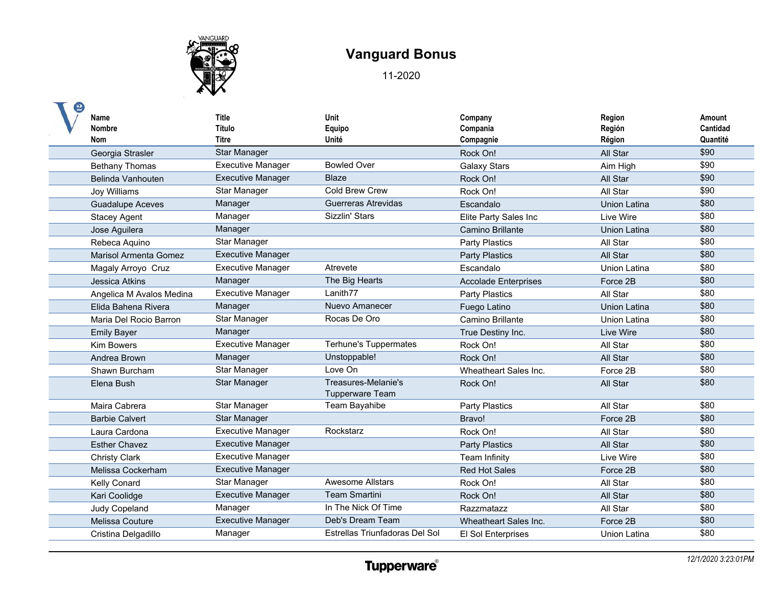# Vanguard Bonus

11-2020

| Name<br>Nombre<br>Nom | Title<br>Título<br>Titre | Unit<br>Equipo<br>Unité | Company<br>Compania<br>Compagnie | Region<br>Región<br>Région | Amount<br>Cantidad<br>Quantité |
|---|---|---|---|---|---|
| Georgia Strasler | Star Manager | | Rock On! | All Star | $90 |
| Bethany Thomas | Executive Manager | Bowled Over | Galaxy Stars | Aim High | $90 |
| Belinda Vanhouten | Executive Manager | Blaze | Rock On! | All Star | $90 |
| Joy Williams | Star Manager | Cold Brew Crew | Rock On! | All Star | $90 |
| Guadalupe Aceves | Manager | Guerreras Atrevidas | Escandalo | Union Latina | $80 |
| Stacey Agent | Manager | Sizzlin' Stars | Elite Party Sales Inc | Live Wire | $80 |
| Jose Aguilera | Manager | | Camino Brillante | Union Latina | $80 |
| Rebeca Aquino | Star Manager | | Party Plastics | All Star | $80 |
| Marisol Armenta Gomez | Executive Manager | | Party Plastics | All Star | $80 |
| Magaly Arroyo Cruz | Executive Manager | Atrevete | Escandalo | Union Latina | $80 |
| Jessica Atkins | Manager | The Big Hearts | Accolade Enterprises | Force 2B | $80 |
| Angelica M Avalos Medina | Executive Manager | Lanith77 | Party Plastics | All Star | $80 |
| Elida Bahena Rivera | Manager | Nuevo Amanecer | Fuego Latino | Union Latina | $80 |
| Maria Del Rocio Barron | Star Manager | Rocas De Oro | Camino Brillante | Union Latina | $80 |
| Emily Bayer | Manager | | True Destiny Inc. | Live Wire | $80 |
| Kim Bowers | Executive Manager | Terhune's Tuppermates | Rock On! | All Star | $80 |
| Andrea Brown | Manager | Unstoppable! | Rock On! | All Star | $80 |
| Shawn Burcham | Star Manager | Love On | Wheatheart Sales Inc. | Force 2B | $80 |
| Elena Bush | Star Manager | Treasures-Melanie's Tupperware Team | Rock On! | All Star | $80 |
| Maira Cabrera | Star Manager | Team Bayahibe | Party Plastics | All Star | $80 |
| Barbie Calvert | Star Manager | | Bravo! | Force 2B | $80 |
| Laura Cardona | Executive Manager | Rockstarz | Rock On! | All Star | $80 |
| Esther Chavez | Executive Manager | | Party Plastics | All Star | $80 |
| Christy Clark | Executive Manager | | Team Infinity | Live Wire | $80 |
| Melissa Cockerham | Executive Manager | | Red Hot Sales | Force 2B | $80 |
| Kelly Conard | Star Manager | Awesome Allstars | Rock On! | All Star | $80 |
| Kari Coolidge | Executive Manager | Team Smartini | Rock On! | All Star | $80 |
| Judy Copeland | Manager | In The Nick Of Time | Razzmatazz | All Star | $80 |
| Melissa Couture | Executive Manager | Deb's Dream Team | Wheatheart Sales Inc. | Force 2B | $80 |
| Cristina Delgadillo | Manager | Estrellas Triunfadoras Del Sol | El Sol Enterprises | Union Latina | $80 |

12/1/2020 3:23:01PM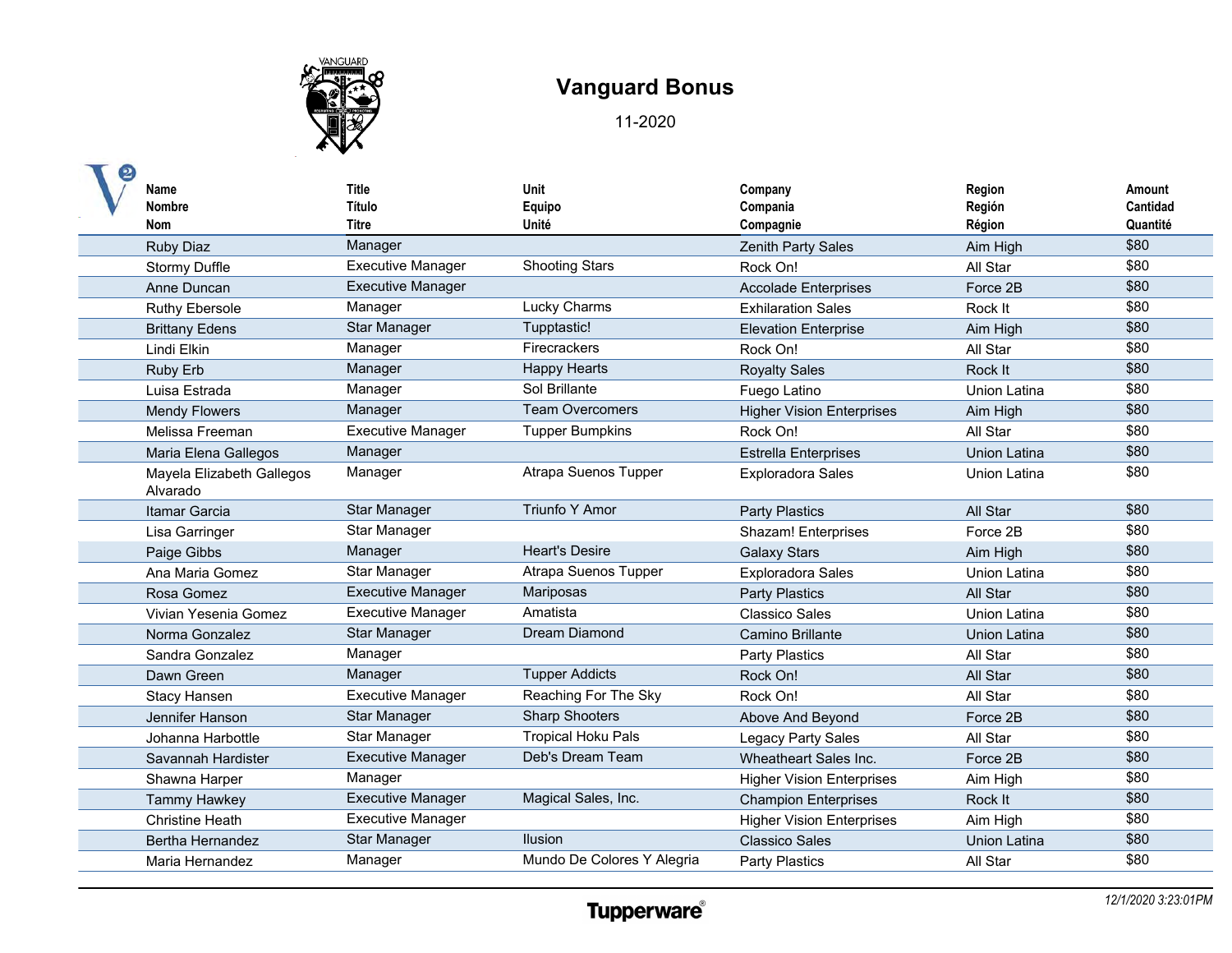# Vanguard Bonus

11-2020

| Name<br>Nombre<br>Nom | Title<br>Título<br>Titre | Unit<br>Equipo<br>Unité | Company<br>Compania<br>Compagnie | Region<br>Región<br>Région | Amount<br>Cantidad<br>Quantité |
|---|---|---|---|---|---|
| Ruby Diaz | Manager | | Zenith Party Sales | Aim High | $80 |
| Stormy Duffle | Executive Manager | Shooting Stars | Rock On! | All Star | $80 |
| Anne Duncan | Executive Manager | | Accolade Enterprises | Force 2B | $80 |
| Ruthy Ebersole | Manager | Lucky Charms | Exhilaration Sales | Rock It | $80 |
| Brittany Edens | Star Manager | Tupptastic! | Elevation Enterprise | Aim High | $80 |
| Lindi Elkin | Manager | Firecrackers | Rock On! | All Star | $80 |
| Ruby Erb | Manager | Happy Hearts | Royalty Sales | Rock It | $80 |
| Luisa Estrada | Manager | Sol Brillante | Fuego Latino | Union Latina | $80 |
| Mendy Flowers | Manager | Team Overcomers | Higher Vision Enterprises | Aim High | $80 |
| Melissa Freeman | Executive Manager | Tupper Bumpkins | Rock On! | All Star | $80 |
| Maria Elena Gallegos | Manager | | Estrella Enterprises | Union Latina | $80 |
| Mayela Elizabeth Gallegos Alvarado | Manager | Atrapa Suenos Tupper | Exploradora Sales | Union Latina | $80 |
| Itamar Garcia | Star Manager | Triunfo Y Amor | Party Plastics | All Star | $80 |
| Lisa Garringer | Star Manager | | Shazam! Enterprises | Force 2B | $80 |
| Paige Gibbs | Manager | Heart's Desire | Galaxy Stars | Aim High | $80 |
| Ana Maria Gomez | Star Manager | Atrapa Suenos Tupper | Exploradora Sales | Union Latina | $80 |
| Rosa Gomez | Executive Manager | Mariposas | Party Plastics | All Star | $80 |
| Vivian Yesenia Gomez | Executive Manager | Amatista | Classico Sales | Union Latina | $80 |
| Norma Gonzalez | Star Manager | Dream Diamond | Camino Brillante | Union Latina | $80 |
| Sandra Gonzalez | Manager | | Party Plastics | All Star | $80 |
| Dawn Green | Manager | Tupper Addicts | Rock On! | All Star | $80 |
| Stacy Hansen | Executive Manager | Reaching For The Sky | Rock On! | All Star | $80 |
| Jennifer Hanson | Star Manager | Sharp Shooters | Above And Beyond | Force 2B | $80 |
| Johanna Harbottle | Star Manager | Tropical Hoku Pals | Legacy Party Sales | All Star | $80 |
| Savannah Hardister | Executive Manager | Deb's Dream Team | Wheatheart Sales Inc. | Force 2B | $80 |
| Shawna Harper | Manager | | Higher Vision Enterprises | Aim High | $80 |
| Tammy Hawkey | Executive Manager | Magical Sales, Inc. | Champion Enterprises | Rock It | $80 |
| Christine Heath | Executive Manager | | Higher Vision Enterprises | Aim High | $80 |
| Bertha Hernandez | Star Manager | Ilusion | Classico Sales | Union Latina | $80 |
| Maria Hernandez | Manager | Mundo De Colores Y Alegria | Party Plastics | All Star | $80 |

Tupperware®

*12/1/2020 3:23:01PM*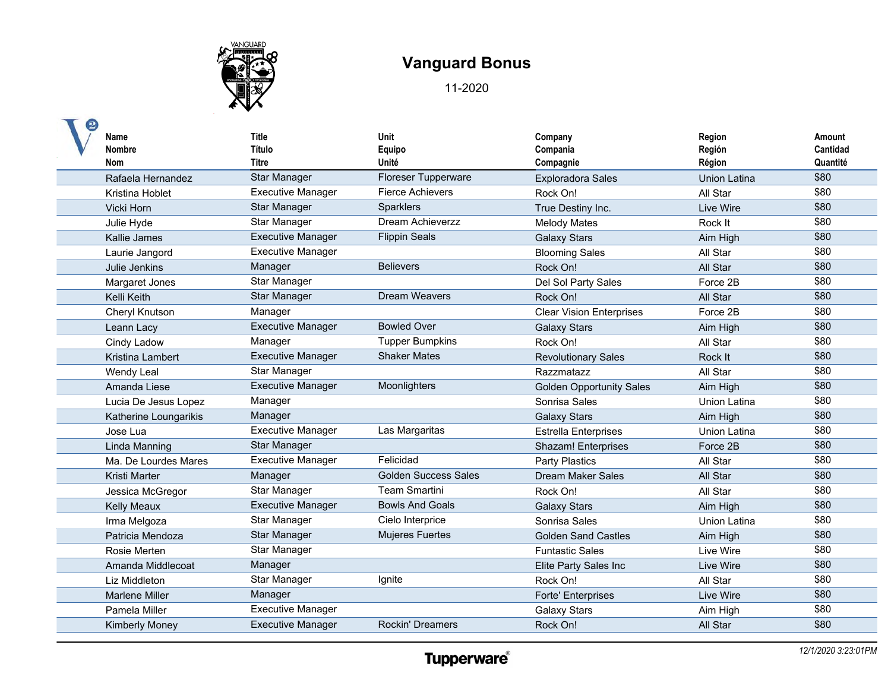# Vanguard Bonus

11-2020

| Name<br>Nombre<br>Nom | Title<br>Título<br>Titre | Unit<br>Equipo<br>Unité | Company<br>Compania<br>Compagnie | Region<br>Región<br>Région | Amount<br>Cantidad<br>Quantité |
|---|---|---|---|---|---|
| Rafaela Hernandez | Star Manager | Floreser Tupperware | Exploradora Sales | Union Latina | $80 |
| Kristina Hoblet | Executive Manager | Fierce Achievers | Rock On! | All Star | $80 |
| Vicki Horn | Star Manager | Sparklers | True Destiny Inc. | Live Wire | $80 |
| Julie Hyde | Star Manager | Dream Achieverzz | Melody Mates | Rock It | $80 |
| Kallie James | Executive Manager | Flippin Seals | Galaxy Stars | Aim High | $80 |
| Laurie Jangord | Executive Manager | | Blooming Sales | All Star | $80 |
| Julie Jenkins | Manager | Believers | Rock On! | All Star | $80 |
| Margaret Jones | Star Manager | | Del Sol Party Sales | Force 2B | $80 |
| Kelli Keith | Star Manager | Dream Weavers | Rock On! | All Star | $80 |
| Cheryl Knutson | Manager | | Clear Vision Enterprises | Force 2B | $80 |
| Leann Lacy | Executive Manager | Bowled Over | Galaxy Stars | Aim High | $80 |
| Cindy Ladow | Manager | Tupper Bumpkins | Rock On! | All Star | $80 |
| Kristina Lambert | Executive Manager | Shaker Mates | Revolutionary Sales | Rock It | $80 |
| Wendy Leal | Star Manager | | Razzmatazz | All Star | $80 |
| Amanda Liese | Executive Manager | Moonlighters | Golden Opportunity Sales | Aim High | $80 |
| Lucia De Jesus Lopez | Manager | | Sonrisa Sales | Union Latina | $80 |
| Katherine Loungarikis | Manager | | Galaxy Stars | Aim High | $80 |
| Jose Lua | Executive Manager | Las Margaritas | Estrella Enterprises | Union Latina | $80 |
| Linda Manning | Star Manager | | Shazam! Enterprises | Force 2B | $80 |
| Ma. De Lourdes Mares | Executive Manager | Felicidad | Party Plastics | All Star | $80 |
| Kristi Marter | Manager | Golden Success Sales | Dream Maker Sales | All Star | $80 |
| Jessica McGregor | Star Manager | Team Smartini | Rock On! | All Star | $80 |
| Kelly Meaux | Executive Manager | Bowls And Goals | Galaxy Stars | Aim High | $80 |
| Irma Melgoza | Star Manager | Cielo Interprice | Sonrisa Sales | Union Latina | $80 |
| Patricia Mendoza | Star Manager | Mujeres Fuertes | Golden Sand Castles | Aim High | $80 |
| Rosie Merten | Star Manager | | Funtastic Sales | Live Wire | $80 |
| Amanda Middlecoat | Manager | | Elite Party Sales Inc | Live Wire | $80 |
| Liz Middleton | Star Manager | Ignite | Rock On! | All Star | $80 |
| Marlene Miller | Manager | | Forte' Enterprises | Live Wire | $80 |
| Pamela Miller | Executive Manager | | Galaxy Stars | Aim High | $80 |
| Kimberly Money | Executive Manager | Rockin' Dreamers | Rock On! | All Star | $80 |

Tupperware®

*12/1/2020 3:23:01PM*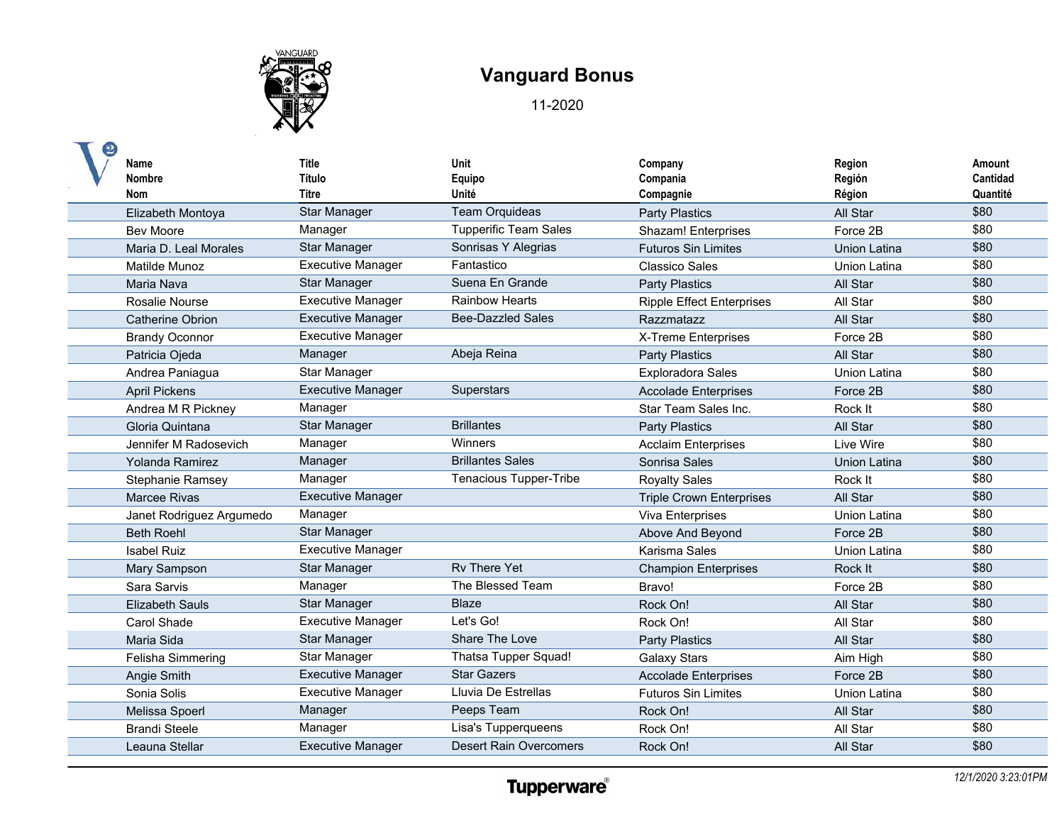# Vanguard Bonus

11-2020

| Name<br>Nombre<br>Nom | Title<br>Título<br>Titre | Unit<br>Equipo<br>Unité | Company<br>Compania<br>Compagnie | Region<br>Región<br>Région | Amount<br>Cantidad<br>Quantité |
|---|---|---|---|---|---|
| Elizabeth Montoya | Star Manager | Team Orquideas | Party Plastics | All Star | $80 |
| Bev Moore | Manager | Tupperific Team Sales | Shazam! Enterprises | Force 2B | $80 |
| Maria D. Leal Morales | Star Manager | Sonrisas Y Alegrias | Futuros Sin Limites | Union Latina | $80 |
| Matilde Munoz | Executive Manager | Fantastico | Classico Sales | Union Latina | $80 |
| Maria Nava | Star Manager | Suena En Grande | Party Plastics | All Star | $80 |
| Rosalie Nourse | Executive Manager | Rainbow Hearts | Ripple Effect Enterprises | All Star | $80 |
| Catherine Obrion | Executive Manager | Bee-Dazzled Sales | Razzmatazz | All Star | $80 |
| Brandy Oconnor | Executive Manager | | X-Treme Enterprises | Force 2B | $80 |
| Patricia Ojeda | Manager | Abeja Reina | Party Plastics | All Star | $80 |
| Andrea Paniagua | Star Manager | | Exploradora Sales | Union Latina | $80 |
| April Pickens | Executive Manager | Superstars | Accolade Enterprises | Force 2B | $80 |
| Andrea M R Pickney | Manager | | Star Team Sales Inc. | Rock It | $80 |
| Gloria Quintana | Star Manager | Brillantes | Party Plastics | All Star | $80 |
| Jennifer M Radosevich | Manager | Winners | Acclaim Enterprises | Live Wire | $80 |
| Yolanda Ramirez | Manager | Brillantes Sales | Sonrisa Sales | Union Latina | $80 |
| Stephanie Ramsey | Manager | Tenacious Tupper-Tribe | Royalty Sales | Rock It | $80 |
| Marcee Rivas | Executive Manager | | Triple Crown Enterprises | All Star | $80 |
| Janet Rodriguez Argumedo | Manager | | Viva Enterprises | Union Latina | $80 |
| Beth Roehl | Star Manager | | Above And Beyond | Force 2B | $80 |
| Isabel Ruiz | Executive Manager | | Karisma Sales | Union Latina | $80 |
| Mary Sampson | Star Manager | Rv There Yet | Champion Enterprises | Rock It | $80 |
| Sara Sarvis | Manager | The Blessed Team | Bravo! | Force 2B | $80 |
| Elizabeth Sauls | Star Manager | Blaze | Rock On! | All Star | $80 |
| Carol Shade | Executive Manager | Let's Go! | Rock On! | All Star | $80 |
| Maria Sida | Star Manager | Share The Love | Party Plastics | All Star | $80 |
| Felisha Simmering | Star Manager | Thatsa Tupper Squad! | Galaxy Stars | Aim High | $80 |
| Angie Smith | Executive Manager | Star Gazers | Accolade Enterprises | Force 2B | $80 |
| Sonia Solis | Executive Manager | Lluvia De Estrellas | Futuros Sin Limites | Union Latina | $80 |
| Melissa Spoerl | Manager | Peeps Team | Rock On! | All Star | $80 |
| Brandi Steele | Manager | Lisa's Tupperqueens | Rock On! | All Star | $80 |
| Leauna Stellar | Executive Manager | Desert Rain Overcomers | Rock On! | All Star | $80 |

Tupperware®

*12/1/2020 3:23:01PM*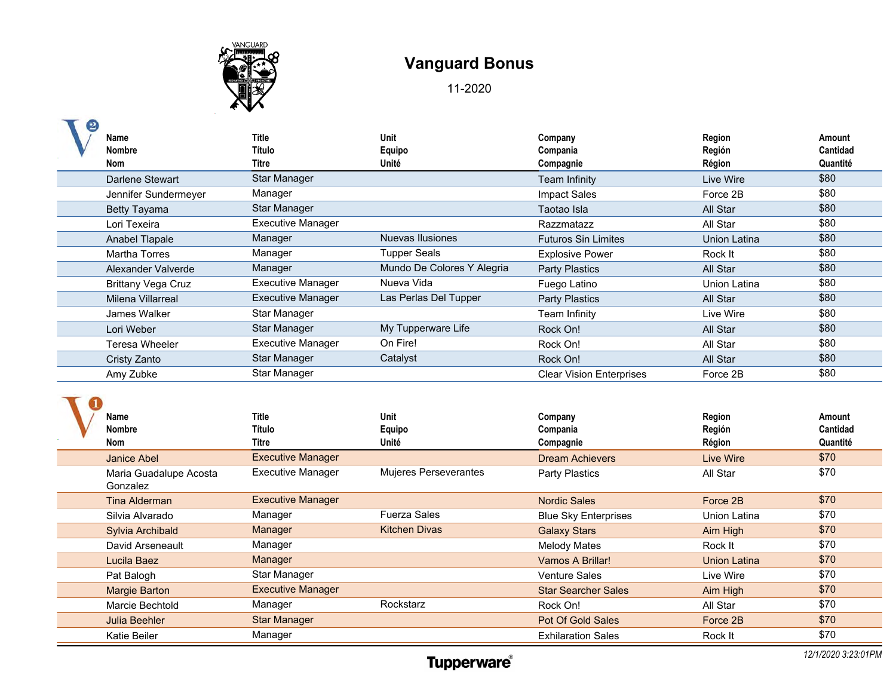# Vanguard Bonus

11-2020

V2

| Name<br>Nombre<br>Nom | Title<br>Título<br>Titre | Unit<br>Equipo<br>Unité | Company<br>Compania<br>Compagnie | Region<br>Región<br>Région | Amount<br>Cantidad<br>Quantité |
|---|---|---|---|---|---|
| Darlene Stewart | Star Manager | | Team Infinity | Live Wire | $80 |
| Jennifer Sundermeyer | Manager | | Impact Sales | Force 2B | $80 |
| Betty Tayama | Star Manager | | Taotao Isla | All Star | $80 |
| Lori Texeira | Executive Manager | | Razzmatazz | All Star | $80 |
| Anabel Tlapale | Manager | Nuevas Ilusiones | Futuros Sin Limites | Union Latina | $80 |
| Martha Torres | Manager | Tupper Seals | Explosive Power | Rock It | $80 |
| Alexander Valverde | Manager | Mundo De Colores Y Alegria | Party Plastics | All Star | $80 |
| Brittany Vega Cruz | Executive Manager | Nueva Vida | Fuego Latino | Union Latina | $80 |
| Milena Villarreal | Executive Manager | Las Perlas Del Tupper | Party Plastics | All Star | $80 |
| James Walker | Star Manager | | Team Infinity | Live Wire | $80 |
| Lori Weber | Star Manager | My Tupperware Life | Rock On! | All Star | $80 |
| Teresa Wheeler | Executive Manager | On Fire! | Rock On! | All Star | $80 |
| Cristy Zanto | Star Manager | Catalyst | Rock On! | All Star | $80 |
| Amy Zubke | Star Manager | | Clear Vision Enterprises | Force 2B | $80 |

V1

| Name<br>Nombre<br>Nom | Title<br>Título<br>Titre | Unit<br>Equipo<br>Unité | Company<br>Compania<br>Compagnie | Region<br>Región<br>Région | Amount<br>Cantidad<br>Quantité |
|---|---|---|---|---|---|
| Janice Abel | Executive Manager | | Dream Achievers | Live Wire | $70 |
| Maria Guadalupe Acosta Gonzalez | Executive Manager | Mujeres Perseverantes | Party Plastics | All Star | $70 |
| Tina Alderman | Executive Manager | | Nordic Sales | Force 2B | $70 |
| Silvia Alvarado | Manager | Fuerza Sales | Blue Sky Enterprises | Union Latina | $70 |
| Sylvia Archibald | Manager | Kitchen Divas | Galaxy Stars | Aim High | $70 |
| David Arseneault | Manager | | Melody Mates | Rock It | $70 |
| Lucila Baez | Manager | | Vamos A Brillar! | Union Latina | $70 |
| Pat Balogh | Star Manager | | Venture Sales | Live Wire | $70 |
| Margie Barton | Executive Manager | | Star Searcher Sales | Aim High | $70 |
| Marcie Bechtold | Manager | Rockstarz | Rock On! | All Star | $70 |
| Julia Beehler | Star Manager | | Pot Of Gold Sales | Force 2B | $70 |
| Katie Beiler | Manager | | Exhilaration Sales | Rock It | $70 |

Tupperware®

12/1/2020 3:23:01PM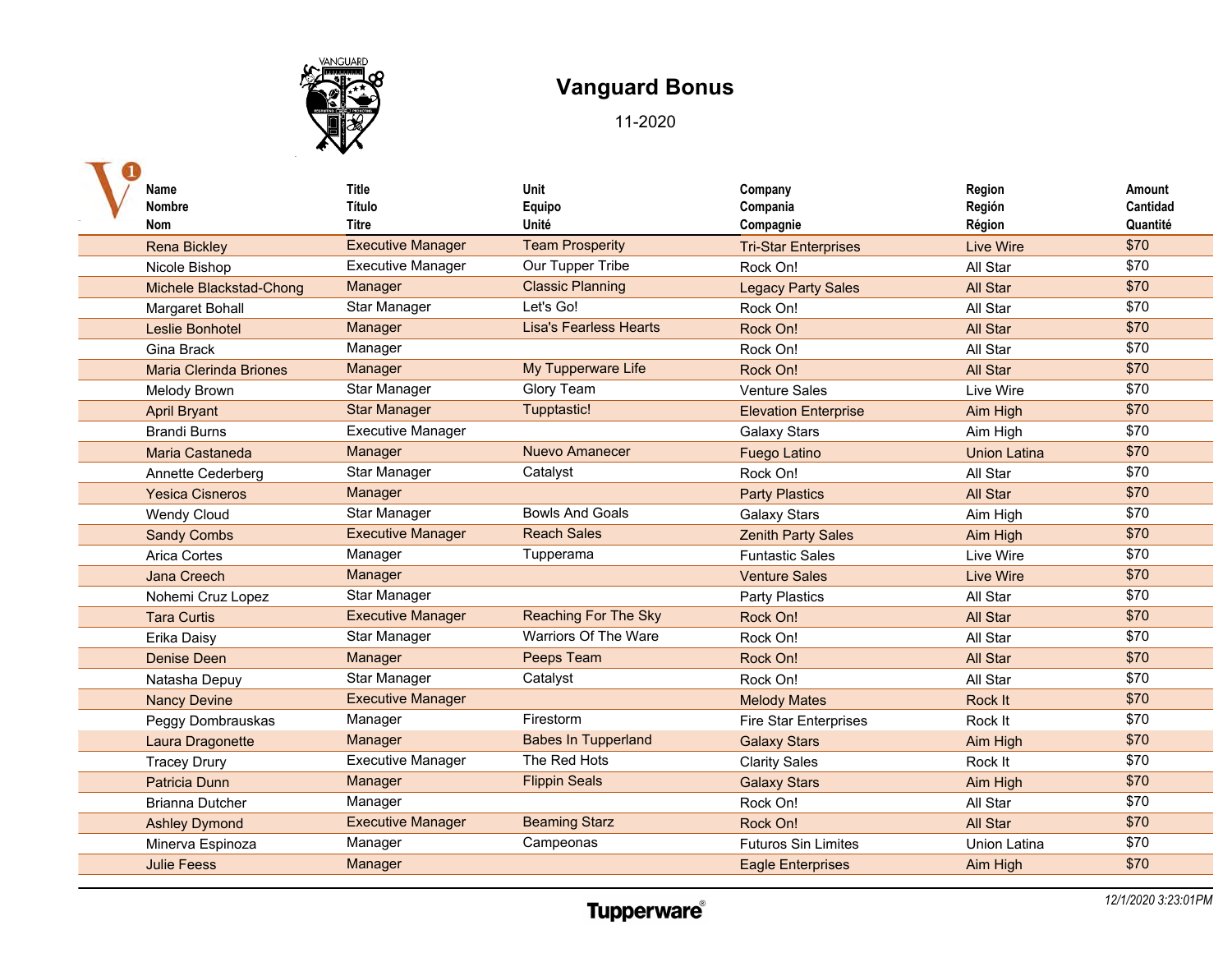# Vanguard Bonus

11-2020

| Name<br>Nombre<br>Nom | Title<br>Título<br>Titre | Unit<br>Equipo<br>Unité | Company<br>Compania<br>Compagnie | Region<br>Región<br>Région | Amount<br>Cantidad<br>Quantité |
|---|---|---|---|---|---|
| Rena Bickley | Executive Manager | Team Prosperity | Tri-Star Enterprises | Live Wire | $70 |
| Nicole Bishop | Executive Manager | Our Tupper Tribe | Rock On! | All Star | $70 |
| Michele Blackstad-Chong | Manager | Classic Planning | Legacy Party Sales | All Star | $70 |
| Margaret Bohall | Star Manager | Let's Go! | Rock On! | All Star | $70 |
| Leslie Bonhotel | Manager | Lisa's Fearless Hearts | Rock On! | All Star | $70 |
| Gina Brack | Manager | | Rock On! | All Star | $70 |
| Maria Clerinda Briones | Manager | My Tupperware Life | Rock On! | All Star | $70 |
| Melody Brown | Star Manager | Glory Team | Venture Sales | Live Wire | $70 |
| April Bryant | Star Manager | Tupptastic! | Elevation Enterprise | Aim High | $70 |
| Brandi Burns | Executive Manager | | Galaxy Stars | Aim High | $70 |
| Maria Castaneda | Manager | Nuevo Amanecer | Fuego Latino | Union Latina | $70 |
| Annette Cederberg | Star Manager | Catalyst | Rock On! | All Star | $70 |
| Yesica Cisneros | Manager | | Party Plastics | All Star | $70 |
| Wendy Cloud | Star Manager | Bowls And Goals | Galaxy Stars | Aim High | $70 |
| Sandy Combs | Executive Manager | Reach Sales | Zenith Party Sales | Aim High | $70 |
| Arica Cortes | Manager | Tupperama | Funtastic Sales | Live Wire | $70 |
| Jana Creech | Manager | | Venture Sales | Live Wire | $70 |
| Nohemi Cruz Lopez | Star Manager | | Party Plastics | All Star | $70 |
| Tara Curtis | Executive Manager | Reaching For The Sky | Rock On! | All Star | $70 |
| Erika Daisy | Star Manager | Warriors Of The Ware | Rock On! | All Star | $70 |
| Denise Deen | Manager | Peeps Team | Rock On! | All Star | $70 |
| Natasha Depuy | Star Manager | Catalyst | Rock On! | All Star | $70 |
| Nancy Devine | Executive Manager | | Melody Mates | Rock It | $70 |
| Peggy Dombrauskas | Manager | Firestorm | Fire Star Enterprises | Rock It | $70 |
| Laura Dragonette | Manager | Babes In Tupperland | Galaxy Stars | Aim High | $70 |
| Tracey Drury | Executive Manager | The Red Hots | Clarity Sales | Rock It | $70 |
| Patricia Dunn | Manager | Flippin Seals | Galaxy Stars | Aim High | $70 |
| Brianna Dutcher | Manager | | Rock On! | All Star | $70 |
| Ashley Dymond | Executive Manager | Beaming Starz | Rock On! | All Star | $70 |
| Minerva Espinoza | Manager | Campeonas | Futuros Sin Limites | Union Latina | $70 |
| Julie Feess | Manager | | Eagle Enterprises | Aim High | $70 |

Tupperware®

*12/1/2020 3:23:01PM*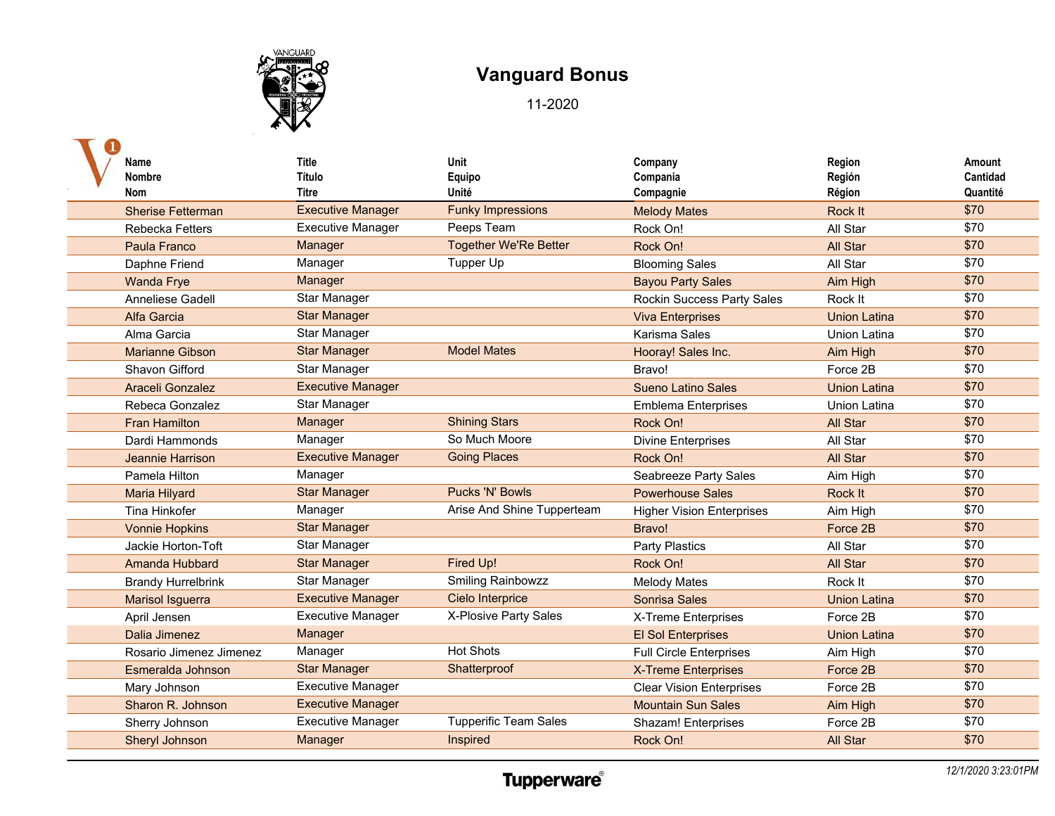# Vanguard Bonus

11-2020

| Name<br>Nombre<br>Nom | Title<br>Título<br>Titre | Unit<br>Equipo<br>Unité | Company<br>Compania<br>Compagnie | Region<br>Región<br>Région | Amount<br>Cantidad<br>Quantité |
|---|---|---|---|---|---|
| Sherise Fetterman | Executive Manager | Funky Impressions | Melody Mates | Rock It | $70 |
| Rebecka Fetters | Executive Manager | Peeps Team | Rock On! | All Star | $70 |
| Paula Franco | Manager | Together We'Re Better | Rock On! | All Star | $70 |
| Daphne Friend | Manager | Tupper Up | Blooming Sales | All Star | $70 |
| Wanda Frye | Manager | | Bayou Party Sales | Aim High | $70 |
| Anneliese Gadell | Star Manager | | Rockin Success Party Sales | Rock It | $70 |
| Alfa Garcia | Star Manager | | Viva Enterprises | Union Latina | $70 |
| Alma Garcia | Star Manager | | Karisma Sales | Union Latina | $70 |
| Marianne Gibson | Star Manager | Model Mates | Hooray! Sales Inc. | Aim High | $70 |
| Shavon Gifford | Star Manager | | Bravo! | Force 2B | $70 |
| Araceli Gonzalez | Executive Manager | | Sueno Latino Sales | Union Latina | $70 |
| Rebeca Gonzalez | Star Manager | | Emblema Enterprises | Union Latina | $70 |
| Fran Hamilton | Manager | Shining Stars | Rock On! | All Star | $70 |
| Dardi Hammonds | Manager | So Much Moore | Divine Enterprises | All Star | $70 |
| Jeannie Harrison | Executive Manager | Going Places | Rock On! | All Star | $70 |
| Pamela Hilton | Manager | | Seabreeze Party Sales | Aim High | $70 |
| Maria Hilyard | Star Manager | Pucks 'N' Bowls | Powerhouse Sales | Rock It | $70 |
| Tina Hinkofer | Manager | Arise And Shine Tupperteam | Higher Vision Enterprises | Aim High | $70 |
| Vonnie Hopkins | Star Manager | | Bravo! | Force 2B | $70 |
| Jackie Horton-Toft | Star Manager | | Party Plastics | All Star | $70 |
| Amanda Hubbard | Star Manager | Fired Up! | Rock On! | All Star | $70 |
| Brandy Hurrelbrink | Star Manager | Smiling Rainbowzz | Melody Mates | Rock It | $70 |
| Marisol Isguerra | Executive Manager | Cielo Interprice | Sonrisa Sales | Union Latina | $70 |
| April Jensen | Executive Manager | X-Plosive Party Sales | X-Treme Enterprises | Force 2B | $70 |
| Dalia Jimenez | Manager | | El Sol Enterprises | Union Latina | $70 |
| Rosario Jimenez Jimenez | Manager | Hot Shots | Full Circle Enterprises | Aim High | $70 |
| Esmeralda Johnson | Star Manager | Shatterproof | X-Treme Enterprises | Force 2B | $70 |
| Mary Johnson | Executive Manager | | Clear Vision Enterprises | Force 2B | $70 |
| Sharon R. Johnson | Executive Manager | | Mountain Sun Sales | Aim High | $70 |
| Sherry Johnson | Executive Manager | Tupperific Team Sales | Shazam! Enterprises | Force 2B | $70 |
| Sheryl Johnson | Manager | Inspired | Rock On! | All Star | $70 |

Tupperware®

*12/1/2020 3:23:01PM*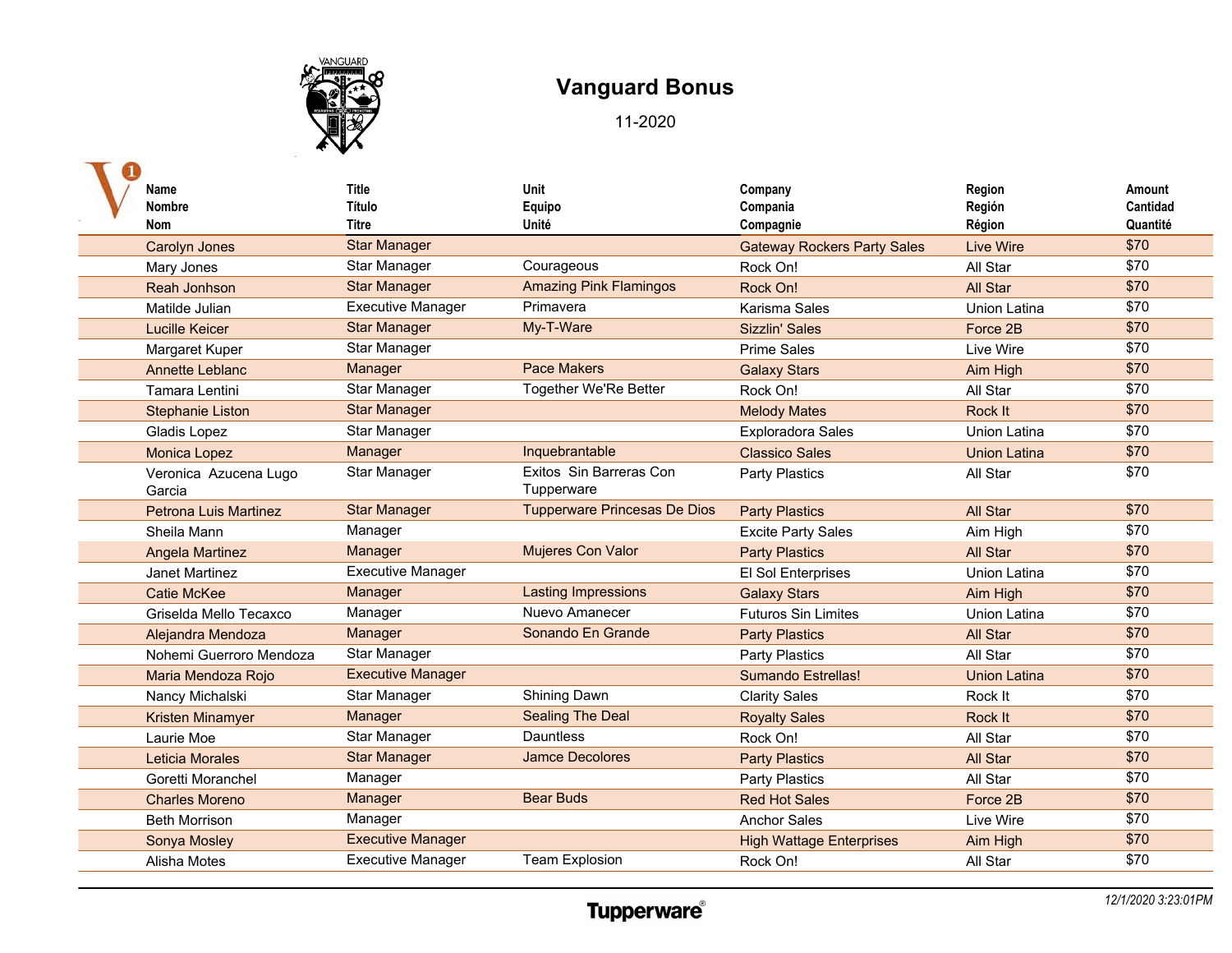# Vanguard Bonus

11-2020

| Name<br>Nombre<br>Nom | Title<br>Título<br>Titre | Unit<br>Equipo<br>Unité | Company<br>Compania<br>Compagnie | Region<br>Región<br>Région | Amount<br>Cantidad<br>Quantité |
|---|---|---|---|---|---|
| Carolyn Jones | Star Manager | | Gateway Rockers Party Sales | Live Wire | $70 |
| Mary Jones | Star Manager | Courageous | Rock On! | All Star | $70 |
| Reah Jonhson | Star Manager | Amazing Pink Flamingos | Rock On! | All Star | $70 |
| Matilde Julian | Executive Manager | Primavera | Karisma Sales | Union Latina | $70 |
| Lucille Keicer | Star Manager | My-T-Ware | Sizzlin' Sales | Force 2B | $70 |
| Margaret Kuper | Star Manager | | Prime Sales | Live Wire | $70 |
| Annette Leblanc | Manager | Pace Makers | Galaxy Stars | Aim High | $70 |
| Tamara Lentini | Star Manager | Together We'Re Better | Rock On! | All Star | $70 |
| Stephanie Liston | Star Manager | | Melody Mates | Rock It | $70 |
| Gladis Lopez | Star Manager | | Exploradora Sales | Union Latina | $70 |
| Monica Lopez | Manager | Inquebrantable | Classico Sales | Union Latina | $70 |
| Veronica Azucena Lugo Garcia | Star Manager | Exitos Sin Barreras Con Tupperware | Party Plastics | All Star | $70 |
| Petrona Luis Martinez | Star Manager | Tupperware Princesas De Dios | Party Plastics | All Star | $70 |
| Sheila Mann | Manager | | Excite Party Sales | Aim High | $70 |
| Angela Martinez | Manager | Mujeres Con Valor | Party Plastics | All Star | $70 |
| Janet Martinez | Executive Manager | | El Sol Enterprises | Union Latina | $70 |
| Catie McKee | Manager | Lasting Impressions | Galaxy Stars | Aim High | $70 |
| Griselda Mello Tecaxco | Manager | Nuevo Amanecer | Futuros Sin Limites | Union Latina | $70 |
| Alejandra Mendoza | Manager | Sonando En Grande | Party Plastics | All Star | $70 |
| Nohemi Guerroro Mendoza | Star Manager | | Party Plastics | All Star | $70 |
| Maria Mendoza Rojo | Executive Manager | | Sumando Estrellas! | Union Latina | $70 |
| Nancy Michalski | Star Manager | Shining Dawn | Clarity Sales | Rock It | $70 |
| Kristen Minamyer | Manager | Sealing The Deal | Royalty Sales | Rock It | $70 |
| Laurie Moe | Star Manager | Dauntless | Rock On! | All Star | $70 |
| Leticia Morales | Star Manager | Jamce Decolores | Party Plastics | All Star | $70 |
| Goretti Moranchel | Manager | | Party Plastics | All Star | $70 |
| Charles Moreno | Manager | Bear Buds | Red Hot Sales | Force 2B | $70 |
| Beth Morrison | Manager | | Anchor Sales | Live Wire | $70 |
| Sonya Mosley | Executive Manager | | High Wattage Enterprises | Aim High | $70 |
| Alisha Motes | Executive Manager | Team Explosion | Rock On! | All Star | $70 |

Tupperware®

*12/1/2020 3:23:01PM*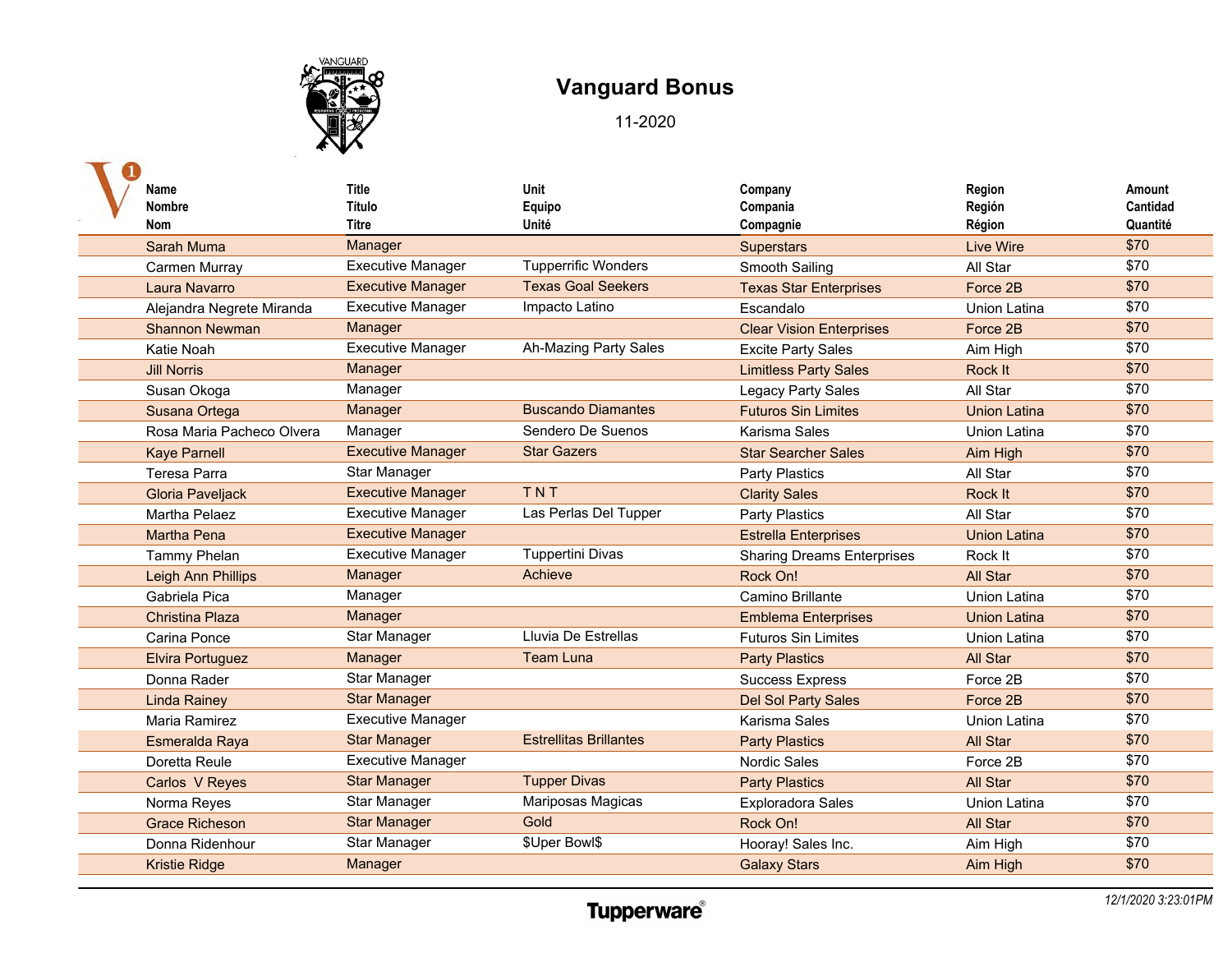# Vanguard Bonus

11-2020

| Name<br>Nombre<br>Nom | Title<br>Título<br>Titre | Unit<br>Equipo<br>Unité | Company<br>Compania<br>Compagnie | Region<br>Región<br>Région | Amount<br>Cantidad<br>Quantité |
|---|---|---|---|---|---|
| Sarah Muma | Manager | | Superstars | Live Wire | $70 |
| Carmen Murray | Executive Manager | Tupperrific Wonders | Smooth Sailing | All Star | $70 |
| Laura Navarro | Executive Manager | Texas Goal Seekers | Texas Star Enterprises | Force 2B | $70 |
| Alejandra Negrete Miranda | Executive Manager | Impacto Latino | Escandalo | Union Latina | $70 |
| Shannon Newman | Manager | | Clear Vision Enterprises | Force 2B | $70 |
| Katie Noah | Executive Manager | Ah-Mazing Party Sales | Excite Party Sales | Aim High | $70 |
| Jill Norris | Manager | | Limitless Party Sales | Rock It | $70 |
| Susan Okoga | Manager | | Legacy Party Sales | All Star | $70 |
| Susana Ortega | Manager | Buscando Diamantes | Futuros Sin Limites | Union Latina | $70 |
| Rosa Maria Pacheco Olvera | Manager | Sendero De Suenos | Karisma Sales | Union Latina | $70 |
| Kaye Parnell | Executive Manager | Star Gazers | Star Searcher Sales | Aim High | $70 |
| Teresa Parra | Star Manager | | Party Plastics | All Star | $70 |
| Gloria Paveljack | Executive Manager | T N T | Clarity Sales | Rock It | $70 |
| Martha Pelaez | Executive Manager | Las Perlas Del Tupper | Party Plastics | All Star | $70 |
| Martha Pena | Executive Manager | | Estrella Enterprises | Union Latina | $70 |
| Tammy Phelan | Executive Manager | Tuppertini Divas | Sharing Dreams Enterprises | Rock It | $70 |
| Leigh Ann Phillips | Manager | Achieve | Rock On! | All Star | $70 |
| Gabriela Pica | Manager | | Camino Brillante | Union Latina | $70 |
| Christina Plaza | Manager | | Emblema Enterprises | Union Latina | $70 |
| Carina Ponce | Star Manager | Lluvia De Estrellas | Futuros Sin Limites | Union Latina | $70 |
| Elvira Portuguez | Manager | Team Luna | Party Plastics | All Star | $70 |
| Donna Rader | Star Manager | | Success Express | Force 2B | $70 |
| Linda Rainey | Star Manager | | Del Sol Party Sales | Force 2B | $70 |
| Maria Ramirez | Executive Manager | | Karisma Sales | Union Latina | $70 |
| Esmeralda Raya | Star Manager | Estrellitas Brillantes | Party Plastics | All Star | $70 |
| Doretta Reule | Executive Manager | | Nordic Sales | Force 2B | $70 |
| Carlos V Reyes | Star Manager | Tupper Divas | Party Plastics | All Star | $70 |
| Norma Reyes | Star Manager | Mariposas Magicas | Exploradora Sales | Union Latina | $70 |
| Grace Richeson | Star Manager | Gold | Rock On! | All Star | $70 |
| Donna Ridenhour | Star Manager | $Uper Bowl$ | Hooray! Sales Inc. | Aim High | $70 |
| Kristie Ridge | Manager | | Galaxy Stars | Aim High | $70 |

*12/1/2020 3:23:01PM*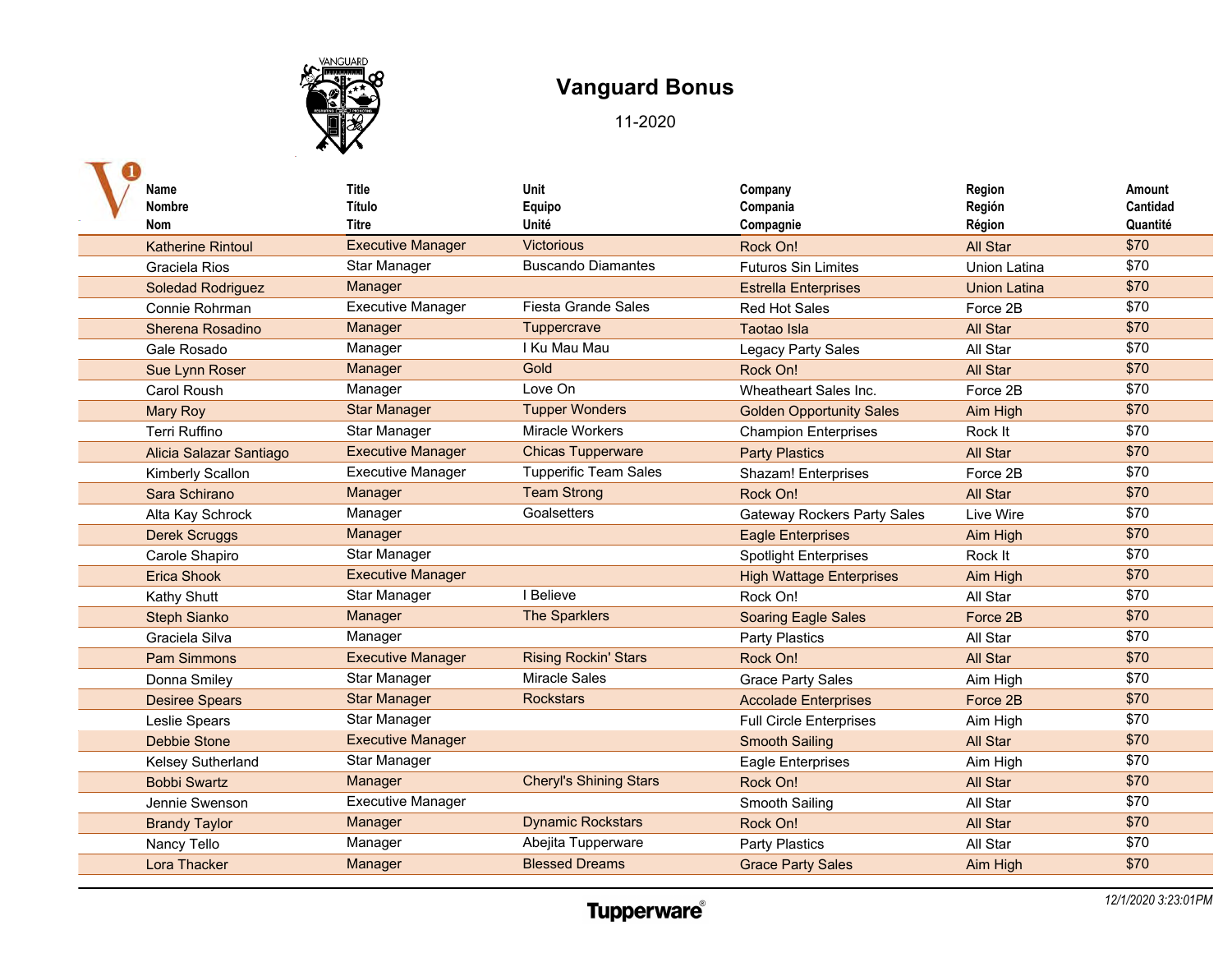# Vanguard Bonus

11-2020

| Name<br>Nombre<br>Nom | Title<br>Título<br>Titre | Unit<br>Equipo<br>Unité | Company<br>Compania<br>Compagnie | Region<br>Región<br>Région | Amount<br>Cantidad<br>Quantité |
|---|---|---|---|---|---|
| Katherine Rintoul | Executive Manager | Victorious | Rock On! | All Star | $70 |
| Graciela Rios | Star Manager | Buscando Diamantes | Futuros Sin Limites | Union Latina | $70 |
| Soledad Rodriguez | Manager | | Estrella Enterprises | Union Latina | $70 |
| Connie Rohrman | Executive Manager | Fiesta Grande Sales | Red Hot Sales | Force 2B | $70 |
| Sherena Rosadino | Manager | Tuppercrave | Taotao Isla | All Star | $70 |
| Gale Rosado | Manager | I Ku Mau Mau | Legacy Party Sales | All Star | $70 |
| Sue Lynn Roser | Manager | Gold | Rock On! | All Star | $70 |
| Carol Roush | Manager | Love On | Wheatheart Sales Inc. | Force 2B | $70 |
| Mary Roy | Star Manager | Tupper Wonders | Golden Opportunity Sales | Aim High | $70 |
| Terri Ruffino | Star Manager | Miracle Workers | Champion Enterprises | Rock It | $70 |
| Alicia Salazar Santiago | Executive Manager | Chicas Tupperware | Party Plastics | All Star | $70 |
| Kimberly Scallon | Executive Manager | Tupperific Team Sales | Shazam! Enterprises | Force 2B | $70 |
| Sara Schirano | Manager | Team Strong | Rock On! | All Star | $70 |
| Alta Kay Schrock | Manager | Goalsetters | Gateway Rockers Party Sales | Live Wire | $70 |
| Derek Scruggs | Manager | | Eagle Enterprises | Aim High | $70 |
| Carole Shapiro | Star Manager | | Spotlight Enterprises | Rock It | $70 |
| Erica Shook | Executive Manager | | High Wattage Enterprises | Aim High | $70 |
| Kathy Shutt | Star Manager | I Believe | Rock On! | All Star | $70 |
| Steph Sianko | Manager | The Sparklers | Soaring Eagle Sales | Force 2B | $70 |
| Graciela Silva | Manager | | Party Plastics | All Star | $70 |
| Pam Simmons | Executive Manager | Rising Rockin' Stars | Rock On! | All Star | $70 |
| Donna Smiley | Star Manager | Miracle Sales | Grace Party Sales | Aim High | $70 |
| Desiree Spears | Star Manager | Rockstars | Accolade Enterprises | Force 2B | $70 |
| Leslie Spears | Star Manager | | Full Circle Enterprises | Aim High | $70 |
| Debbie Stone | Executive Manager | | Smooth Sailing | All Star | $70 |
| Kelsey Sutherland | Star Manager | | Eagle Enterprises | Aim High | $70 |
| Bobbi Swartz | Manager | Cheryl's Shining Stars | Rock On! | All Star | $70 |
| Jennie Swenson | Executive Manager | | Smooth Sailing | All Star | $70 |
| Brandy Taylor | Manager | Dynamic Rockstars | Rock On! | All Star | $70 |
| Nancy Tello | Manager | Abejita Tupperware | Party Plastics | All Star | $70 |
| Lora Thacker | Manager | Blessed Dreams | Grace Party Sales | Aim High | $70 |

*12/1/2020 3:23:01PM*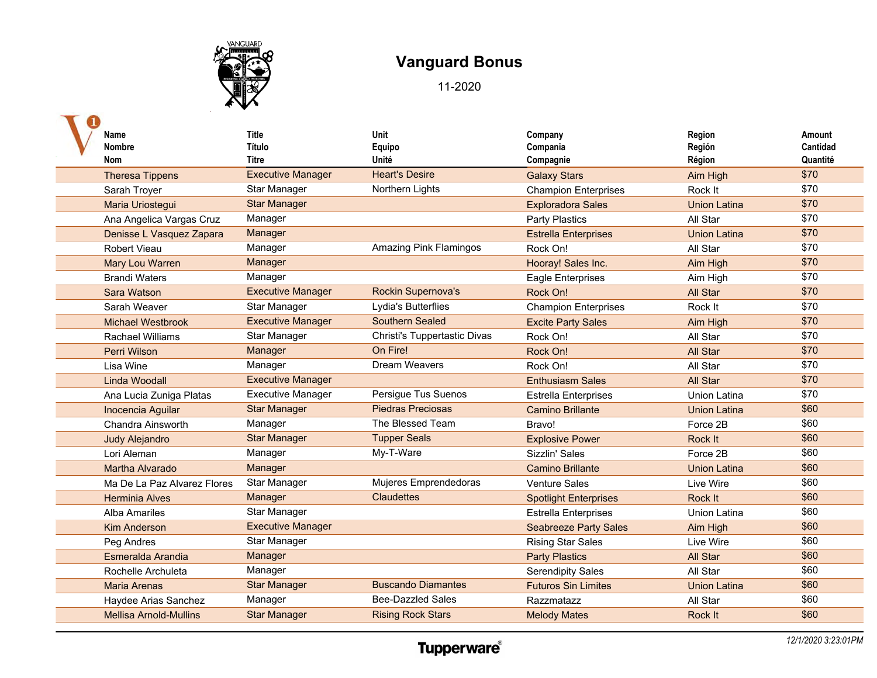# Vanguard Bonus

11-2020

| Name<br>Nombre<br>Nom | Title<br>Título<br>Titre | Unit<br>Equipo<br>Unité | Company<br>Compania<br>Compagnie | Region<br>Región<br>Région | Amount<br>Cantidad<br>Quantité |
|---|---|---|---|---|---|
| Theresa Tippens | Executive Manager | Heart's Desire | Galaxy Stars | Aim High | $70 |
| Sarah Troyer | Star Manager | Northern Lights | Champion Enterprises | Rock It | $70 |
| Maria Uriostegui | Star Manager | | Exploradora Sales | Union Latina | $70 |
| Ana Angelica Vargas Cruz | Manager | | Party Plastics | All Star | $70 |
| Denisse L Vasquez Zapara | Manager | | Estrella Enterprises | Union Latina | $70 |
| Robert Vieau | Manager | Amazing Pink Flamingos | Rock On! | All Star | $70 |
| Mary Lou Warren | Manager | | Hooray! Sales Inc. | Aim High | $70 |
| Brandi Waters | Manager | | Eagle Enterprises | Aim High | $70 |
| Sara Watson | Executive Manager | Rockin Supernova's | Rock On! | All Star | $70 |
| Sarah Weaver | Star Manager | Lydia's Butterflies | Champion Enterprises | Rock It | $70 |
| Michael Westbrook | Executive Manager | Southern Sealed | Excite Party Sales | Aim High | $70 |
| Rachael Williams | Star Manager | Christi's Tuppertastic Divas | Rock On! | All Star | $70 |
| Perri Wilson | Manager | On Fire! | Rock On! | All Star | $70 |
| Lisa Wine | Manager | Dream Weavers | Rock On! | All Star | $70 |
| Linda Woodall | Executive Manager | | Enthusiasm Sales | All Star | $70 |
| Ana Lucia Zuniga Platas | Executive Manager | Persigue Tus Suenos | Estrella Enterprises | Union Latina | $70 |
| Inocencia Aguilar | Star Manager | Piedras Preciosas | Camino Brillante | Union Latina | $60 |
| Chandra Ainsworth | Manager | The Blessed Team | Bravo! | Force 2B | $60 |
| Judy Alejandro | Star Manager | Tupper Seals | Explosive Power | Rock It | $60 |
| Lori Aleman | Manager | My-T-Ware | Sizzlin' Sales | Force 2B | $60 |
| Martha Alvarado | Manager | | Camino Brillante | Union Latina | $60 |
| Ma De La Paz Alvarez Flores | Star Manager | Mujeres Emprendedoras | Venture Sales | Live Wire | $60 |
| Herminia Alves | Manager | Claudettes | Spotlight Enterprises | Rock It | $60 |
| Alba Amariles | Star Manager | | Estrella Enterprises | Union Latina | $60 |
| Kim Anderson | Executive Manager | | Seabreeze Party Sales | Aim High | $60 |
| Peg Andres | Star Manager | | Rising Star Sales | Live Wire | $60 |
| Esmeralda Arandia | Manager | | Party Plastics | All Star | $60 |
| Rochelle Archuleta | Manager | | Serendipity Sales | All Star | $60 |
| Maria Arenas | Star Manager | Buscando Diamantes | Futuros Sin Limites | Union Latina | $60 |
| Haydee Arias Sanchez | Manager | Bee-Dazzled Sales | Razzmatazz | All Star | $60 |
| Mellisa Arnold-Mullins | Star Manager | Rising Rock Stars | Melody Mates | Rock It | $60 |

Tupperware®

*12/1/2020 3:23:01PM*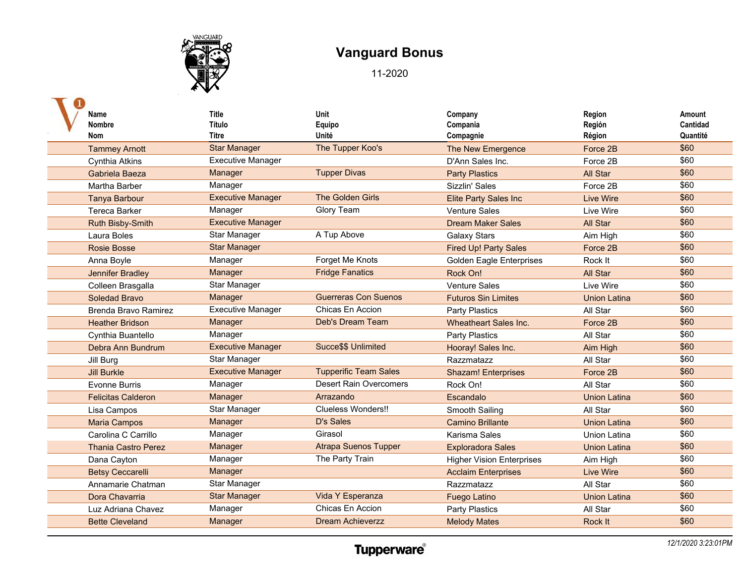# Vanguard Bonus

11-2020

| Name<br>Nombre<br>Nom | Title<br>Título<br>Titre | Unit<br>Equipo<br>Unité | Company<br>Compania<br>Compagnie | Region<br>Región<br>Région | Amount<br>Cantidad<br>Quantité |
|---|---|---|---|---|---|
| Tammey Arnott | Star Manager | The Tupper Koo's | The New Emergence | Force 2B | $60 |
| Cynthia Atkins | Executive Manager | | D'Ann Sales Inc. | Force 2B | $60 |
| Gabriela Baeza | Manager | Tupper Divas | Party Plastics | All Star | $60 |
| Martha Barber | Manager | | Sizzlin' Sales | Force 2B | $60 |
| Tanya Barbour | Executive Manager | The Golden Girls | Elite Party Sales Inc | Live Wire | $60 |
| Tereca Barker | Manager | Glory Team | Venture Sales | Live Wire | $60 |
| Ruth Bisby-Smith | Executive Manager | | Dream Maker Sales | All Star | $60 |
| Laura Boles | Star Manager | A Tup Above | Galaxy Stars | Aim High | $60 |
| Rosie Bosse | Star Manager | | Fired Up! Party Sales | Force 2B | $60 |
| Anna Boyle | Manager | Forget Me Knots | Golden Eagle Enterprises | Rock It | $60 |
| Jennifer Bradley | Manager | Fridge Fanatics | Rock On! | All Star | $60 |
| Colleen Brasgalla | Star Manager | | Venture Sales | Live Wire | $60 |
| Soledad Bravo | Manager | Guerreras Con Suenos | Futuros Sin Limites | Union Latina | $60 |
| Brenda Bravo Ramirez | Executive Manager | Chicas En Accion | Party Plastics | All Star | $60 |
| Heather Bridson | Manager | Deb's Dream Team | Wheatheart Sales Inc. | Force 2B | $60 |
| Cynthia Buantello | Manager | | Party Plastics | All Star | $60 |
| Debra Ann Bundrum | Executive Manager | Succe$$ Unlimited | Hooray! Sales Inc. | Aim High | $60 |
| Jill Burg | Star Manager | | Razzmatazz | All Star | $60 |
| Jill Burkle | Executive Manager | Tupperific Team Sales | Shazam! Enterprises | Force 2B | $60 |
| Evonne Burris | Manager | Desert Rain Overcomers | Rock On! | All Star | $60 |
| Felicitas Calderon | Manager | Arrazando | Escandalo | Union Latina | $60 |
| Lisa Campos | Star Manager | Clueless Wonders!! | Smooth Sailing | All Star | $60 |
| Maria Campos | Manager | D's Sales | Camino Brillante | Union Latina | $60 |
| Carolina C Carrillo | Manager | Girasol | Karisma Sales | Union Latina | $60 |
| Thania Castro Perez | Manager | Atrapa Suenos Tupper | Exploradora Sales | Union Latina | $60 |
| Dana Cayton | Manager | The Party Train | Higher Vision Enterprises | Aim High | $60 |
| Betsy Ceccarelli | Manager | | Acclaim Enterprises | Live Wire | $60 |
| Annamarie Chatman | Star Manager | | Razzmatazz | All Star | $60 |
| Dora Chavarria | Star Manager | Vida Y Esperanza | Fuego Latino | Union Latina | $60 |
| Luz Adriana Chavez | Manager | Chicas En Accion | Party Plastics | All Star | $60 |
| Bette Cleveland | Manager | Dream Achieverzz | Melody Mates | Rock It | $60 |

*12/1/2020 3:23:01PM*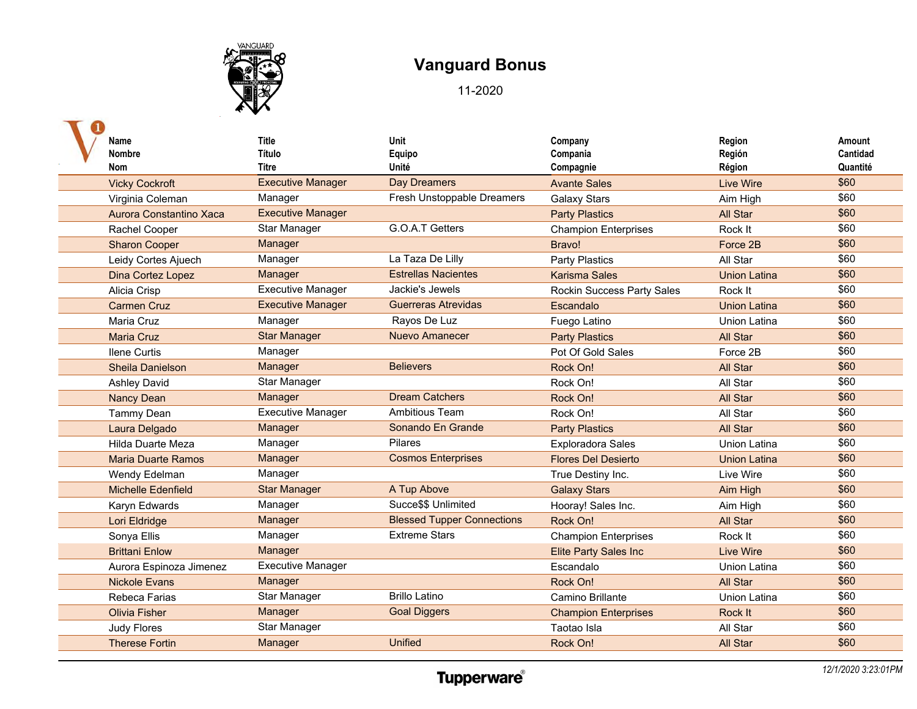# Vanguard Bonus

11-2020

| Name<br>Nombre<br>Nom | Title<br>Título<br>Titre | Unit<br>Equipo<br>Unité | Company<br>Compania<br>Compagnie | Region<br>Región<br>Région | Amount<br>Cantidad<br>Quantité |
|---|---|---|---|---|---|
| Vicky Cockroft | Executive Manager | Day Dreamers | Avante Sales | Live Wire | $60 |
| Virginia Coleman | Manager | Fresh Unstoppable Dreamers | Galaxy Stars | Aim High | $60 |
| Aurora Constantino Xaca | Executive Manager | | Party Plastics | All Star | $60 |
| Rachel Cooper | Star Manager | G.O.A.T Getters | Champion Enterprises | Rock It | $60 |
| Sharon Cooper | Manager | | Bravo! | Force 2B | $60 |
| Leidy Cortes Ajuech | Manager | La Taza De Lilly | Party Plastics | All Star | $60 |
| Dina Cortez Lopez | Manager | Estrellas Nacientes | Karisma Sales | Union Latina | $60 |
| Alicia Crisp | Executive Manager | Jackie's Jewels | Rockin Success Party Sales | Rock It | $60 |
| Carmen Cruz | Executive Manager | Guerreras Atrevidas | Escandalo | Union Latina | $60 |
| Maria Cruz | Manager | Rayos De Luz | Fuego Latino | Union Latina | $60 |
| Maria Cruz | Star Manager | Nuevo Amanecer | Party Plastics | All Star | $60 |
| Ilene Curtis | Manager | | Pot Of Gold Sales | Force 2B | $60 |
| Sheila Danielson | Manager | Believers | Rock On! | All Star | $60 |
| Ashley David | Star Manager | | Rock On! | All Star | $60 |
| Nancy Dean | Manager | Dream Catchers | Rock On! | All Star | $60 |
| Tammy Dean | Executive Manager | Ambitious Team | Rock On! | All Star | $60 |
| Laura Delgado | Manager | Sonando En Grande | Party Plastics | All Star | $60 |
| Hilda Duarte Meza | Manager | Pilares | Exploradora Sales | Union Latina | $60 |
| Maria Duarte Ramos | Manager | Cosmos Enterprises | Flores Del Desierto | Union Latina | $60 |
| Wendy Edelman | Manager | | True Destiny Inc. | Live Wire | $60 |
| Michelle Edenfield | Star Manager | A Tup Above | Galaxy Stars | Aim High | $60 |
| Karyn Edwards | Manager | Succe$$ Unlimited | Hooray! Sales Inc. | Aim High | $60 |
| Lori Eldridge | Manager | Blessed Tupper Connections | Rock On! | All Star | $60 |
| Sonya Ellis | Manager | Extreme Stars | Champion Enterprises | Rock It | $60 |
| Brittani Enlow | Manager | | Elite Party Sales Inc | Live Wire | $60 |
| Aurora Espinoza Jimenez | Executive Manager | | Escandalo | Union Latina | $60 |
| Nickole Evans | Manager | | Rock On! | All Star | $60 |
| Rebeca Farias | Star Manager | Brillo Latino | Camino Brillante | Union Latina | $60 |
| Olivia Fisher | Manager | Goal Diggers | Champion Enterprises | Rock It | $60 |
| Judy Flores | Star Manager | | Taotao Isla | All Star | $60 |
| Therese Fortin | Manager | Unified | Rock On! | All Star | $60 |

12/1/2020 3:23:01PM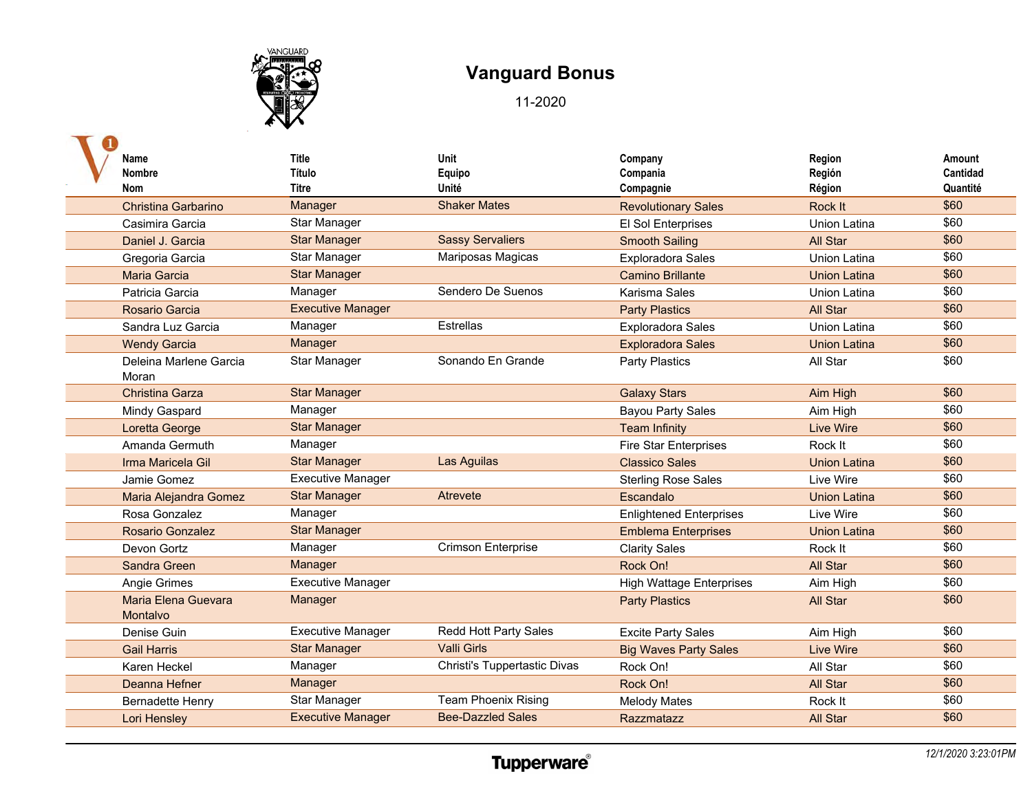# Vanguard Bonus

11-2020

| Name<br>Nombre<br>Nom | Title<br>Título<br>Titre | Unit<br>Equipo<br>Unité | Company<br>Compania<br>Compagnie | Region<br>Región<br>Région | Amount<br>Cantidad<br>Quantité |
|---|---|---|---|---|---|
| Christina Garbarino | Manager | Shaker Mates | Revolutionary Sales | Rock It | $60 |
| Casimira Garcia | Star Manager | | El Sol Enterprises | Union Latina | $60 |
| Daniel J. Garcia | Star Manager | Sassy Servaliers | Smooth Sailing | All Star | $60 |
| Gregoria Garcia | Star Manager | Mariposas Magicas | Exploradora Sales | Union Latina | $60 |
| Maria Garcia | Star Manager | | Camino Brillante | Union Latina | $60 |
| Patricia Garcia | Manager | Sendero De Suenos | Karisma Sales | Union Latina | $60 |
| Rosario Garcia | Executive Manager | | Party Plastics | All Star | $60 |
| Sandra Luz Garcia | Manager | Estrellas | Exploradora Sales | Union Latina | $60 |
| Wendy Garcia | Manager | | Exploradora Sales | Union Latina | $60 |
| Deleina Marlene Garcia Moran | Star Manager | Sonando En Grande | Party Plastics | All Star | $60 |
| Christina Garza | Star Manager | | Galaxy Stars | Aim High | $60 |
| Mindy Gaspard | Manager | | Bayou Party Sales | Aim High | $60 |
| Loretta George | Star Manager | | Team Infinity | Live Wire | $60 |
| Amanda Germuth | Manager | | Fire Star Enterprises | Rock It | $60 |
| Irma Maricela Gil | Star Manager | Las Aguilas | Classico Sales | Union Latina | $60 |
| Jamie Gomez | Executive Manager | | Sterling Rose Sales | Live Wire | $60 |
| Maria Alejandra Gomez | Star Manager | Atrevete | Escandalo | Union Latina | $60 |
| Rosa Gonzalez | Manager | | Enlightened Enterprises | Live Wire | $60 |
| Rosario Gonzalez | Star Manager | | Emblema Enterprises | Union Latina | $60 |
| Devon Gortz | Manager | Crimson Enterprise | Clarity Sales | Rock It | $60 |
| Sandra Green | Manager | | Rock On! | All Star | $60 |
| Angie Grimes | Executive Manager | | High Wattage Enterprises | Aim High | $60 |
| Maria Elena Guevara Montalvo | Manager | | Party Plastics | All Star | $60 |
| Denise Guin | Executive Manager | Redd Hott Party Sales | Excite Party Sales | Aim High | $60 |
| Gail Harris | Star Manager | Valli Girls | Big Waves Party Sales | Live Wire | $60 |
| Karen Heckel | Manager | Christi's Tuppertastic Divas | Rock On! | All Star | $60 |
| Deanna Hefner | Manager | | Rock On! | All Star | $60 |
| Bernadette Henry | Star Manager | Team Phoenix Rising | Melody Mates | Rock It | $60 |
| Lori Hensley | Executive Manager | Bee-Dazzled Sales | Razzmatazz | All Star | $60 |

12/1/2020 3:23:01PM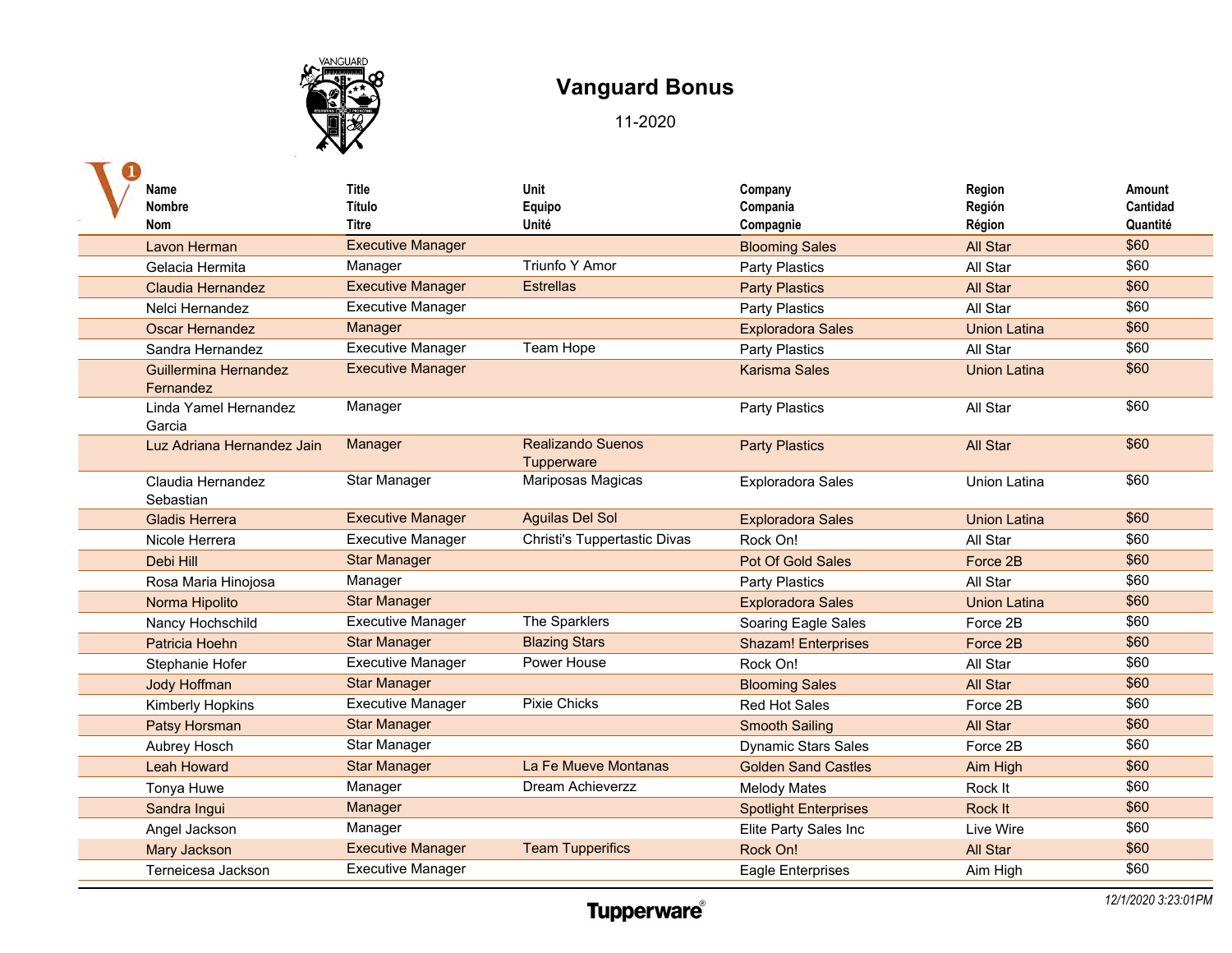# Vanguard Bonus

11-2020

| Name<br>Nombre<br>Nom | Title<br>Título<br>Titre | Unit<br>Equipo<br>Unité | Company<br>Compania<br>Compagnie | Region<br>Región<br>Région | Amount<br>Cantidad<br>Quantité |
|---|---|---|---|---|---|
| Lavon Herman | Executive Manager | | Blooming Sales | All Star | $60 |
| Gelacia Hermita | Manager | Triunfo Y Amor | Party Plastics | All Star | $60 |
| Claudia Hernandez | Executive Manager | Estrellas | Party Plastics | All Star | $60 |
| Nelci Hernandez | Executive Manager | | Party Plastics | All Star | $60 |
| Oscar Hernandez | Manager | | Exploradora Sales | Union Latina | $60 |
| Sandra Hernandez | Executive Manager | Team Hope | Party Plastics | All Star | $60 |
| Guillermina Hernandez Fernandez | Executive Manager | | Karisma Sales | Union Latina | $60 |
| Linda Yamel Hernandez Garcia | Manager | | Party Plastics | All Star | $60 |
| Luz Adriana Hernandez Jain | Manager | Realizando Suenos Tupperware | Party Plastics | All Star | $60 |
| Claudia Hernandez Sebastian | Star Manager | Mariposas Magicas | Exploradora Sales | Union Latina | $60 |
| Gladis Herrera | Executive Manager | Aguilas Del Sol | Exploradora Sales | Union Latina | $60 |
| Nicole Herrera | Executive Manager | Christi's Tuppertastic Divas | Rock On! | All Star | $60 |
| Debi Hill | Star Manager | | Pot Of Gold Sales | Force 2B | $60 |
| Rosa Maria Hinojosa | Manager | | Party Plastics | All Star | $60 |
| Norma Hipolito | Star Manager | | Exploradora Sales | Union Latina | $60 |
| Nancy Hochschild | Executive Manager | The Sparklers | Soaring Eagle Sales | Force 2B | $60 |
| Patricia Hoehn | Star Manager | Blazing Stars | Shazam! Enterprises | Force 2B | $60 |
| Stephanie Hofer | Executive Manager | Power House | Rock On! | All Star | $60 |
| Jody Hoffman | Star Manager | | Blooming Sales | All Star | $60 |
| Kimberly Hopkins | Executive Manager | Pixie Chicks | Red Hot Sales | Force 2B | $60 |
| Patsy Horsman | Star Manager | | Smooth Sailing | All Star | $60 |
| Aubrey Hosch | Star Manager | | Dynamic Stars Sales | Force 2B | $60 |
| Leah Howard | Star Manager | La Fe Mueve Montanas | Golden Sand Castles | Aim High | $60 |
| Tonya Huwe | Manager | Dream Achieverzz | Melody Mates | Rock It | $60 |
| Sandra Ingui | Manager | | Spotlight Enterprises | Rock It | $60 |
| Angel Jackson | Manager | | Elite Party Sales Inc | Live Wire | $60 |
| Mary Jackson | Executive Manager | Team Tupperifics | Rock On! | All Star | $60 |
| Terneicesa Jackson | Executive Manager | | Eagle Enterprises | Aim High | $60 |

*12/1/2020 3:23:01PM*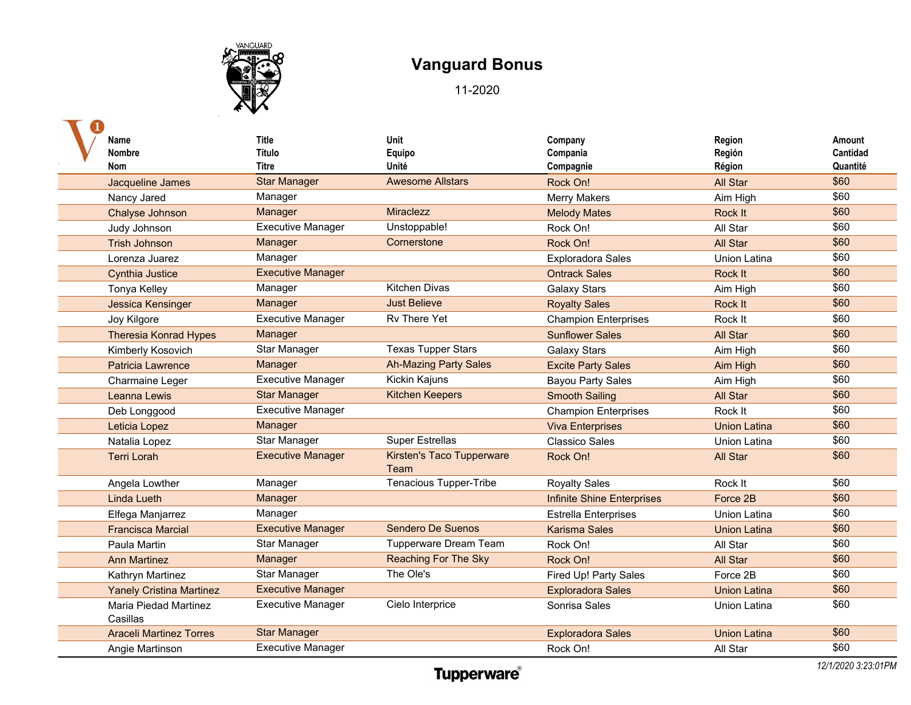# Vanguard Bonus

11-2020

| Name<br>Nombre<br>Nom | Title<br>Título<br>Titre | Unit<br>Equipo<br>Unité | Company<br>Compania<br>Compagnie | Region<br>Región<br>Région | Amount<br>Cantidad<br>Quantité |
|---|---|---|---|---|---|
| Jacqueline James | Star Manager | Awesome Allstars | Rock On! | All Star | $60 |
| Nancy Jared | Manager | | Merry Makers | Aim High | $60 |
| Chalyse Johnson | Manager | Miraclezz | Melody Mates | Rock It | $60 |
| Judy Johnson | Executive Manager | Unstoppable! | Rock On! | All Star | $60 |
| Trish Johnson | Manager | Cornerstone | Rock On! | All Star | $60 |
| Lorenza Juarez | Manager | | Exploradora Sales | Union Latina | $60 |
| Cynthia Justice | Executive Manager | | Ontrack Sales | Rock It | $60 |
| Tonya Kelley | Manager | Kitchen Divas | Galaxy Stars | Aim High | $60 |
| Jessica Kensinger | Manager | Just Believe | Royalty Sales | Rock It | $60 |
| Joy Kilgore | Executive Manager | Rv There Yet | Champion Enterprises | Rock It | $60 |
| Theresia Konrad Hypes | Manager | | Sunflower Sales | All Star | $60 |
| Kimberly Kosovich | Star Manager | Texas Tupper Stars | Galaxy Stars | Aim High | $60 |
| Patricia Lawrence | Manager | Ah-Mazing Party Sales | Excite Party Sales | Aim High | $60 |
| Charmaine Leger | Executive Manager | Kickin Kajuns | Bayou Party Sales | Aim High | $60 |
| Leanna Lewis | Star Manager | Kitchen Keepers | Smooth Sailing | All Star | $60 |
| Deb Longgood | Executive Manager | | Champion Enterprises | Rock It | $60 |
| Leticia Lopez | Manager | | Viva Enterprises | Union Latina | $60 |
| Natalia Lopez | Star Manager | Super Estrellas | Classico Sales | Union Latina | $60 |
| Terri Lorah | Executive Manager | Kirsten's Taco Tupperware Team | Rock On! | All Star | $60 |
| Angela Lowther | Manager | Tenacious Tupper-Tribe | Royalty Sales | Rock It | $60 |
| Linda Lueth | Manager | | Infinite Shine Enterprises | Force 2B | $60 |
| Elfega Manjarrez | Manager | | Estrella Enterprises | Union Latina | $60 |
| Francisca Marcial | Executive Manager | Sendero De Suenos | Karisma Sales | Union Latina | $60 |
| Paula Martin | Star Manager | Tupperware Dream Team | Rock On! | All Star | $60 |
| Ann Martinez | Manager | Reaching For The Sky | Rock On! | All Star | $60 |
| Kathryn Martinez | Star Manager | The Ole's | Fired Up! Party Sales | Force 2B | $60 |
| Yanely Cristina Martinez | Executive Manager | | Exploradora Sales | Union Latina | $60 |
| Maria Piedad Martinez Casillas | Executive Manager | Cielo Interprice | Sonrisa Sales | Union Latina | $60 |
| Araceli Martinez Torres | Star Manager | | Exploradora Sales | Union Latina | $60 |
| Angie Martinson | Executive Manager | | Rock On! | All Star | $60 |

*12/1/2020 3:23:01PM*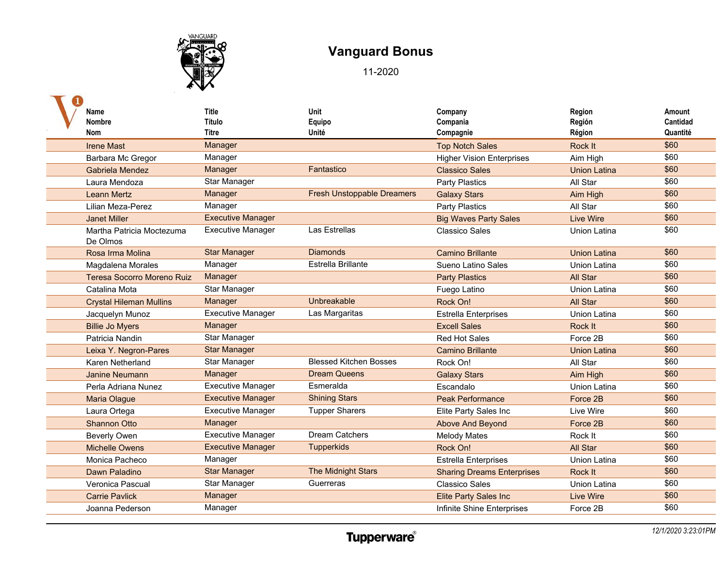# Vanguard Bonus

11-2020

| Name<br>Nombre<br>Nom | Title<br>Título<br>Titre | Unit<br>Equipo<br>Unité | Company<br>Compania<br>Compagnie | Region<br>Región<br>Région | Amount<br>Cantidad<br>Quantité |
|---|---|---|---|---|---|
| Irene Mast | Manager | | Top Notch Sales | Rock It | $60 |
| Barbara Mc Gregor | Manager | | Higher Vision Enterprises | Aim High | $60 |
| Gabriela Mendez | Manager | Fantastico | Classico Sales | Union Latina | $60 |
| Laura Mendoza | Star Manager | | Party Plastics | All Star | $60 |
| Leann Mertz | Manager | Fresh Unstoppable Dreamers | Galaxy Stars | Aim High | $60 |
| Lilian Meza-Perez | Manager | | Party Plastics | All Star | $60 |
| Janet Miller | Executive Manager | | Big Waves Party Sales | Live Wire | $60 |
| Martha Patricia Moctezuma De Olmos | Executive Manager | Las Estrellas | Classico Sales | Union Latina | $60 |
| Rosa Irma Molina | Star Manager | Diamonds | Camino Brillante | Union Latina | $60 |
| Magdalena Morales | Manager | Estrella Brillante | Sueno Latino Sales | Union Latina | $60 |
| Teresa Socorro Moreno Ruiz | Manager | | Party Plastics | All Star | $60 |
| Catalina Mota | Star Manager | | Fuego Latino | Union Latina | $60 |
| Crystal Hileman Mullins | Manager | Unbreakable | Rock On! | All Star | $60 |
| Jacquelyn Munoz | Executive Manager | Las Margaritas | Estrella Enterprises | Union Latina | $60 |
| Billie Jo Myers | Manager | | Excell Sales | Rock It | $60 |
| Patricia Nandin | Star Manager | | Red Hot Sales | Force 2B | $60 |
| Leixa Y. Negron-Pares | Star Manager | | Camino Brillante | Union Latina | $60 |
| Karen Netherland | Star Manager | Blessed Kitchen Bosses | Rock On! | All Star | $60 |
| Janine Neumann | Manager | Dream Queens | Galaxy Stars | Aim High | $60 |
| Perla Adriana Nunez | Executive Manager | Esmeralda | Escandalo | Union Latina | $60 |
| Maria Olague | Executive Manager | Shining Stars | Peak Performance | Force 2B | $60 |
| Laura Ortega | Executive Manager | Tupper Sharers | Elite Party Sales Inc | Live Wire | $60 |
| Shannon Otto | Manager | | Above And Beyond | Force 2B | $60 |
| Beverly Owen | Executive Manager | Dream Catchers | Melody Mates | Rock It | $60 |
| Michelle Owens | Executive Manager | Tupperkids | Rock On! | All Star | $60 |
| Monica Pacheco | Manager | | Estrella Enterprises | Union Latina | $60 |
| Dawn Paladino | Star Manager | The Midnight Stars | Sharing Dreams Enterprises | Rock It | $60 |
| Veronica Pascual | Star Manager | Guerreras | Classico Sales | Union Latina | $60 |
| Carrie Pavlick | Manager | | Elite Party Sales Inc | Live Wire | $60 |
| Joanna Pederson | Manager | | Infinite Shine Enterprises | Force 2B | $60 |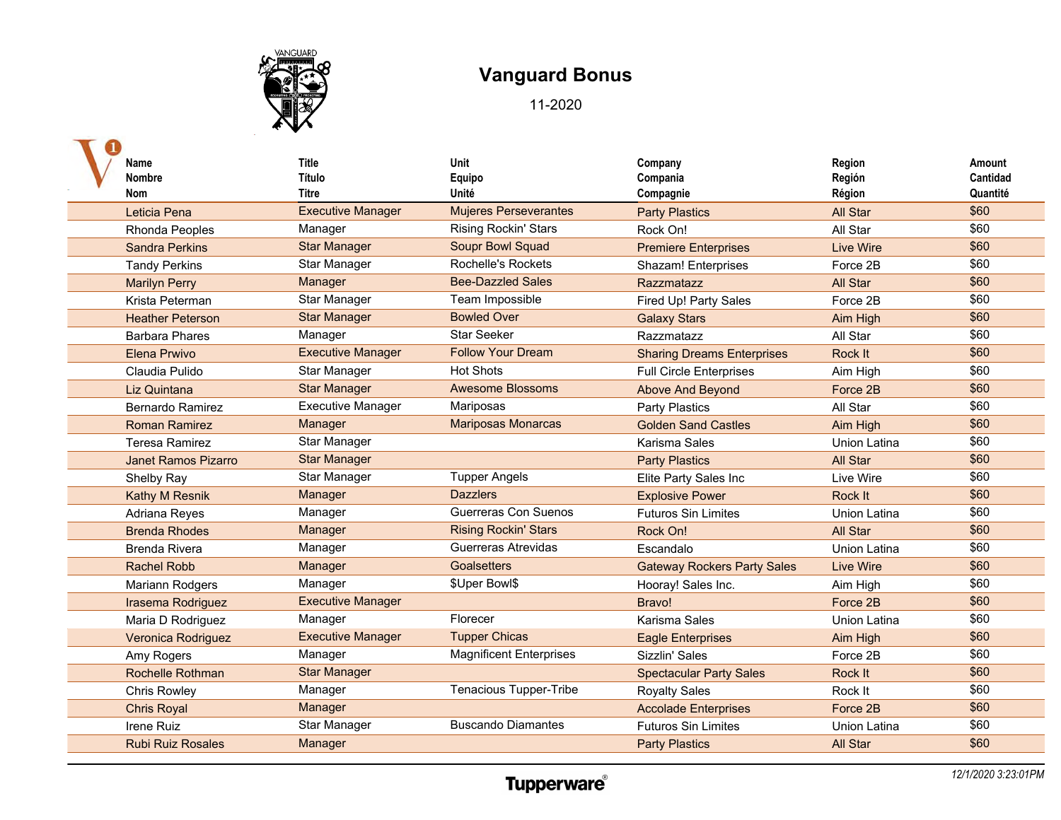# Vanguard Bonus

11-2020

| Name<br>Nombre<br>Nom | Title<br>Título<br>Titre | Unit<br>Equipo<br>Unité | Company<br>Compania<br>Compagnie | Region<br>Región<br>Région | Amount<br>Cantidad<br>Quantité |
|---|---|---|---|---|---|
| Leticia Pena | Executive Manager | Mujeres Perseverantes | Party Plastics | All Star | $60 |
| Rhonda Peoples | Manager | Rising Rockin' Stars | Rock On! | All Star | $60 |
| Sandra Perkins | Star Manager | Soupr Bowl Squad | Premiere Enterprises | Live Wire | $60 |
| Tandy Perkins | Star Manager | Rochelle's Rockets | Shazam! Enterprises | Force 2B | $60 |
| Marilyn Perry | Manager | Bee-Dazzled Sales | Razzmatazz | All Star | $60 |
| Krista Peterman | Star Manager | Team Impossible | Fired Up! Party Sales | Force 2B | $60 |
| Heather Peterson | Star Manager | Bowled Over | Galaxy Stars | Aim High | $60 |
| Barbara Phares | Manager | Star Seeker | Razzmatazz | All Star | $60 |
| Elena Prwivo | Executive Manager | Follow Your Dream | Sharing Dreams Enterprises | Rock It | $60 |
| Claudia Pulido | Star Manager | Hot Shots | Full Circle Enterprises | Aim High | $60 |
| Liz Quintana | Star Manager | Awesome Blossoms | Above And Beyond | Force 2B | $60 |
| Bernardo Ramirez | Executive Manager | Mariposas | Party Plastics | All Star | $60 |
| Roman Ramirez | Manager | Mariposas Monarcas | Golden Sand Castles | Aim High | $60 |
| Teresa Ramirez | Star Manager | | Karisma Sales | Union Latina | $60 |
| Janet Ramos Pizarro | Star Manager | | Party Plastics | All Star | $60 |
| Shelby Ray | Star Manager | Tupper Angels | Elite Party Sales Inc | Live Wire | $60 |
| Kathy M Resnik | Manager | Dazzlers | Explosive Power | Rock It | $60 |
| Adriana Reyes | Manager | Guerreras Con Suenos | Futuros Sin Limites | Union Latina | $60 |
| Brenda Rhodes | Manager | Rising Rockin' Stars | Rock On! | All Star | $60 |
| Brenda Rivera | Manager | Guerreras Atrevidas | Escandalo | Union Latina | $60 |
| Rachel Robb | Manager | Goalsetters | Gateway Rockers Party Sales | Live Wire | $60 |
| Mariann Rodgers | Manager | $Uper Bowl$ | Hooray! Sales Inc. | Aim High | $60 |
| Irasema Rodriguez | Executive Manager | | Bravo! | Force 2B | $60 |
| Maria D Rodriguez | Manager | Florecer | Karisma Sales | Union Latina | $60 |
| Veronica Rodriguez | Executive Manager | Tupper Chicas | Eagle Enterprises | Aim High | $60 |
| Amy Rogers | Manager | Magnificent Enterprises | Sizzlin' Sales | Force 2B | $60 |
| Rochelle Rothman | Star Manager | | Spectacular Party Sales | Rock It | $60 |
| Chris Rowley | Manager | Tenacious Tupper-Tribe | Royalty Sales | Rock It | $60 |
| Chris Royal | Manager | | Accolade Enterprises | Force 2B | $60 |
| Irene Ruiz | Star Manager | Buscando Diamantes | Futuros Sin Limites | Union Latina | $60 |
| Rubi Ruiz Rosales | Manager | | Party Plastics | All Star | $60 |

12/1/2020 3:23:01PM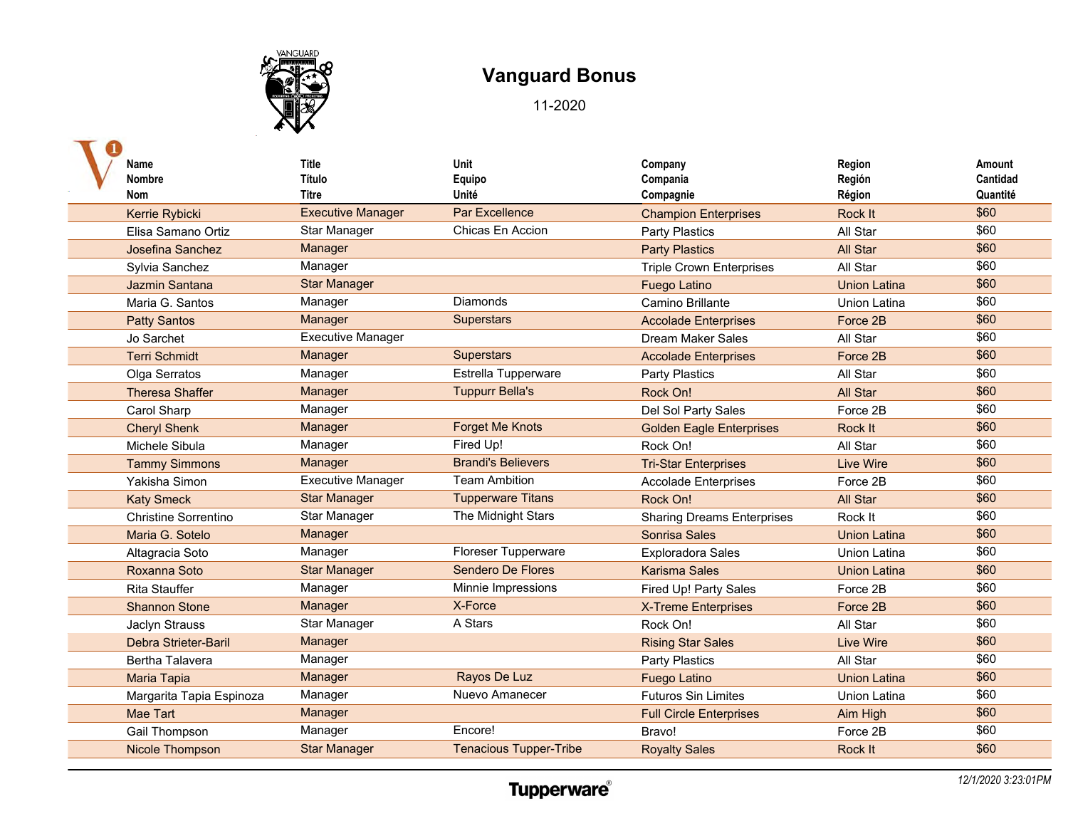# Vanguard Bonus

11-2020

| Name<br>Nombre<br>Nom | Title<br>Título<br>Titre | Unit<br>Equipo<br>Unité | Company<br>Compania<br>Compagnie | Region<br>Región<br>Région | Amount<br>Cantidad<br>Quantité |
|---|---|---|---|---|---|
| Kerrie Rybicki | Executive Manager | Par Excellence | Champion Enterprises | Rock It | $60 |
| Elisa Samano Ortiz | Star Manager | Chicas En Accion | Party Plastics | All Star | $60 |
| Josefina Sanchez | Manager | | Party Plastics | All Star | $60 |
| Sylvia Sanchez | Manager | | Triple Crown Enterprises | All Star | $60 |
| Jazmin Santana | Star Manager | | Fuego Latino | Union Latina | $60 |
| Maria G. Santos | Manager | Diamonds | Camino Brillante | Union Latina | $60 |
| Patty Santos | Manager | Superstars | Accolade Enterprises | Force 2B | $60 |
| Jo Sarchet | Executive Manager | | Dream Maker Sales | All Star | $60 |
| Terri Schmidt | Manager | Superstars | Accolade Enterprises | Force 2B | $60 |
| Olga Serratos | Manager | Estrella Tupperware | Party Plastics | All Star | $60 |
| Theresa Shaffer | Manager | Tuppurr Bella's | Rock On! | All Star | $60 |
| Carol Sharp | Manager | | Del Sol Party Sales | Force 2B | $60 |
| Cheryl Shenk | Manager | Forget Me Knots | Golden Eagle Enterprises | Rock It | $60 |
| Michele Sibula | Manager | Fired Up! | Rock On! | All Star | $60 |
| Tammy Simmons | Manager | Brandi's Believers | Tri-Star Enterprises | Live Wire | $60 |
| Yakisha Simon | Executive Manager | Team Ambition | Accolade Enterprises | Force 2B | $60 |
| Katy Smeck | Star Manager | Tupperware Titans | Rock On! | All Star | $60 |
| Christine Sorrentino | Star Manager | The Midnight Stars | Sharing Dreams Enterprises | Rock It | $60 |
| Maria G. Sotelo | Manager | | Sonrisa Sales | Union Latina | $60 |
| Altagracia Soto | Manager | Floreser Tupperware | Exploradora Sales | Union Latina | $60 |
| Roxanna Soto | Star Manager | Sendero De Flores | Karisma Sales | Union Latina | $60 |
| Rita Stauffer | Manager | Minnie Impressions | Fired Up! Party Sales | Force 2B | $60 |
| Shannon Stone | Manager | X-Force | X-Treme Enterprises | Force 2B | $60 |
| Jaclyn Strauss | Star Manager | A Stars | Rock On! | All Star | $60 |
| Debra Strieter-Baril | Manager | | Rising Star Sales | Live Wire | $60 |
| Bertha Talavera | Manager | | Party Plastics | All Star | $60 |
| Maria Tapia | Manager | Rayos De Luz | Fuego Latino | Union Latina | $60 |
| Margarita Tapia Espinoza | Manager | Nuevo Amanecer | Futuros Sin Limites | Union Latina | $60 |
| Mae Tart | Manager | | Full Circle Enterprises | Aim High | $60 |
| Gail Thompson | Manager | Encore! | Bravo! | Force 2B | $60 |
| Nicole Thompson | Star Manager | Tenacious Tupper-Tribe | Royalty Sales | Rock It | $60 |

*12/1/2020 3:23:01PM*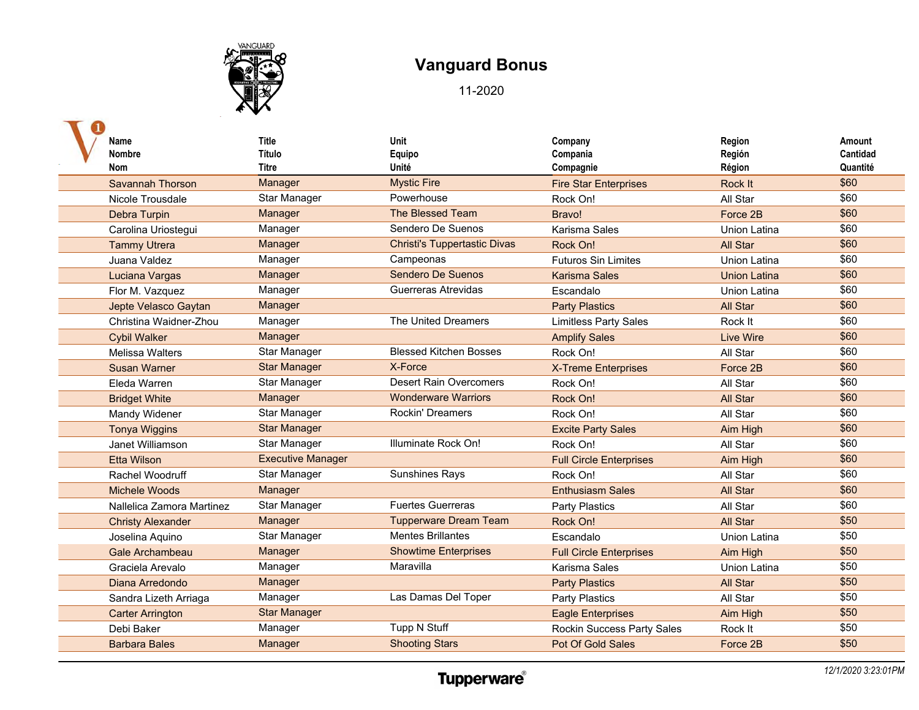# Vanguard Bonus

11-2020

| Name<br>Nombre<br>Nom | Title<br>Título<br>Titre | Unit<br>Equipo<br>Unité | Company<br>Compania<br>Compagnie | Region<br>Región<br>Région | Amount<br>Cantidad<br>Quantité |
|---|---|---|---|---|---|
| Savannah Thorson | Manager | Mystic Fire | Fire Star Enterprises | Rock It | $60 |
| Nicole Trousdale | Star Manager | Powerhouse | Rock On! | All Star | $60 |
| Debra Turpin | Manager | The Blessed Team | Bravo! | Force 2B | $60 |
| Carolina Uriostegui | Manager | Sendero De Suenos | Karisma Sales | Union Latina | $60 |
| Tammy Utrera | Manager | Christi's Tuppertastic Divas | Rock On! | All Star | $60 |
| Juana Valdez | Manager | Campeonas | Futuros Sin Limites | Union Latina | $60 |
| Luciana Vargas | Manager | Sendero De Suenos | Karisma Sales | Union Latina | $60 |
| Flor M. Vazquez | Manager | Guerreras Atrevidas | Escandalo | Union Latina | $60 |
| Jepte Velasco Gaytan | Manager | | Party Plastics | All Star | $60 |
| Christina Waidner-Zhou | Manager | The United Dreamers | Limitless Party Sales | Rock It | $60 |
| Cybil Walker | Manager | | Amplify Sales | Live Wire | $60 |
| Melissa Walters | Star Manager | Blessed Kitchen Bosses | Rock On! | All Star | $60 |
| Susan Warner | Star Manager | X-Force | X-Treme Enterprises | Force 2B | $60 |
| Eleda Warren | Star Manager | Desert Rain Overcomers | Rock On! | All Star | $60 |
| Bridget White | Manager | Wonderware Warriors | Rock On! | All Star | $60 |
| Mandy Widener | Star Manager | Rockin' Dreamers | Rock On! | All Star | $60 |
| Tonya Wiggins | Star Manager | | Excite Party Sales | Aim High | $60 |
| Janet Williamson | Star Manager | Illuminate Rock On! | Rock On! | All Star | $60 |
| Etta Wilson | Executive Manager | | Full Circle Enterprises | Aim High | $60 |
| Rachel Woodruff | Star Manager | Sunshines Rays | Rock On! | All Star | $60 |
| Michele Woods | Manager | | Enthusiasm Sales | All Star | $60 |
| Nallelica Zamora Martinez | Star Manager | Fuertes Guerreras | Party Plastics | All Star | $60 |
| Christy Alexander | Manager | Tupperware Dream Team | Rock On! | All Star | $50 |
| Joselina Aquino | Star Manager | Mentes Brillantes | Escandalo | Union Latina | $50 |
| Gale Archambeau | Manager | Showtime Enterprises | Full Circle Enterprises | Aim High | $50 |
| Graciela Arevalo | Manager | Maravilla | Karisma Sales | Union Latina | $50 |
| Diana Arredondo | Manager | | Party Plastics | All Star | $50 |
| Sandra Lizeth Arriaga | Manager | Las Damas Del Toper | Party Plastics | All Star | $50 |
| Carter Arrington | Star Manager | | Eagle Enterprises | Aim High | $50 |
| Debi Baker | Manager | Tupp N Stuff | Rockin Success Party Sales | Rock It | $50 |
| Barbara Bales | Manager | Shooting Stars | Pot Of Gold Sales | Force 2B | $50 |

Tupperware

12/1/2020 3:23:01PM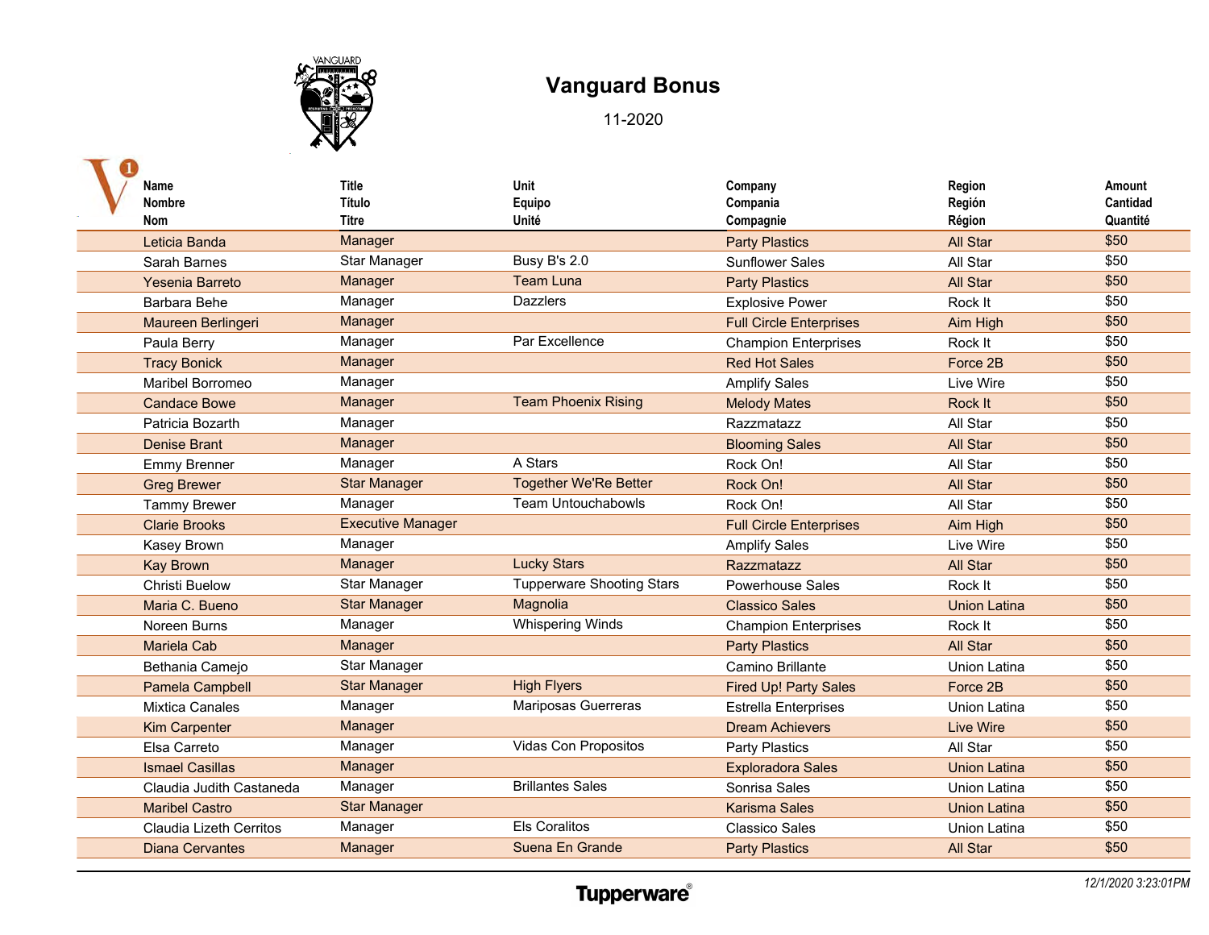# Vanguard Bonus

11-2020

| Name<br>Nombre<br>Nom | Title<br>Título<br>Titre | Unit<br>Equipo<br>Unité | Company<br>Compania<br>Compagnie | Region<br>Región<br>Région | Amount<br>Cantidad<br>Quantité |
|---|---|---|---|---|---|
| Leticia Banda | Manager | | Party Plastics | All Star | $50 |
| Sarah Barnes | Star Manager | Busy B's 2.0 | Sunflower Sales | All Star | $50 |
| Yesenia Barreto | Manager | Team Luna | Party Plastics | All Star | $50 |
| Barbara Behe | Manager | Dazzlers | Explosive Power | Rock It | $50 |
| Maureen Berlingeri | Manager | | Full Circle Enterprises | Aim High | $50 |
| Paula Berry | Manager | Par Excellence | Champion Enterprises | Rock It | $50 |
| Tracy Bonick | Manager | | Red Hot Sales | Force 2B | $50 |
| Maribel Borromeo | Manager | | Amplify Sales | Live Wire | $50 |
| Candace Bowe | Manager | Team Phoenix Rising | Melody Mates | Rock It | $50 |
| Patricia Bozarth | Manager | | Razzmatazz | All Star | $50 |
| Denise Brant | Manager | | Blooming Sales | All Star | $50 |
| Emmy Brenner | Manager | A Stars | Rock On! | All Star | $50 |
| Greg Brewer | Star Manager | Together We'Re Better | Rock On! | All Star | $50 |
| Tammy Brewer | Manager | Team Untouchabowls | Rock On! | All Star | $50 |
| Clarie Brooks | Executive Manager | | Full Circle Enterprises | Aim High | $50 |
| Kasey Brown | Manager | | Amplify Sales | Live Wire | $50 |
| Kay Brown | Manager | Lucky Stars | Razzmatazz | All Star | $50 |
| Christi Buelow | Star Manager | Tupperware Shooting Stars | Powerhouse Sales | Rock It | $50 |
| Maria C. Bueno | Star Manager | Magnolia | Classico Sales | Union Latina | $50 |
| Noreen Burns | Manager | Whispering Winds | Champion Enterprises | Rock It | $50 |
| Mariela Cab | Manager | | Party Plastics | All Star | $50 |
| Bethania Camejo | Star Manager | | Camino Brillante | Union Latina | $50 |
| Pamela Campbell | Star Manager | High Flyers | Fired Up! Party Sales | Force 2B | $50 |
| Mixtica Canales | Manager | Mariposas Guerreras | Estrella Enterprises | Union Latina | $50 |
| Kim Carpenter | Manager | | Dream Achievers | Live Wire | $50 |
| Elsa Carreto | Manager | Vidas Con Propositos | Party Plastics | All Star | $50 |
| Ismael Casillas | Manager | | Exploradora Sales | Union Latina | $50 |
| Claudia Judith Castaneda | Manager | Brillantes Sales | Sonrisa Sales | Union Latina | $50 |
| Maribel Castro | Star Manager | | Karisma Sales | Union Latina | $50 |
| Claudia Lizeth Cerritos | Manager | Els Coralitos | Classico Sales | Union Latina | $50 |
| Diana Cervantes | Manager | Suena En Grande | Party Plastics | All Star | $50 |

12/1/2020 3:23:01PM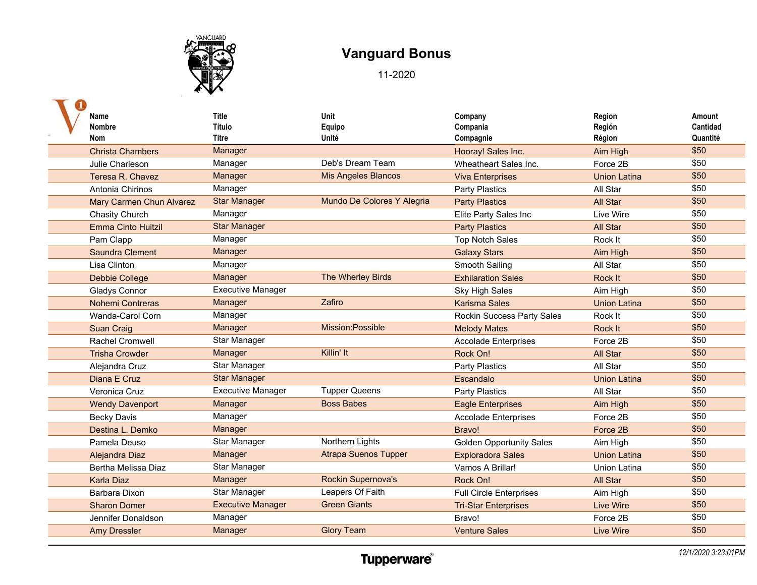# Vanguard Bonus

11-2020

| Name<br>Nombre<br>Nom | Title<br>Título<br>Titre | Unit<br>Equipo<br>Unité | Company<br>Compania<br>Compagnie | Region<br>Región<br>Région | Amount<br>Cantidad<br>Quantité |
|---|---|---|---|---|---|
| Christa Chambers | Manager | | Hooray! Sales Inc. | Aim High | $50 |
| Julie Charleson | Manager | Deb's Dream Team | Wheatheart Sales Inc. | Force 2B | $50 |
| Teresa R. Chavez | Manager | Mis Angeles Blancos | Viva Enterprises | Union Latina | $50 |
| Antonia Chirinos | Manager | | Party Plastics | All Star | $50 |
| Mary Carmen Chun Alvarez | Star Manager | Mundo De Colores Y Alegria | Party Plastics | All Star | $50 |
| Chasity Church | Manager | | Elite Party Sales Inc | Live Wire | $50 |
| Emma Cinto Huitzil | Star Manager | | Party Plastics | All Star | $50 |
| Pam Clapp | Manager | | Top Notch Sales | Rock It | $50 |
| Saundra Clement | Manager | | Galaxy Stars | Aim High | $50 |
| Lisa Clinton | Manager | | Smooth Sailing | All Star | $50 |
| Debbie College | Manager | The Wherley Birds | Exhilaration Sales | Rock It | $50 |
| Gladys Connor | Executive Manager | | Sky High Sales | Aim High | $50 |
| Nohemi Contreras | Manager | Zafiro | Karisma Sales | Union Latina | $50 |
| Wanda-Carol Corn | Manager | | Rockin Success Party Sales | Rock It | $50 |
| Suan Craig | Manager | Mission:Possible | Melody Mates | Rock It | $50 |
| Rachel Cromwell | Star Manager | | Accolade Enterprises | Force 2B | $50 |
| Trisha Crowder | Manager | Killin' It | Rock On! | All Star | $50 |
| Alejandra Cruz | Star Manager | | Party Plastics | All Star | $50 |
| Diana E Cruz | Star Manager | | Escandalo | Union Latina | $50 |
| Veronica Cruz | Executive Manager | Tupper Queens | Party Plastics | All Star | $50 |
| Wendy Davenport | Manager | Boss Babes | Eagle Enterprises | Aim High | $50 |
| Becky Davis | Manager | | Accolade Enterprises | Force 2B | $50 |
| Destina L. Demko | Manager | | Bravo! | Force 2B | $50 |
| Pamela Deuso | Star Manager | Northern Lights | Golden Opportunity Sales | Aim High | $50 |
| Alejandra Diaz | Manager | Atrapa Suenos Tupper | Exploradora Sales | Union Latina | $50 |
| Bertha Melissa Diaz | Star Manager | | Vamos A Brillar! | Union Latina | $50 |
| Karla Diaz | Manager | Rockin Supernova's | Rock On! | All Star | $50 |
| Barbara Dixon | Star Manager | Leapers Of Faith | Full Circle Enterprises | Aim High | $50 |
| Sharon Domer | Executive Manager | Green Giants | Tri-Star Enterprises | Live Wire | $50 |
| Jennifer Donaldson | Manager | | Bravo! | Force 2B | $50 |
| Amy Dressler | Manager | Glory Team | Venture Sales | Live Wire | $50 |

12/1/2020 3:23:01PM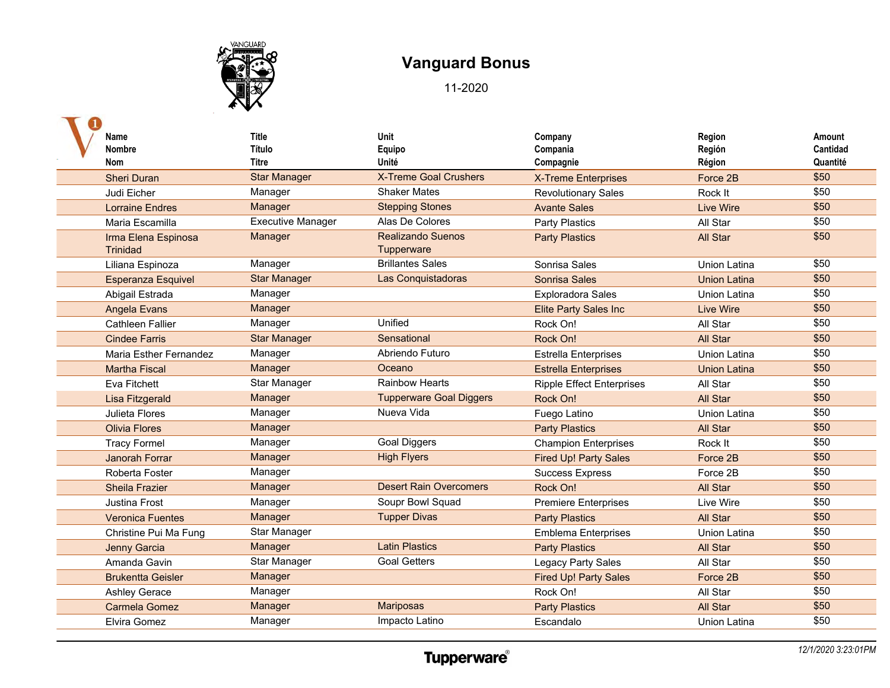# Vanguard Bonus

11-2020

| Name<br>Nombre<br>Nom | Title<br>Título<br>Titre | Unit<br>Equipo<br>Unité | Company<br>Compania<br>Compagnie | Region<br>Región<br>Région | Amount<br>Cantidad<br>Quantité |
|---|---|---|---|---|---|
| Sheri Duran | Star Manager | X-Treme Goal Crushers | X-Treme Enterprises | Force 2B | $50 |
| Judi Eicher | Manager | Shaker Mates | Revolutionary Sales | Rock It | $50 |
| Lorraine Endres | Manager | Stepping Stones | Avante Sales | Live Wire | $50 |
| Maria Escamilla | Executive Manager | Alas De Colores | Party Plastics | All Star | $50 |
| Irma Elena Espinosa Trinidad | Manager | Realizando Suenos Tupperware | Party Plastics | All Star | $50 |
| Liliana Espinoza | Manager | Brillantes Sales | Sonrisa Sales | Union Latina | $50 |
| Esperanza Esquivel | Star Manager | Las Conquistadoras | Sonrisa Sales | Union Latina | $50 |
| Abigail Estrada | Manager | | Exploradora Sales | Union Latina | $50 |
| Angela Evans | Manager | | Elite Party Sales Inc | Live Wire | $50 |
| Cathleen Fallier | Manager | Unified | Rock On! | All Star | $50 |
| Cindee Farris | Star Manager | Sensational | Rock On! | All Star | $50 |
| Maria Esther Fernandez | Manager | Abriendo Futuro | Estrella Enterprises | Union Latina | $50 |
| Martha Fiscal | Manager | Oceano | Estrella Enterprises | Union Latina | $50 |
| Eva Fitchett | Star Manager | Rainbow Hearts | Ripple Effect Enterprises | All Star | $50 |
| Lisa Fitzgerald | Manager | Tupperware Goal Diggers | Rock On! | All Star | $50 |
| Julieta Flores | Manager | Nueva Vida | Fuego Latino | Union Latina | $50 |
| Olivia Flores | Manager | | Party Plastics | All Star | $50 |
| Tracy Formel | Manager | Goal Diggers | Champion Enterprises | Rock It | $50 |
| Janorah Forrar | Manager | High Flyers | Fired Up! Party Sales | Force 2B | $50 |
| Roberta Foster | Manager | | Success Express | Force 2B | $50 |
| Sheila Frazier | Manager | Desert Rain Overcomers | Rock On! | All Star | $50 |
| Justina Frost | Manager | Soupr Bowl Squad | Premiere Enterprises | Live Wire | $50 |
| Veronica Fuentes | Manager | Tupper Divas | Party Plastics | All Star | $50 |
| Christine Pui Ma Fung | Star Manager | | Emblema Enterprises | Union Latina | $50 |
| Jenny Garcia | Manager | Latin Plastics | Party Plastics | All Star | $50 |
| Amanda Gavin | Star Manager | Goal Getters | Legacy Party Sales | All Star | $50 |
| Brukentta Geisler | Manager | | Fired Up! Party Sales | Force 2B | $50 |
| Ashley Gerace | Manager | | Rock On! | All Star | $50 |
| Carmela Gomez | Manager | Mariposas | Party Plastics | All Star | $50 |
| Elvira Gomez | Manager | Impacto Latino | Escandalo | Union Latina | $50 |

Tupperware®

*12/1/2020 3:23:01PM*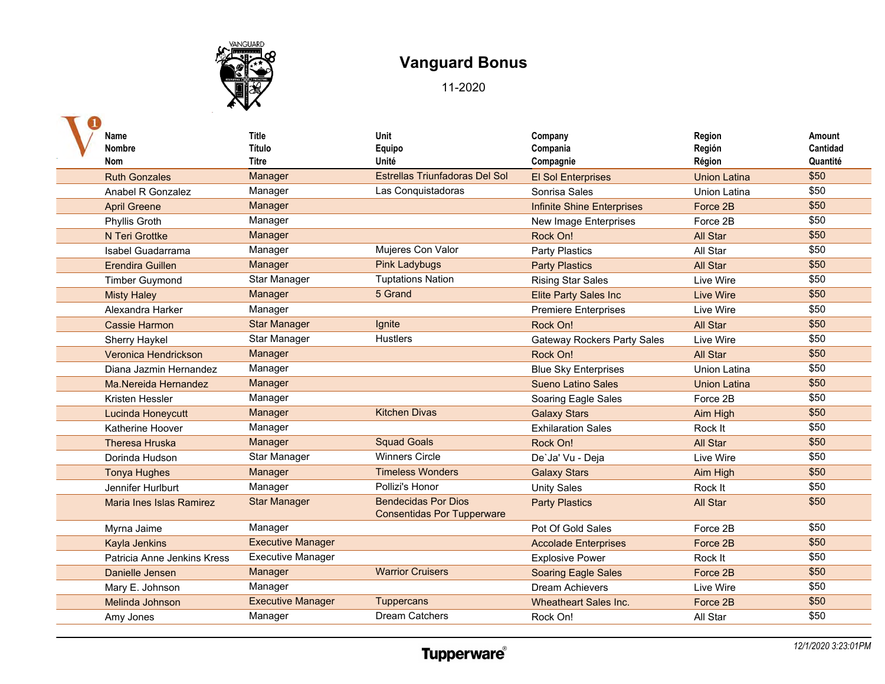# Vanguard Bonus

11-2020

| Name<br>Nombre<br>Nom | Title<br>Título<br>Titre | Unit<br>Equipo<br>Unité | Company<br>Compania<br>Compagnie | Region<br>Región<br>Région | Amount<br>Cantidad<br>Quantité |
|---|---|---|---|---|---|
| Ruth Gonzales | Manager | Estrellas Triunfadoras Del Sol | El Sol Enterprises | Union Latina | $50 |
| Anabel R Gonzalez | Manager | Las Conquistadoras | Sonrisa Sales | Union Latina | $50 |
| April Greene | Manager | | Infinite Shine Enterprises | Force 2B | $50 |
| Phyllis Groth | Manager | | New Image Enterprises | Force 2B | $50 |
| N Teri Grottke | Manager | | Rock On! | All Star | $50 |
| Isabel Guadarrama | Manager | Mujeres Con Valor | Party Plastics | All Star | $50 |
| Erendira Guillen | Manager | Pink Ladybugs | Party Plastics | All Star | $50 |
| Timber Guymond | Star Manager | Tuptations Nation | Rising Star Sales | Live Wire | $50 |
| Misty Haley | Manager | 5 Grand | Elite Party Sales Inc | Live Wire | $50 |
| Alexandra Harker | Manager | | Premiere Enterprises | Live Wire | $50 |
| Cassie Harmon | Star Manager | Ignite | Rock On! | All Star | $50 |
| Sherry Haykel | Star Manager | Hustlers | Gateway Rockers Party Sales | Live Wire | $50 |
| Veronica Hendrickson | Manager | | Rock On! | All Star | $50 |
| Diana Jazmin Hernandez | Manager | | Blue Sky Enterprises | Union Latina | $50 |
| Ma.Nereida Hernandez | Manager | | Sueno Latino Sales | Union Latina | $50 |
| Kristen Hessler | Manager | | Soaring Eagle Sales | Force 2B | $50 |
| Lucinda Honeycutt | Manager | Kitchen Divas | Galaxy Stars | Aim High | $50 |
| Katherine Hoover | Manager | | Exhilaration Sales | Rock It | $50 |
| Theresa Hruska | Manager | Squad Goals | Rock On! | All Star | $50 |
| Dorinda Hudson | Star Manager | Winners Circle | De`Ja' Vu - Deja | Live Wire | $50 |
| Tonya Hughes | Manager | Timeless Wonders | Galaxy Stars | Aim High | $50 |
| Jennifer Hurlburt | Manager | Pollizi's Honor | Unity Sales | Rock It | $50 |
| Maria Ines Islas Ramirez | Star Manager | Bendecidas Por Dios Consentidas Por Tupperware | Party Plastics | All Star | $50 |
| Myrna Jaime | Manager | | Pot Of Gold Sales | Force 2B | $50 |
| Kayla Jenkins | Executive Manager | | Accolade Enterprises | Force 2B | $50 |
| Patricia Anne Jenkins Kress | Executive Manager | | Explosive Power | Rock It | $50 |
| Danielle Jensen | Manager | Warrior Cruisers | Soaring Eagle Sales | Force 2B | $50 |
| Mary E. Johnson | Manager | | Dream Achievers | Live Wire | $50 |
| Melinda Johnson | Executive Manager | Tuppercans | Wheatheart Sales Inc. | Force 2B | $50 |
| Amy Jones | Manager | Dream Catchers | Rock On! | All Star | $50 |

*12/1/2020 3:23:01PM*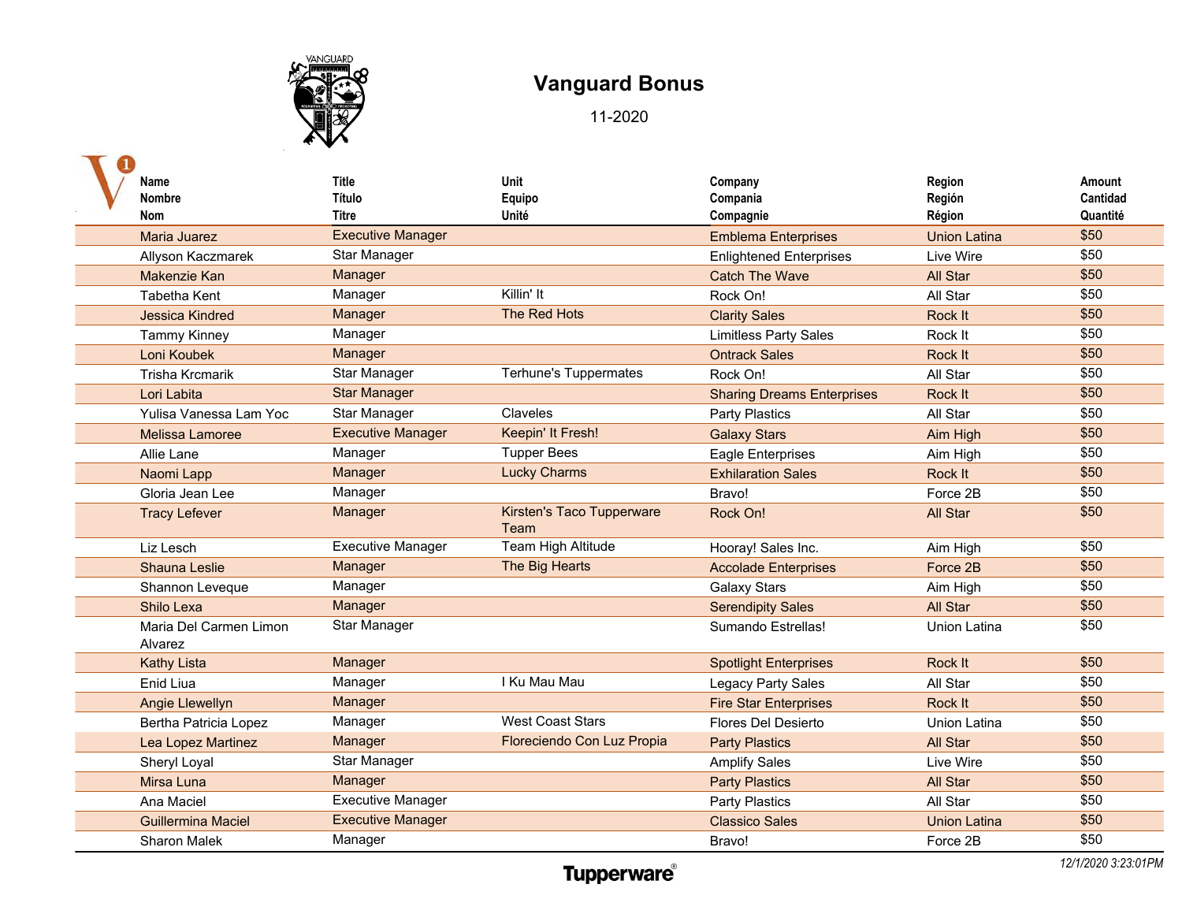# Vanguard Bonus

11-2020

| Name<br>Nombre<br>Nom | Title<br>Título<br>Titre | Unit<br>Equipo<br>Unité | Company<br>Compania<br>Compagnie | Region<br>Región<br>Région | Amount<br>Cantidad<br>Quantité |
|---|---|---|---|---|---|
| Maria Juarez | Executive Manager | | Emblema Enterprises | Union Latina | $50 |
| Allyson Kaczmarek | Star Manager | | Enlightened Enterprises | Live Wire | $50 |
| Makenzie Kan | Manager | | Catch The Wave | All Star | $50 |
| Tabetha Kent | Manager | Killin' It | Rock On! | All Star | $50 |
| Jessica Kindred | Manager | The Red Hots | Clarity Sales | Rock It | $50 |
| Tammy Kinney | Manager | | Limitless Party Sales | Rock It | $50 |
| Loni Koubek | Manager | | Ontrack Sales | Rock It | $50 |
| Trisha Krcmarik | Star Manager | Terhune's Tuppermates | Rock On! | All Star | $50 |
| Lori Labita | Star Manager | | Sharing Dreams Enterprises | Rock It | $50 |
| Yulisa Vanessa Lam Yoc | Star Manager | Claveles | Party Plastics | All Star | $50 |
| Melissa Lamoree | Executive Manager | Keepin' It Fresh! | Galaxy Stars | Aim High | $50 |
| Allie Lane | Manager | Tupper Bees | Eagle Enterprises | Aim High | $50 |
| Naomi Lapp | Manager | Lucky Charms | Exhilaration Sales | Rock It | $50 |
| Gloria Jean Lee | Manager | | Bravo! | Force 2B | $50 |
| Tracy Lefever | Manager | Kirsten's Taco Tupperware Team | Rock On! | All Star | $50 |
| Liz Lesch | Executive Manager | Team High Altitude | Hooray! Sales Inc. | Aim High | $50 |
| Shauna Leslie | Manager | The Big Hearts | Accolade Enterprises | Force 2B | $50 |
| Shannon Leveque | Manager | | Galaxy Stars | Aim High | $50 |
| Shilo Lexa | Manager | | Serendipity Sales | All Star | $50 |
| Maria Del Carmen Limon Alvarez | Star Manager | | Sumando Estrellas! | Union Latina | $50 |
| Kathy Lista | Manager | | Spotlight Enterprises | Rock It | $50 |
| Enid Liua | Manager | I Ku Mau Mau | Legacy Party Sales | All Star | $50 |
| Angie Llewellyn | Manager | | Fire Star Enterprises | Rock It | $50 |
| Bertha Patricia Lopez | Manager | West Coast Stars | Flores Del Desierto | Union Latina | $50 |
| Lea Lopez Martinez | Manager | Floreciendo Con Luz Propia | Party Plastics | All Star | $50 |
| Sheryl Loyal | Star Manager | | Amplify Sales | Live Wire | $50 |
| Mirsa Luna | Manager | | Party Plastics | All Star | $50 |
| Ana Maciel | Executive Manager | | Party Plastics | All Star | $50 |
| Guillermina Maciel | Executive Manager | | Classico Sales | Union Latina | $50 |
| Sharon Malek | Manager | | Bravo! | Force 2B | $50 |

Tupperware®

*12/1/2020 3:23:01PM*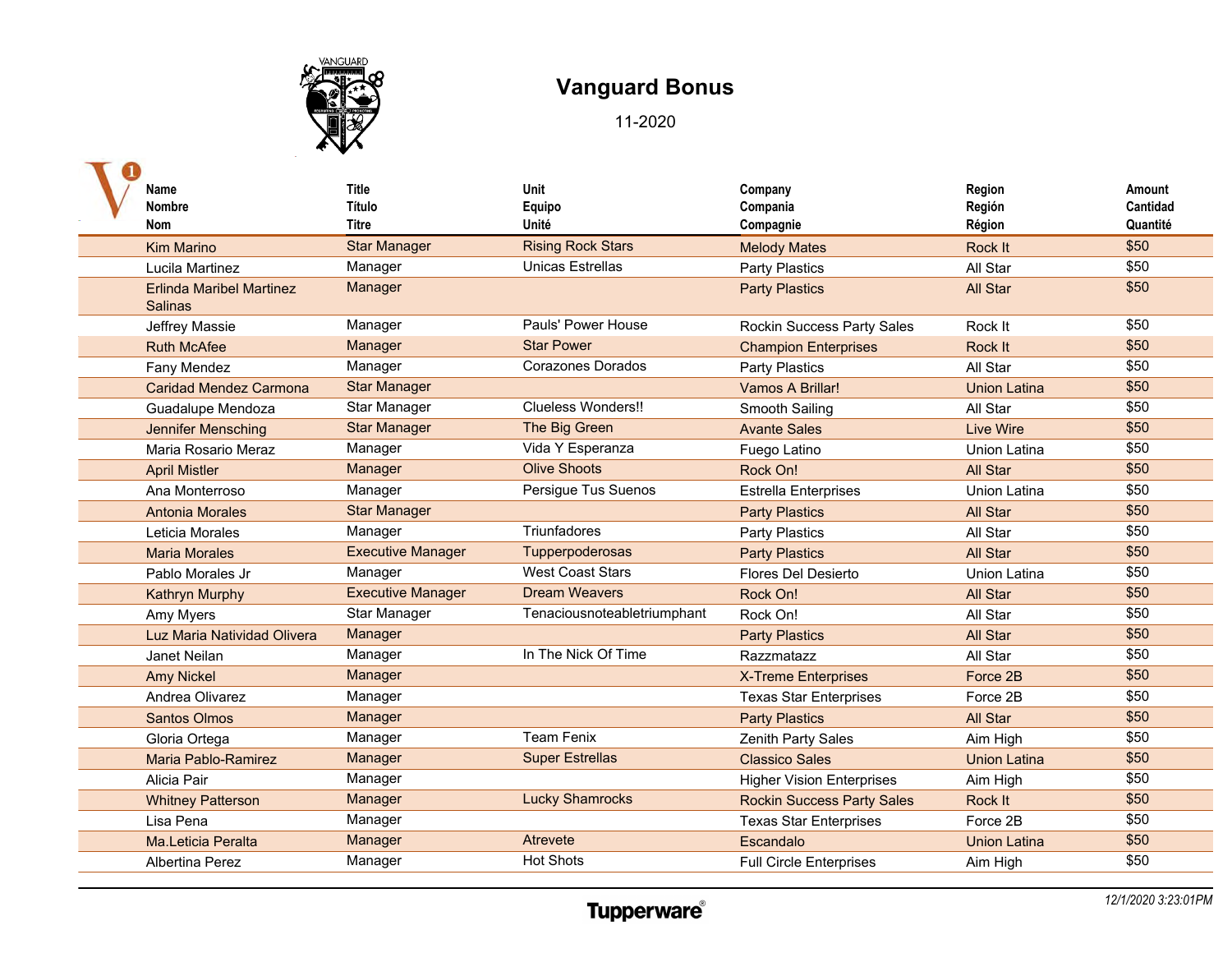# Vanguard Bonus

11-2020

| Name<br>Nombre<br>Nom | Title<br>Título<br>Titre | Unit<br>Equipo<br>Unité | Company<br>Compania<br>Compagnie | Region<br>Región<br>Région | Amount<br>Cantidad<br>Quantité |
|---|---|---|---|---|---|
| Kim Marino | Star Manager | Rising Rock Stars | Melody Mates | Rock It | $50 |
| Lucila Martinez | Manager | Unicas Estrellas | Party Plastics | All Star | $50 |
| Erlinda Maribel Martinez Salinas | Manager | | Party Plastics | All Star | $50 |
| Jeffrey Massie | Manager | Pauls' Power House | Rockin Success Party Sales | Rock It | $50 |
| Ruth McAfee | Manager | Star Power | Champion Enterprises | Rock It | $50 |
| Fany Mendez | Manager | Corazones Dorados | Party Plastics | All Star | $50 |
| Caridad Mendez Carmona | Star Manager | | Vamos A Brillar! | Union Latina | $50 |
| Guadalupe Mendoza | Star Manager | Clueless Wonders!! | Smooth Sailing | All Star | $50 |
| Jennifer Mensching | Star Manager | The Big Green | Avante Sales | Live Wire | $50 |
| Maria Rosario Meraz | Manager | Vida Y Esperanza | Fuego Latino | Union Latina | $50 |
| April Mistler | Manager | Olive Shoots | Rock On! | All Star | $50 |
| Ana Monterroso | Manager | Persigue Tus Suenos | Estrella Enterprises | Union Latina | $50 |
| Antonia Morales | Star Manager | | Party Plastics | All Star | $50 |
| Leticia Morales | Manager | Triunfadores | Party Plastics | All Star | $50 |
| Maria Morales | Executive Manager | Tupperpoderosas | Party Plastics | All Star | $50 |
| Pablo Morales Jr | Manager | West Coast Stars | Flores Del Desierto | Union Latina | $50 |
| Kathryn Murphy | Executive Manager | Dream Weavers | Rock On! | All Star | $50 |
| Amy Myers | Star Manager | Tenaciousnoteabletriumphant | Rock On! | All Star | $50 |
| Luz Maria Natividad Olivera | Manager | | Party Plastics | All Star | $50 |
| Janet Neilan | Manager | In The Nick Of Time | Razzmatazz | All Star | $50 |
| Amy Nickel | Manager | | X-Treme Enterprises | Force 2B | $50 |
| Andrea Olivarez | Manager | | Texas Star Enterprises | Force 2B | $50 |
| Santos Olmos | Manager | | Party Plastics | All Star | $50 |
| Gloria Ortega | Manager | Team Fenix | Zenith Party Sales | Aim High | $50 |
| Maria Pablo-Ramirez | Manager | Super Estrellas | Classico Sales | Union Latina | $50 |
| Alicia Pair | Manager | | Higher Vision Enterprises | Aim High | $50 |
| Whitney Patterson | Manager | Lucky Shamrocks | Rockin Success Party Sales | Rock It | $50 |
| Lisa Pena | Manager | | Texas Star Enterprises | Force 2B | $50 |
| Ma.Leticia Peralta | Manager | Atrevete | Escandalo | Union Latina | $50 |
| Albertina Perez | Manager | Hot Shots | Full Circle Enterprises | Aim High | $50 |

Tupperware®

*12/1/2020 3:23:01PM*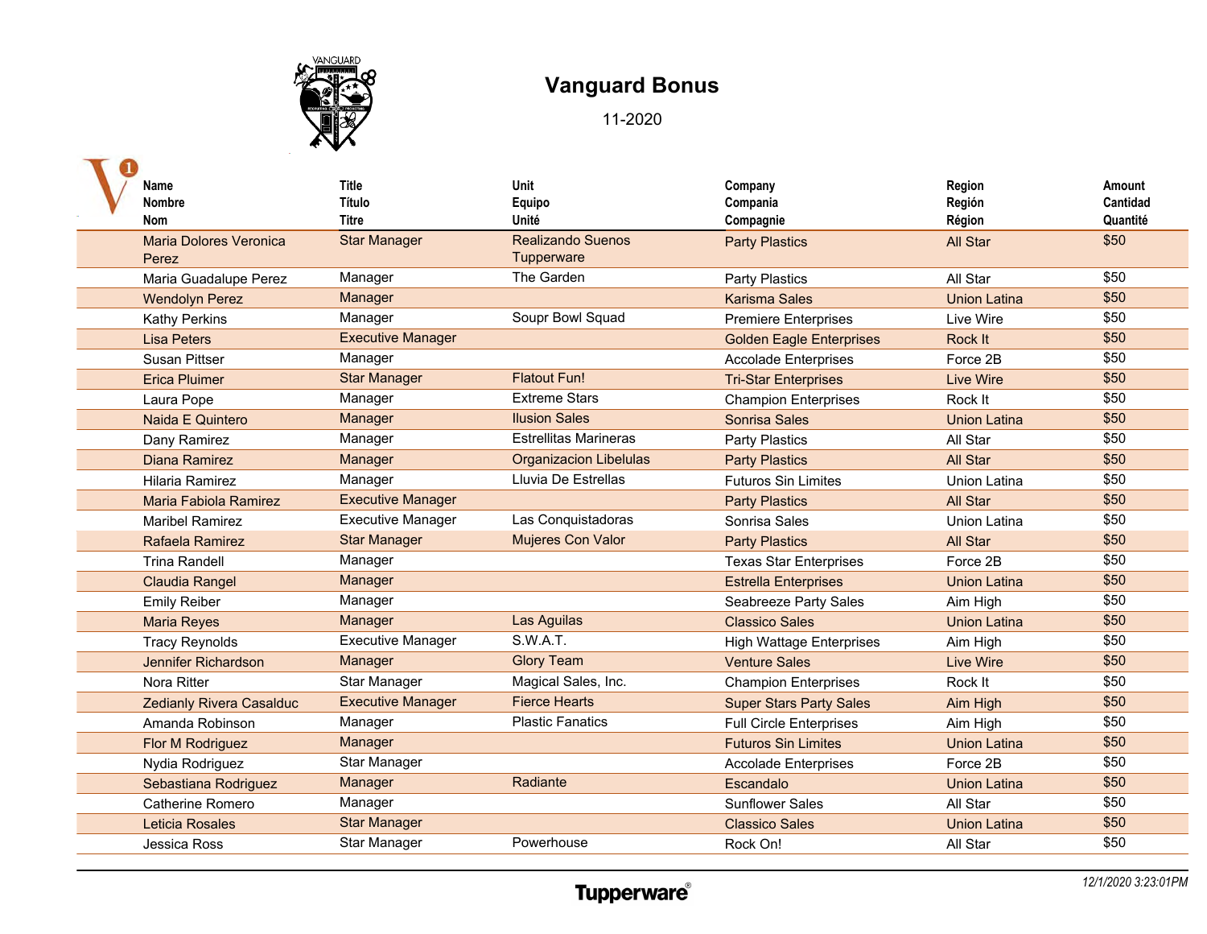# Vanguard Bonus

11-2020

| Name<br>Nombre<br>Nom | Title<br>Título<br>Titre | Unit<br>Equipo<br>Unité | Company<br>Compania<br>Compagnie | Region<br>Región<br>Région | Amount<br>Cantidad<br>Quantité |
|---|---|---|---|---|---|
| Maria Dolores Veronica Perez | Star Manager | Realizando Suenos Tupperware | Party Plastics | All Star | $50 |
| Maria Guadalupe Perez | Manager | The Garden | Party Plastics | All Star | $50 |
| Wendolyn Perez | Manager | | Karisma Sales | Union Latina | $50 |
| Kathy Perkins | Manager | Soupr Bowl Squad | Premiere Enterprises | Live Wire | $50 |
| Lisa Peters | Executive Manager | | Golden Eagle Enterprises | Rock It | $50 |
| Susan Pittser | Manager | | Accolade Enterprises | Force 2B | $50 |
| Erica Pluimer | Star Manager | Flatout Fun! | Tri-Star Enterprises | Live Wire | $50 |
| Laura Pope | Manager | Extreme Stars | Champion Enterprises | Rock It | $50 |
| Naida E Quintero | Manager | Ilusion Sales | Sonrisa Sales | Union Latina | $50 |
| Dany Ramirez | Manager | Estrellitas Marineras | Party Plastics | All Star | $50 |
| Diana Ramirez | Manager | Organizacion Libelulas | Party Plastics | All Star | $50 |
| Hilaria Ramirez | Manager | Lluvia De Estrellas | Futuros Sin Limites | Union Latina | $50 |
| Maria Fabiola Ramirez | Executive Manager | | Party Plastics | All Star | $50 |
| Maribel Ramirez | Executive Manager | Las Conquistadoras | Sonrisa Sales | Union Latina | $50 |
| Rafaela Ramirez | Star Manager | Mujeres Con Valor | Party Plastics | All Star | $50 |
| Trina Randell | Manager | | Texas Star Enterprises | Force 2B | $50 |
| Claudia Rangel | Manager | | Estrella Enterprises | Union Latina | $50 |
| Emily Reiber | Manager | | Seabreeze Party Sales | Aim High | $50 |
| Maria Reyes | Manager | Las Aguilas | Classico Sales | Union Latina | $50 |
| Tracy Reynolds | Executive Manager | S.W.A.T. | High Wattage Enterprises | Aim High | $50 |
| Jennifer Richardson | Manager | Glory Team | Venture Sales | Live Wire | $50 |
| Nora Ritter | Star Manager | Magical Sales, Inc. | Champion Enterprises | Rock It | $50 |
| Zedianly Rivera Casalduc | Executive Manager | Fierce Hearts | Super Stars Party Sales | Aim High | $50 |
| Amanda Robinson | Manager | Plastic Fanatics | Full Circle Enterprises | Aim High | $50 |
| Flor M Rodriguez | Manager | | Futuros Sin Limites | Union Latina | $50 |
| Nydia Rodriguez | Star Manager | | Accolade Enterprises | Force 2B | $50 |
| Sebastiana Rodriguez | Manager | Radiante | Escandalo | Union Latina | $50 |
| Catherine Romero | Manager | | Sunflower Sales | All Star | $50 |
| Leticia Rosales | Star Manager | | Classico Sales | Union Latina | $50 |
| Jessica Ross | Star Manager | Powerhouse | Rock On! | All Star | $50 |

Tupperware®

*12/1/2020 3:23:01PM*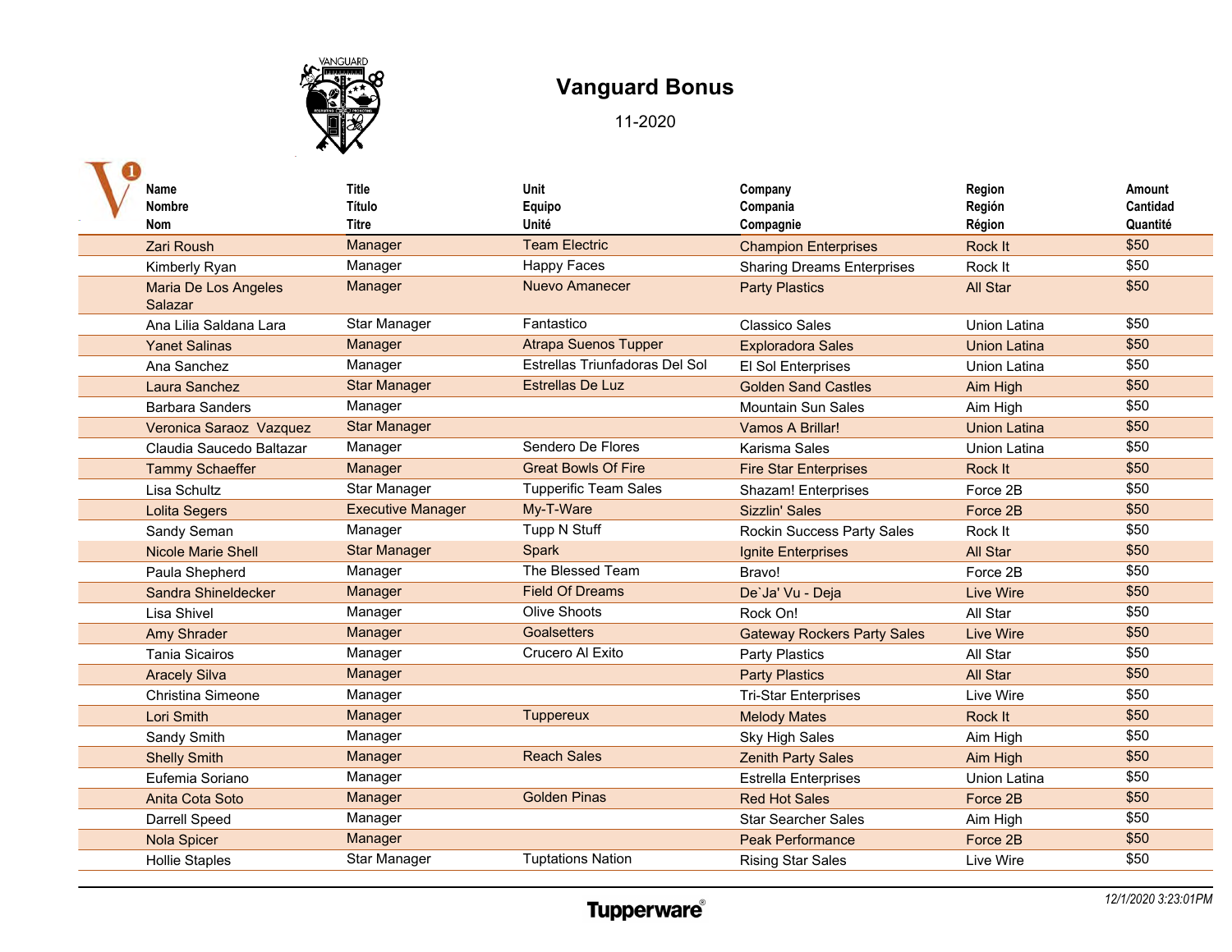# Vanguard Bonus

11-2020

| Name<br>Nombre<br>Nom | Title<br>Título<br>Titre | Unit<br>Equipo<br>Unité | Company<br>Compania<br>Compagnie | Region<br>Región<br>Région | Amount<br>Cantidad<br>Quantité |
|---|---|---|---|---|---|
| Zari Roush | Manager | Team Electric | Champion Enterprises | Rock It | $50 |
| Kimberly Ryan | Manager | Happy Faces | Sharing Dreams Enterprises | Rock It | $50 |
| Maria De Los Angeles Salazar | Manager | Nuevo Amanecer | Party Plastics | All Star | $50 |
| Ana Lilia Saldana Lara | Star Manager | Fantastico | Classico Sales | Union Latina | $50 |
| Yanet Salinas | Manager | Atrapa Suenos Tupper | Exploradora Sales | Union Latina | $50 |
| Ana Sanchez | Manager | Estrellas Triunfadoras Del Sol | El Sol Enterprises | Union Latina | $50 |
| Laura Sanchez | Star Manager | Estrellas De Luz | Golden Sand Castles | Aim High | $50 |
| Barbara Sanders | Manager | | Mountain Sun Sales | Aim High | $50 |
| Veronica Saraoz Vazquez | Star Manager | | Vamos A Brillar! | Union Latina | $50 |
| Claudia Saucedo Baltazar | Manager | Sendero De Flores | Karisma Sales | Union Latina | $50 |
| Tammy Schaeffer | Manager | Great Bowls Of Fire | Fire Star Enterprises | Rock It | $50 |
| Lisa Schultz | Star Manager | Tupperific Team Sales | Shazam! Enterprises | Force 2B | $50 |
| Lolita Segers | Executive Manager | My-T-Ware | Sizzlin' Sales | Force 2B | $50 |
| Sandy Seman | Manager | Tupp N Stuff | Rockin Success Party Sales | Rock It | $50 |
| Nicole Marie Shell | Star Manager | Spark | Ignite Enterprises | All Star | $50 |
| Paula Shepherd | Manager | The Blessed Team | Bravo! | Force 2B | $50 |
| Sandra Shineldecker | Manager | Field Of Dreams | De`Ja' Vu - Deja | Live Wire | $50 |
| Lisa Shivel | Manager | Olive Shoots | Rock On! | All Star | $50 |
| Amy Shrader | Manager | Goalsetters | Gateway Rockers Party Sales | Live Wire | $50 |
| Tania Sicairos | Manager | Crucero Al Exito | Party Plastics | All Star | $50 |
| Aracely Silva | Manager | | Party Plastics | All Star | $50 |
| Christina Simeone | Manager | | Tri-Star Enterprises | Live Wire | $50 |
| Lori Smith | Manager | Tuppereux | Melody Mates | Rock It | $50 |
| Sandy Smith | Manager | | Sky High Sales | Aim High | $50 |
| Shelly Smith | Manager | Reach Sales | Zenith Party Sales | Aim High | $50 |
| Eufemia Soriano | Manager | | Estrella Enterprises | Union Latina | $50 |
| Anita Cota Soto | Manager | Golden Pinas | Red Hot Sales | Force 2B | $50 |
| Darrell Speed | Manager | | Star Searcher Sales | Aim High | $50 |
| Nola Spicer | Manager | | Peak Performance | Force 2B | $50 |
| Hollie Staples | Star Manager | Tuptations Nation | Rising Star Sales | Live Wire | $50 |

Tupperware®

*12/1/2020 3:23:01PM*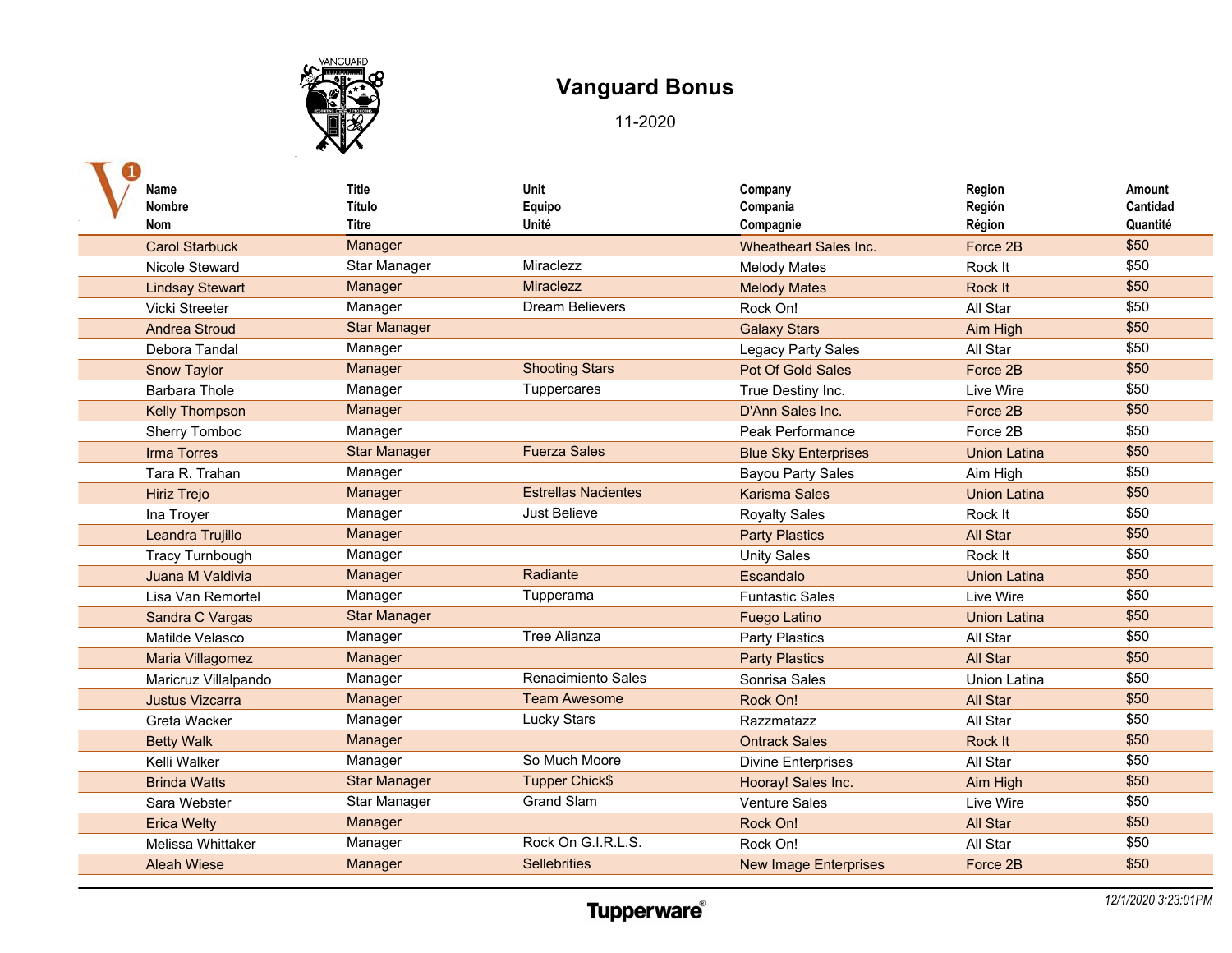# Vanguard Bonus

11-2020

| Name<br>Nombre<br>Nom | Title<br>Título<br>Titre | Unit<br>Equipo<br>Unité | Company<br>Compania<br>Compagnie | Region<br>Región<br>Région | Amount<br>Cantidad<br>Quantité |
|---|---|---|---|---|---|
| Carol Starbuck | Manager | | Wheatheart Sales Inc. | Force 2B | $50 |
| Nicole Steward | Star Manager | Miraclezz | Melody Mates | Rock It | $50 |
| Lindsay Stewart | Manager | Miraclezz | Melody Mates | Rock It | $50 |
| Vicki Streeter | Manager | Dream Believers | Rock On! | All Star | $50 |
| Andrea Stroud | Star Manager | | Galaxy Stars | Aim High | $50 |
| Debora Tandal | Manager | | Legacy Party Sales | All Star | $50 |
| Snow Taylor | Manager | Shooting Stars | Pot Of Gold Sales | Force 2B | $50 |
| Barbara Thole | Manager | Tuppercares | True Destiny Inc. | Live Wire | $50 |
| Kelly Thompson | Manager | | D'Ann Sales Inc. | Force 2B | $50 |
| Sherry Tomboc | Manager | | Peak Performance | Force 2B | $50 |
| Irma Torres | Star Manager | Fuerza Sales | Blue Sky Enterprises | Union Latina | $50 |
| Tara R. Trahan | Manager | | Bayou Party Sales | Aim High | $50 |
| Hiriz Trejo | Manager | Estrellas Nacientes | Karisma Sales | Union Latina | $50 |
| Ina Troyer | Manager | Just Believe | Royalty Sales | Rock It | $50 |
| Leandra Trujillo | Manager | | Party Plastics | All Star | $50 |
| Tracy Turnbough | Manager | | Unity Sales | Rock It | $50 |
| Juana M Valdivia | Manager | Radiante | Escandalo | Union Latina | $50 |
| Lisa Van Remortel | Manager | Tupperama | Funtastic Sales | Live Wire | $50 |
| Sandra C Vargas | Star Manager | | Fuego Latino | Union Latina | $50 |
| Matilde Velasco | Manager | Tree Alianza | Party Plastics | All Star | $50 |
| Maria Villagomez | Manager | | Party Plastics | All Star | $50 |
| Maricruz Villalpando | Manager | Renacimiento Sales | Sonrisa Sales | Union Latina | $50 |
| Justus Vizcarra | Manager | Team Awesome | Rock On! | All Star | $50 |
| Greta Wacker | Manager | Lucky Stars | Razzmatazz | All Star | $50 |
| Betty Walk | Manager | | Ontrack Sales | Rock It | $50 |
| Kelli Walker | Manager | So Much Moore | Divine Enterprises | All Star | $50 |
| Brinda Watts | Star Manager | Tupper Chick$ | Hooray! Sales Inc. | Aim High | $50 |
| Sara Webster | Star Manager | Grand Slam | Venture Sales | Live Wire | $50 |
| Erica Welty | Manager | | Rock On! | All Star | $50 |
| Melissa Whittaker | Manager | Rock On G.I.R.L.S. | Rock On! | All Star | $50 |
| Aleah Wiese | Manager | Sellebrities | New Image Enterprises | Force 2B | $50 |

Tupperware®

*12/1/2020 3:23:01PM*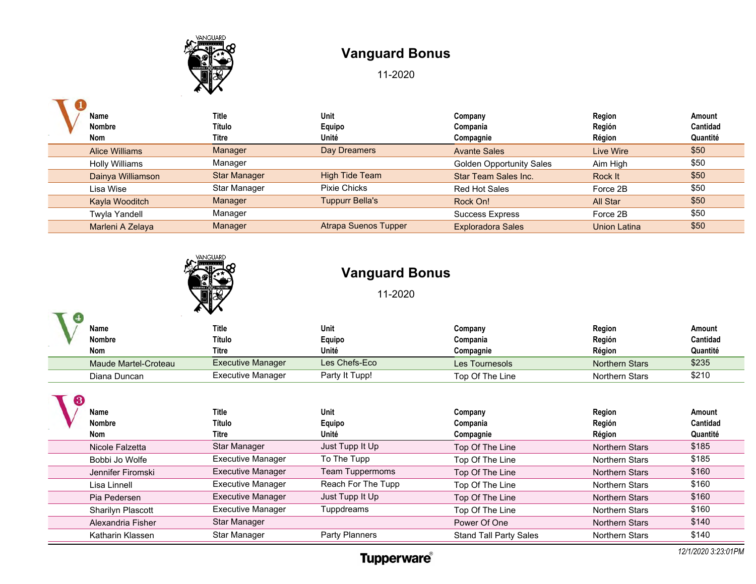# Vanguard Bonus

11-2020

V1

| Name<br>Nombre<br>Nom | Title<br>Título<br>Titre | Unit<br>Equipo<br>Unité | Company<br>Compania<br>Compagnie | Region<br>Región<br>Région | Amount<br>Cantidad<br>Quantité |
|---|---|---|---|---|---|
| Alice Williams | Manager | Day Dreamers | Avante Sales | Live Wire | $50 |
| Holly Williams | Manager | | Golden Opportunity Sales | Aim High | $50 |
| Dainya Williamson | Star Manager | High Tide Team | Star Team Sales Inc. | Rock It | $50 |
| Lisa Wise | Star Manager | Pixie Chicks | Red Hot Sales | Force 2B | $50 |
| Kayla Wooditch | Manager | Tuppurr Bella's | Rock On! | All Star | $50 |
| Twyla Yandell | Manager | | Success Express | Force 2B | $50 |
| Marleni A Zelaya | Manager | Atrapa Suenos Tupper | Exploradora Sales | Union Latina | $50 |

# Vanguard Bonus

11-2020

V4

| Name<br>Nombre<br>Nom | Title<br>Título<br>Titre | Unit<br>Equipo<br>Unité | Company<br>Compania<br>Compagnie | Region<br>Región<br>Région | Amount<br>Cantidad<br>Quantité |
|---|---|---|---|---|---|
| Maude Martel-Croteau | Executive Manager | Les Chefs-Eco | Les Tournesols | Northern Stars | $235 |
| Diana Duncan | Executive Manager | Party It Tupp! | Top Of The Line | Northern Stars | $210 |

V3

| Name<br>Nombre<br>Nom | Title<br>Título<br>Titre | Unit<br>Equipo<br>Unité | Company<br>Compania<br>Compagnie | Region<br>Región<br>Région | Amount<br>Cantidad<br>Quantité |
|---|---|---|---|---|---|
| Nicole Falzetta | Star Manager | Just Tupp It Up | Top Of The Line | Northern Stars | $185 |
| Bobbi Jo Wolfe | Executive Manager | To The Tupp | Top Of The Line | Northern Stars | $185 |
| Jennifer Firomski | Executive Manager | Team Tuppermoms | Top Of The Line | Northern Stars | $160 |
| Lisa Linnell | Executive Manager | Reach For The Tupp | Top Of The Line | Northern Stars | $160 |
| Pia Pedersen | Executive Manager | Just Tupp It Up | Top Of The Line | Northern Stars | $160 |
| Sharilyn Plascott | Executive Manager | Tuppdreams | Top Of The Line | Northern Stars | $160 |
| Alexandria Fisher | Star Manager | | Power Of One | Northern Stars | $140 |
| Katharin Klassen | Star Manager | Party Planners | Stand Tall Party Sales | Northern Stars | $140 |

Tupperware®

*12/1/2020 3:23:01PM*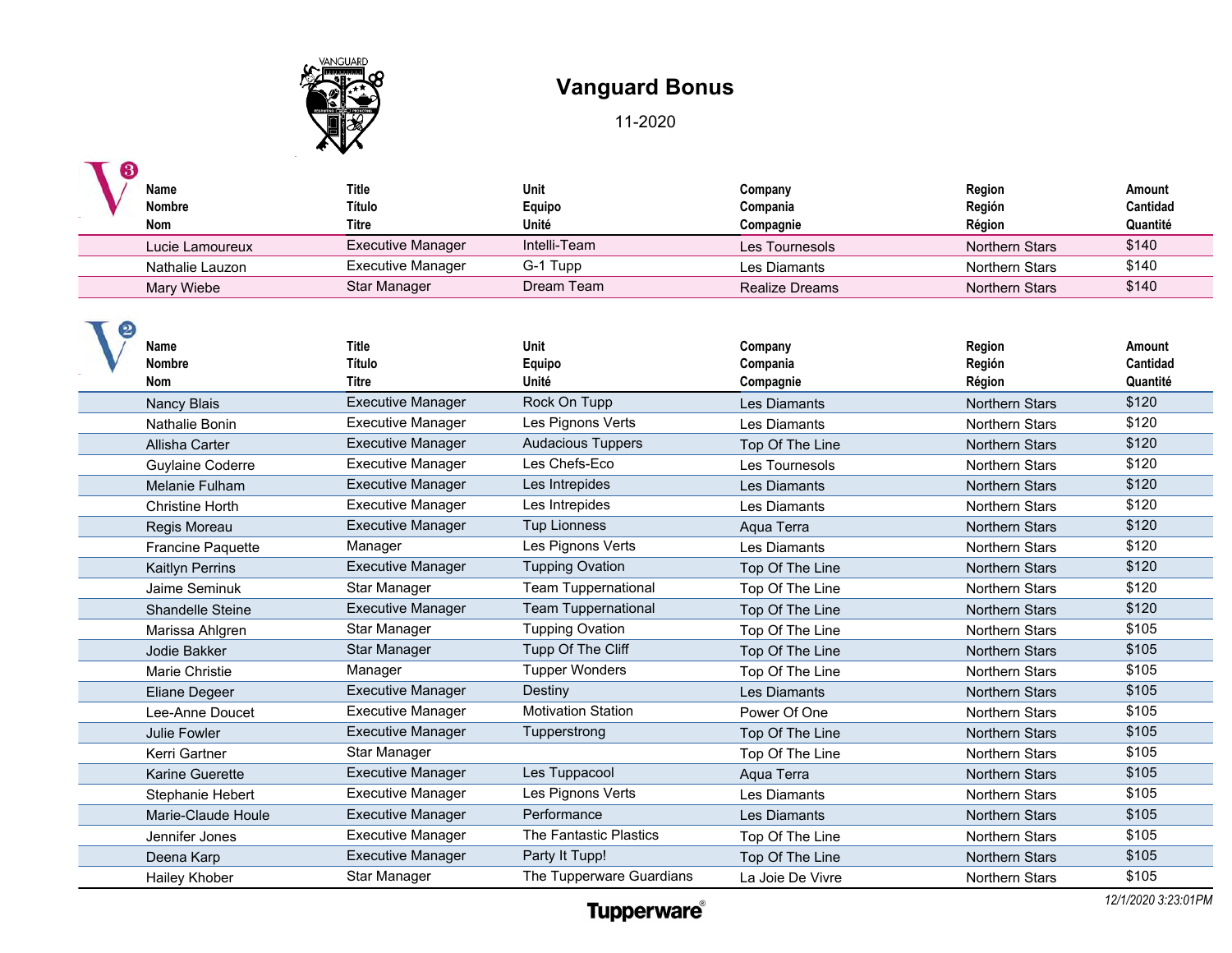# Vanguard Bonus

11-2020

**V3**

| Name / Nombre / Nom | Title / Título / Titre | Unit / Equipo / Unité | Company / Compania / Compagnie | Region / Región / Région | Amount / Cantidad / Quantité |
|---|---|---|---|---|---|
| Lucie Lamoureux | Executive Manager | Intelli-Team | Les Tournesols | Northern Stars | $140 |
| Nathalie Lauzon | Executive Manager | G-1 Tupp | Les Diamants | Northern Stars | $140 |
| Mary Wiebe | Star Manager | Dream Team | Realize Dreams | Northern Stars | $140 |

**V2**

| Name / Nombre / Nom | Title / Título / Titre | Unit / Equipo / Unité | Company / Compania / Compagnie | Region / Región / Région | Amount / Cantidad / Quantité |
|---|---|---|---|---|---|
| Nancy Blais | Executive Manager | Rock On Tupp | Les Diamants | Northern Stars | $120 |
| Nathalie Bonin | Executive Manager | Les Pignons Verts | Les Diamants | Northern Stars | $120 |
| Allisha Carter | Executive Manager | Audacious Tuppers | Top Of The Line | Northern Stars | $120 |
| Guylaine Coderre | Executive Manager | Les Chefs-Eco | Les Tournesols | Northern Stars | $120 |
| Melanie Fulham | Executive Manager | Les Intrepides | Les Diamants | Northern Stars | $120 |
| Christine Horth | Executive Manager | Les Intrepides | Les Diamants | Northern Stars | $120 |
| Regis Moreau | Executive Manager | Tup Lionness | Aqua Terra | Northern Stars | $120 |
| Francine Paquette | Manager | Les Pignons Verts | Les Diamants | Northern Stars | $120 |
| Kaitlyn Perrins | Executive Manager | Tupping Ovation | Top Of The Line | Northern Stars | $120 |
| Jaime Seminuk | Star Manager | Team Tuppernational | Top Of The Line | Northern Stars | $120 |
| Shandelle Steine | Executive Manager | Team Tuppernational | Top Of The Line | Northern Stars | $120 |
| Marissa Ahlgren | Star Manager | Tupping Ovation | Top Of The Line | Northern Stars | $105 |
| Jodie Bakker | Star Manager | Tupp Of The Cliff | Top Of The Line | Northern Stars | $105 |
| Marie Christie | Manager | Tupper Wonders | Top Of The Line | Northern Stars | $105 |
| Eliane Degeer | Executive Manager | Destiny | Les Diamants | Northern Stars | $105 |
| Lee-Anne Doucet | Executive Manager | Motivation Station | Power Of One | Northern Stars | $105 |
| Julie Fowler | Executive Manager | Tupperstrong | Top Of The Line | Northern Stars | $105 |
| Kerri Gartner | Star Manager | | Top Of The Line | Northern Stars | $105 |
| Karine Guerette | Executive Manager | Les Tuppacool | Aqua Terra | Northern Stars | $105 |
| Stephanie Hebert | Executive Manager | Les Pignons Verts | Les Diamants | Northern Stars | $105 |
| Marie-Claude Houle | Executive Manager | Performance | Les Diamants | Northern Stars | $105 |
| Jennifer Jones | Executive Manager | The Fantastic Plastics | Top Of The Line | Northern Stars | $105 |
| Deena Karp | Executive Manager | Party It Tupp! | Top Of The Line | Northern Stars | $105 |
| Hailey Khober | Star Manager | The Tupperware Guardians | La Joie De Vivre | Northern Stars | $105 |

*12/1/2020 3:23:01PM*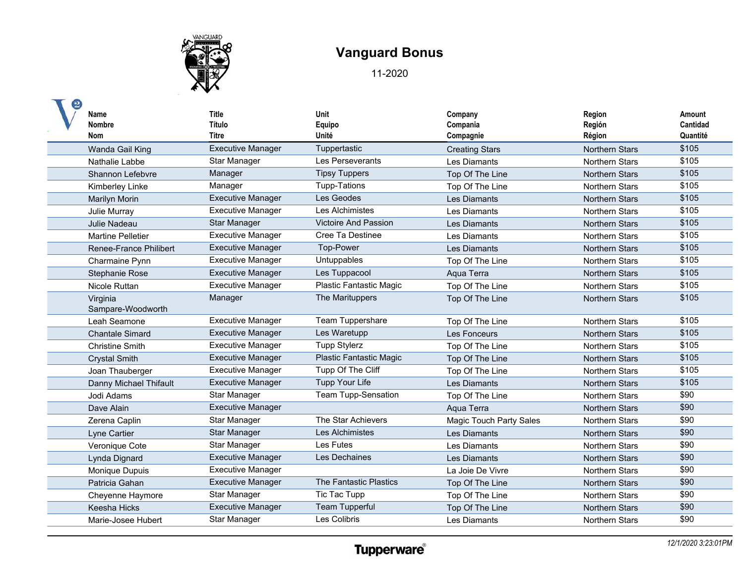# Vanguard Bonus

11-2020

| Name<br>Nombre<br>Nom | Title<br>Título<br>Titre | Unit<br>Equipo<br>Unité | Company<br>Compania<br>Compagnie | Region<br>Región<br>Région | Amount<br>Cantidad<br>Quantité |
|---|---|---|---|---|---|
| Wanda Gail King | Executive Manager | Tuppertastic | Creating Stars | Northern Stars | $105 |
| Nathalie Labbe | Star Manager | Les Perseverants | Les Diamants | Northern Stars | $105 |
| Shannon Lefebvre | Manager | Tipsy Tuppers | Top Of The Line | Northern Stars | $105 |
| Kimberley Linke | Manager | Tupp-Tations | Top Of The Line | Northern Stars | $105 |
| Marilyn Morin | Executive Manager | Les Geodes | Les Diamants | Northern Stars | $105 |
| Julie Murray | Executive Manager | Les Alchimistes | Les Diamants | Northern Stars | $105 |
| Julie Nadeau | Star Manager | Victoire And Passion | Les Diamants | Northern Stars | $105 |
| Martine Pelletier | Executive Manager | Cree Ta Destinee | Les Diamants | Northern Stars | $105 |
| Renee-France Philibert | Executive Manager | Top-Power | Les Diamants | Northern Stars | $105 |
| Charmaine Pynn | Executive Manager | Untuppables | Top Of The Line | Northern Stars | $105 |
| Stephanie Rose | Executive Manager | Les Tuppacool | Aqua Terra | Northern Stars | $105 |
| Nicole Ruttan | Executive Manager | Plastic Fantastic Magic | Top Of The Line | Northern Stars | $105 |
| Virginia Sampare-Woodworth | Manager | The Marituppers | Top Of The Line | Northern Stars | $105 |
| Leah Seamone | Executive Manager | Team Tuppershare | Top Of The Line | Northern Stars | $105 |
| Chantale Simard | Executive Manager | Les Waretupp | Les Fonceurs | Northern Stars | $105 |
| Christine Smith | Executive Manager | Tupp Stylerz | Top Of The Line | Northern Stars | $105 |
| Crystal Smith | Executive Manager | Plastic Fantastic Magic | Top Of The Line | Northern Stars | $105 |
| Joan Thauberger | Executive Manager | Tupp Of The Cliff | Top Of The Line | Northern Stars | $105 |
| Danny Michael Thifault | Executive Manager | Tupp Your Life | Les Diamants | Northern Stars | $105 |
| Jodi Adams | Star Manager | Team Tupp-Sensation | Top Of The Line | Northern Stars | $90 |
| Dave Alain | Executive Manager | | Aqua Terra | Northern Stars | $90 |
| Zerena Caplin | Star Manager | The Star Achievers | Magic Touch Party Sales | Northern Stars | $90 |
| Lyne Cartier | Star Manager | Les Alchimistes | Les Diamants | Northern Stars | $90 |
| Veronique Cote | Star Manager | Les Futes | Les Diamants | Northern Stars | $90 |
| Lynda Dignard | Executive Manager | Les Dechaines | Les Diamants | Northern Stars | $90 |
| Monique Dupuis | Executive Manager | | La Joie De Vivre | Northern Stars | $90 |
| Patricia Gahan | Executive Manager | The Fantastic Plastics | Top Of The Line | Northern Stars | $90 |
| Cheyenne Haymore | Star Manager | Tic Tac Tupp | Top Of The Line | Northern Stars | $90 |
| Keesha Hicks | Executive Manager | Team Tupperful | Top Of The Line | Northern Stars | $90 |
| Marie-Josee Hubert | Star Manager | Les Colibris | Les Diamants | Northern Stars | $90 |

Tupperware®

*12/1/2020 3:23:01PM*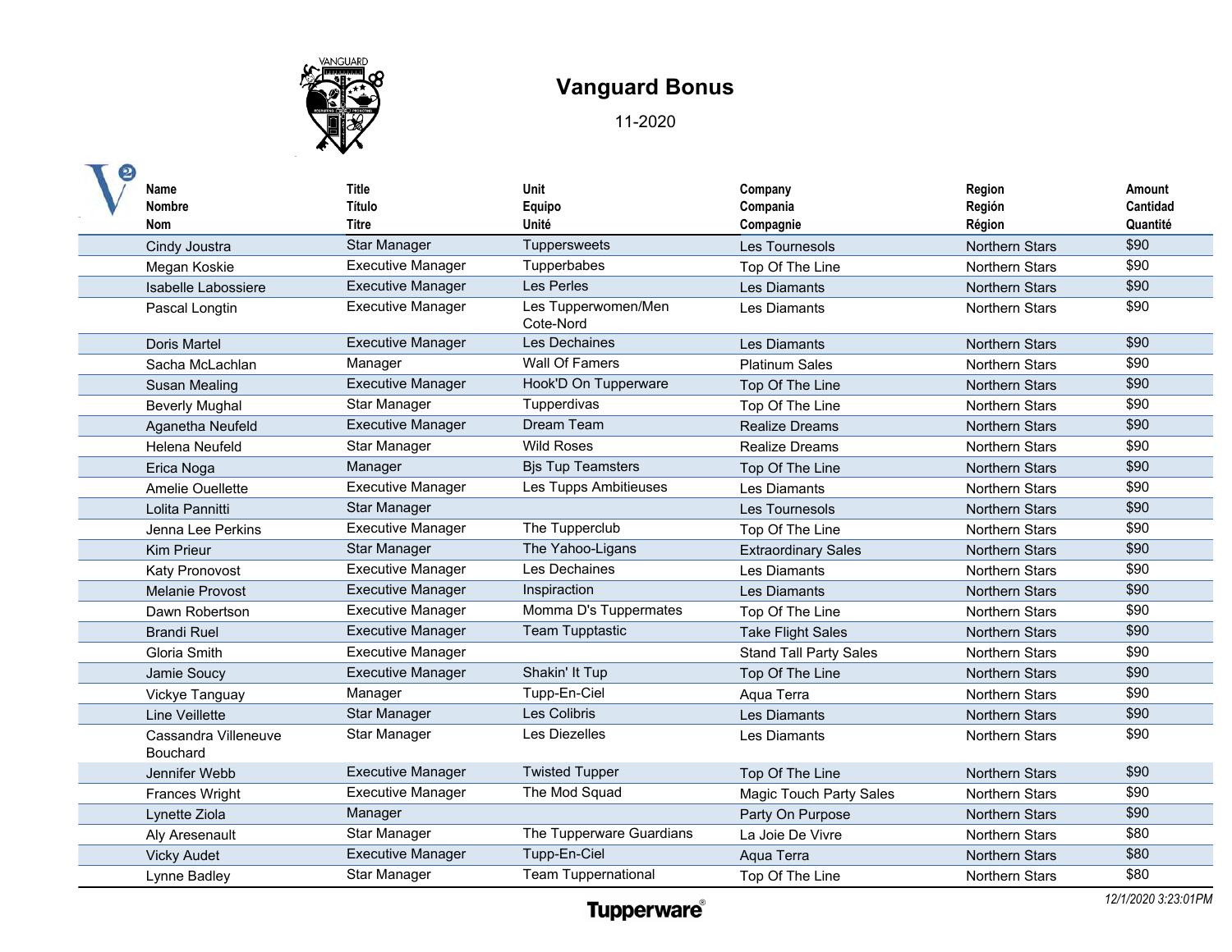# Vanguard Bonus

11-2020

| Name<br>Nombre<br>Nom | Title<br>Título<br>Titre | Unit<br>Equipo<br>Unité | Company<br>Compania<br>Compagnie | Region<br>Región<br>Région | Amount<br>Cantidad<br>Quantité |
|---|---|---|---|---|---|
| Cindy Joustra | Star Manager | Tuppersweets | Les Tournesols | Northern Stars | $90 |
| Megan Koskie | Executive Manager | Tupperbabes | Top Of The Line | Northern Stars | $90 |
| Isabelle Labossiere | Executive Manager | Les Perles | Les Diamants | Northern Stars | $90 |
| Pascal Longtin | Executive Manager | Les Tupperwomen/Men Cote-Nord | Les Diamants | Northern Stars | $90 |
| Doris Martel | Executive Manager | Les Dechaines | Les Diamants | Northern Stars | $90 |
| Sacha McLachlan | Manager | Wall Of Famers | Platinum Sales | Northern Stars | $90 |
| Susan Mealing | Executive Manager | Hook'D On Tupperware | Top Of The Line | Northern Stars | $90 |
| Beverly Mughal | Star Manager | Tupperdivas | Top Of The Line | Northern Stars | $90 |
| Aganetha Neufeld | Executive Manager | Dream Team | Realize Dreams | Northern Stars | $90 |
| Helena Neufeld | Star Manager | Wild Roses | Realize Dreams | Northern Stars | $90 |
| Erica Noga | Manager | Bjs Tup Teamsters | Top Of The Line | Northern Stars | $90 |
| Amelie Ouellette | Executive Manager | Les Tupps Ambitieuses | Les Diamants | Northern Stars | $90 |
| Lolita Pannitti | Star Manager | | Les Tournesols | Northern Stars | $90 |
| Jenna Lee Perkins | Executive Manager | The Tupperclub | Top Of The Line | Northern Stars | $90 |
| Kim Prieur | Star Manager | The Yahoo-Ligans | Extraordinary Sales | Northern Stars | $90 |
| Katy Pronovost | Executive Manager | Les Dechaines | Les Diamants | Northern Stars | $90 |
| Melanie Provost | Executive Manager | Inspiraction | Les Diamants | Northern Stars | $90 |
| Dawn Robertson | Executive Manager | Momma D's Tuppermates | Top Of The Line | Northern Stars | $90 |
| Brandi Ruel | Executive Manager | Team Tupptastic | Take Flight Sales | Northern Stars | $90 |
| Gloria Smith | Executive Manager | | Stand Tall Party Sales | Northern Stars | $90 |
| Jamie Soucy | Executive Manager | Shakin' It Tup | Top Of The Line | Northern Stars | $90 |
| Vickye Tanguay | Manager | Tupp-En-Ciel | Aqua Terra | Northern Stars | $90 |
| Line Veillette | Star Manager | Les Colibris | Les Diamants | Northern Stars | $90 |
| Cassandra Villeneuve Bouchard | Star Manager | Les Diezelles | Les Diamants | Northern Stars | $90 |
| Jennifer Webb | Executive Manager | Twisted Tupper | Top Of The Line | Northern Stars | $90 |
| Frances Wright | Executive Manager | The Mod Squad | Magic Touch Party Sales | Northern Stars | $90 |
| Lynette Ziola | Manager | | Party On Purpose | Northern Stars | $90 |
| Aly Aresenault | Star Manager | The Tupperware Guardians | La Joie De Vivre | Northern Stars | $80 |
| Vicky Audet | Executive Manager | Tupp-En-Ciel | Aqua Terra | Northern Stars | $80 |
| Lynne Badley | Star Manager | Team Tuppernational | Top Of The Line | Northern Stars | $80 |

12/1/2020 3:23:01PM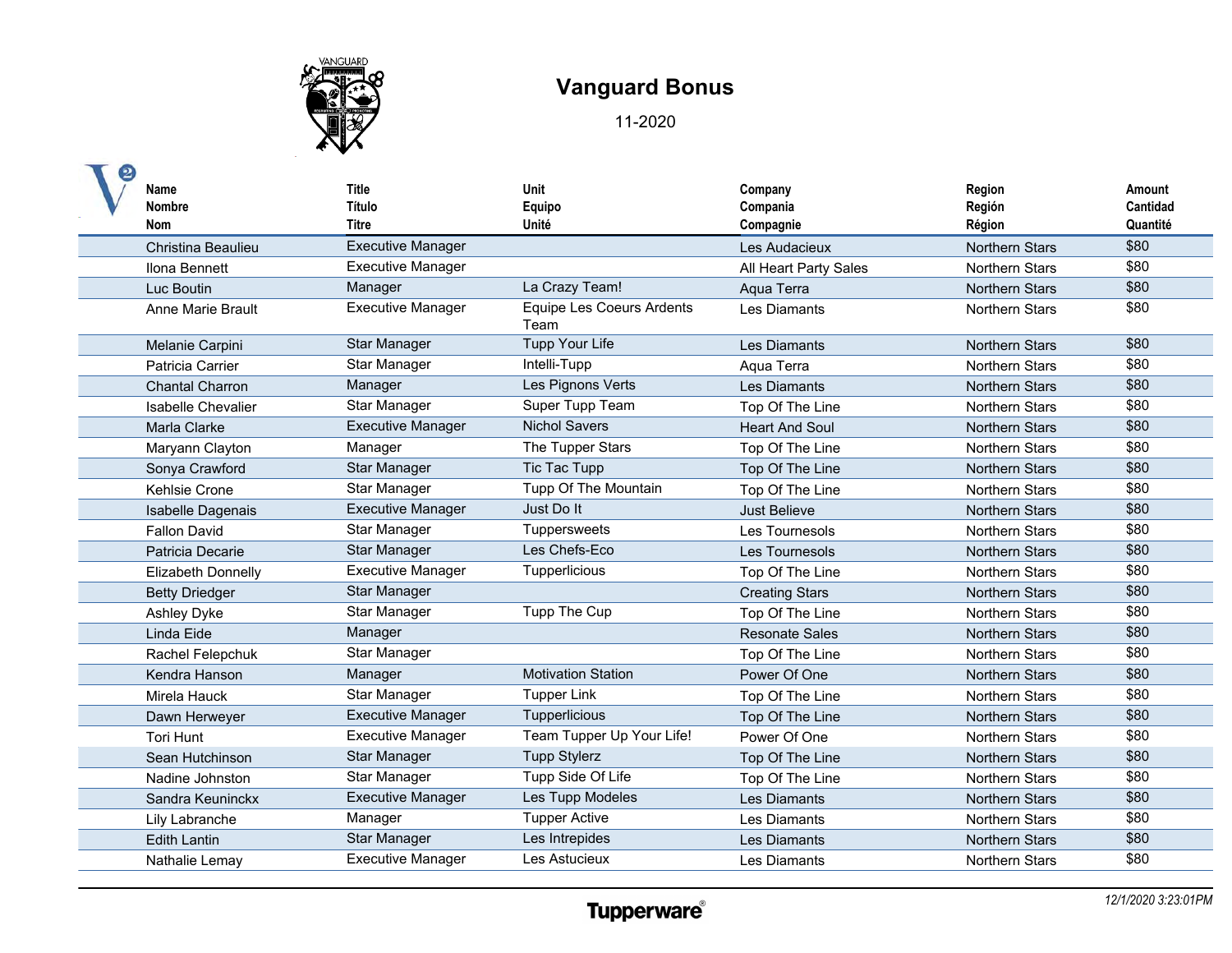# Vanguard Bonus

11-2020

| Name<br>Nombre<br>Nom | Title<br>Título<br>Titre | Unit<br>Equipo<br>Unité | Company<br>Compania<br>Compagnie | Region<br>Región<br>Région | Amount<br>Cantidad<br>Quantité |
|---|---|---|---|---|---|
| Christina Beaulieu | Executive Manager | | Les Audacieux | Northern Stars | $80 |
| Ilona Bennett | Executive Manager | | All Heart Party Sales | Northern Stars | $80 |
| Luc Boutin | Manager | La Crazy Team! | Aqua Terra | Northern Stars | $80 |
| Anne Marie Brault | Executive Manager | Equipe Les Coeurs Ardents Team | Les Diamants | Northern Stars | $80 |
| Melanie Carpini | Star Manager | Tupp Your Life | Les Diamants | Northern Stars | $80 |
| Patricia Carrier | Star Manager | Intelli-Tupp | Aqua Terra | Northern Stars | $80 |
| Chantal Charron | Manager | Les Pignons Verts | Les Diamants | Northern Stars | $80 |
| Isabelle Chevalier | Star Manager | Super Tupp Team | Top Of The Line | Northern Stars | $80 |
| Marla Clarke | Executive Manager | Nichol Savers | Heart And Soul | Northern Stars | $80 |
| Maryann Clayton | Manager | The Tupper Stars | Top Of The Line | Northern Stars | $80 |
| Sonya Crawford | Star Manager | Tic Tac Tupp | Top Of The Line | Northern Stars | $80 |
| Kehlsie Crone | Star Manager | Tupp Of The Mountain | Top Of The Line | Northern Stars | $80 |
| Isabelle Dagenais | Executive Manager | Just Do It | Just Believe | Northern Stars | $80 |
| Fallon David | Star Manager | Tuppersweets | Les Tournesols | Northern Stars | $80 |
| Patricia Decarie | Star Manager | Les Chefs-Eco | Les Tournesols | Northern Stars | $80 |
| Elizabeth Donnelly | Executive Manager | Tupperlicious | Top Of The Line | Northern Stars | $80 |
| Betty Driedger | Star Manager | | Creating Stars | Northern Stars | $80 |
| Ashley Dyke | Star Manager | Tupp The Cup | Top Of The Line | Northern Stars | $80 |
| Linda Eide | Manager | | Resonate Sales | Northern Stars | $80 |
| Rachel Felepchuk | Star Manager | | Top Of The Line | Northern Stars | $80 |
| Kendra Hanson | Manager | Motivation Station | Power Of One | Northern Stars | $80 |
| Mirela Hauck | Star Manager | Tupper Link | Top Of The Line | Northern Stars | $80 |
| Dawn Herweyer | Executive Manager | Tupperlicious | Top Of The Line | Northern Stars | $80 |
| Tori Hunt | Executive Manager | Team Tupper Up Your Life! | Power Of One | Northern Stars | $80 |
| Sean Hutchinson | Star Manager | Tupp Stylerz | Top Of The Line | Northern Stars | $80 |
| Nadine Johnston | Star Manager | Tupp Side Of Life | Top Of The Line | Northern Stars | $80 |
| Sandra Keuninckx | Executive Manager | Les Tupp Modeles | Les Diamants | Northern Stars | $80 |
| Lily Labranche | Manager | Tupper Active | Les Diamants | Northern Stars | $80 |
| Edith Lantin | Star Manager | Les Intrepides | Les Diamants | Northern Stars | $80 |
| Nathalie Lemay | Executive Manager | Les Astucieux | Les Diamants | Northern Stars | $80 |

Tupperware®

12/1/2020 3:23:01PM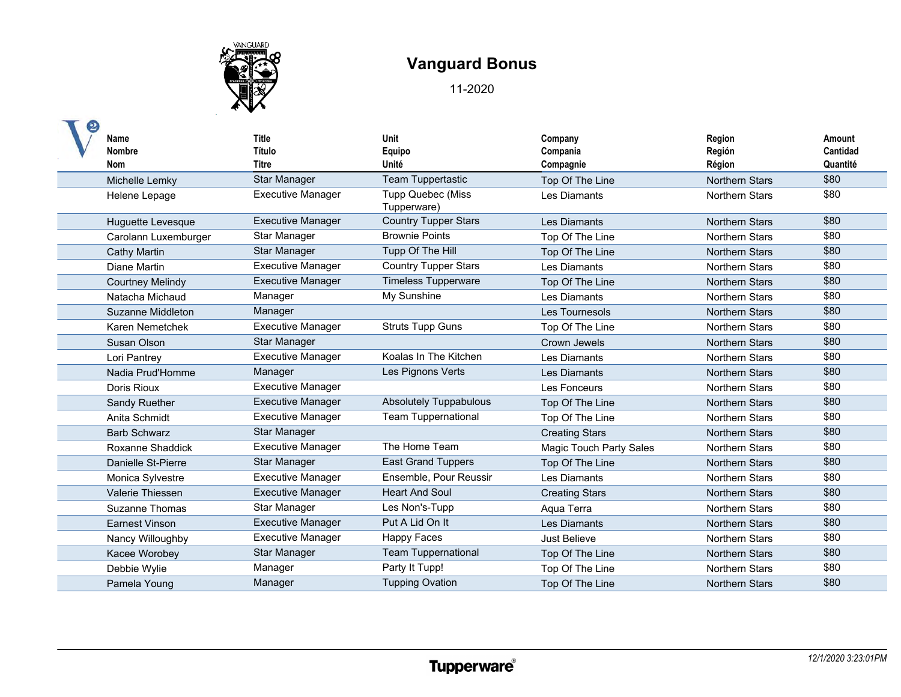# Vanguard Bonus

11-2020

| Name<br>Nombre<br>Nom | Title<br>Título<br>Titre | Unit<br>Equipo<br>Unité | Company<br>Compania<br>Compagnie | Region<br>Región<br>Région | Amount<br>Cantidad<br>Quantité |
|---|---|---|---|---|---|
| Michelle Lemky | Star Manager | Team Tuppertastic | Top Of The Line | Northern Stars | $80 |
| Helene Lepage | Executive Manager | Tupp Quebec (Miss Tupperware) | Les Diamants | Northern Stars | $80 |
| Huguette Levesque | Executive Manager | Country Tupper Stars | Les Diamants | Northern Stars | $80 |
| Carolann Luxemburger | Star Manager | Brownie Points | Top Of The Line | Northern Stars | $80 |
| Cathy Martin | Star Manager | Tupp Of The Hill | Top Of The Line | Northern Stars | $80 |
| Diane Martin | Executive Manager | Country Tupper Stars | Les Diamants | Northern Stars | $80 |
| Courtney Melindy | Executive Manager | Timeless Tupperware | Top Of The Line | Northern Stars | $80 |
| Natacha Michaud | Manager | My Sunshine | Les Diamants | Northern Stars | $80 |
| Suzanne Middleton | Manager | | Les Tournesols | Northern Stars | $80 |
| Karen Nemetchek | Executive Manager | Struts Tupp Guns | Top Of The Line | Northern Stars | $80 |
| Susan Olson | Star Manager | | Crown Jewels | Northern Stars | $80 |
| Lori Pantrey | Executive Manager | Koalas In The Kitchen | Les Diamants | Northern Stars | $80 |
| Nadia Prud'Homme | Manager | Les Pignons Verts | Les Diamants | Northern Stars | $80 |
| Doris Rioux | Executive Manager | | Les Fonceurs | Northern Stars | $80 |
| Sandy Ruether | Executive Manager | Absolutely Tuppabulous | Top Of The Line | Northern Stars | $80 |
| Anita Schmidt | Executive Manager | Team Tuppernational | Top Of The Line | Northern Stars | $80 |
| Barb Schwarz | Star Manager | | Creating Stars | Northern Stars | $80 |
| Roxanne Shaddick | Executive Manager | The Home Team | Magic Touch Party Sales | Northern Stars | $80 |
| Danielle St-Pierre | Star Manager | East Grand Tuppers | Top Of The Line | Northern Stars | $80 |
| Monica Sylvestre | Executive Manager | Ensemble, Pour Reussir | Les Diamants | Northern Stars | $80 |
| Valerie Thiessen | Executive Manager | Heart And Soul | Creating Stars | Northern Stars | $80 |
| Suzanne Thomas | Star Manager | Les Non's-Tupp | Aqua Terra | Northern Stars | $80 |
| Earnest Vinson | Executive Manager | Put A Lid On It | Les Diamants | Northern Stars | $80 |
| Nancy Willoughby | Executive Manager | Happy Faces | Just Believe | Northern Stars | $80 |
| Kacee Worobey | Star Manager | Team Tuppernational | Top Of The Line | Northern Stars | $80 |
| Debbie Wylie | Manager | Party It Tupp! | Top Of The Line | Northern Stars | $80 |
| Pamela Young | Manager | Tupping Ovation | Top Of The Line | Northern Stars | $80 |

12/1/2020 3:23:01PM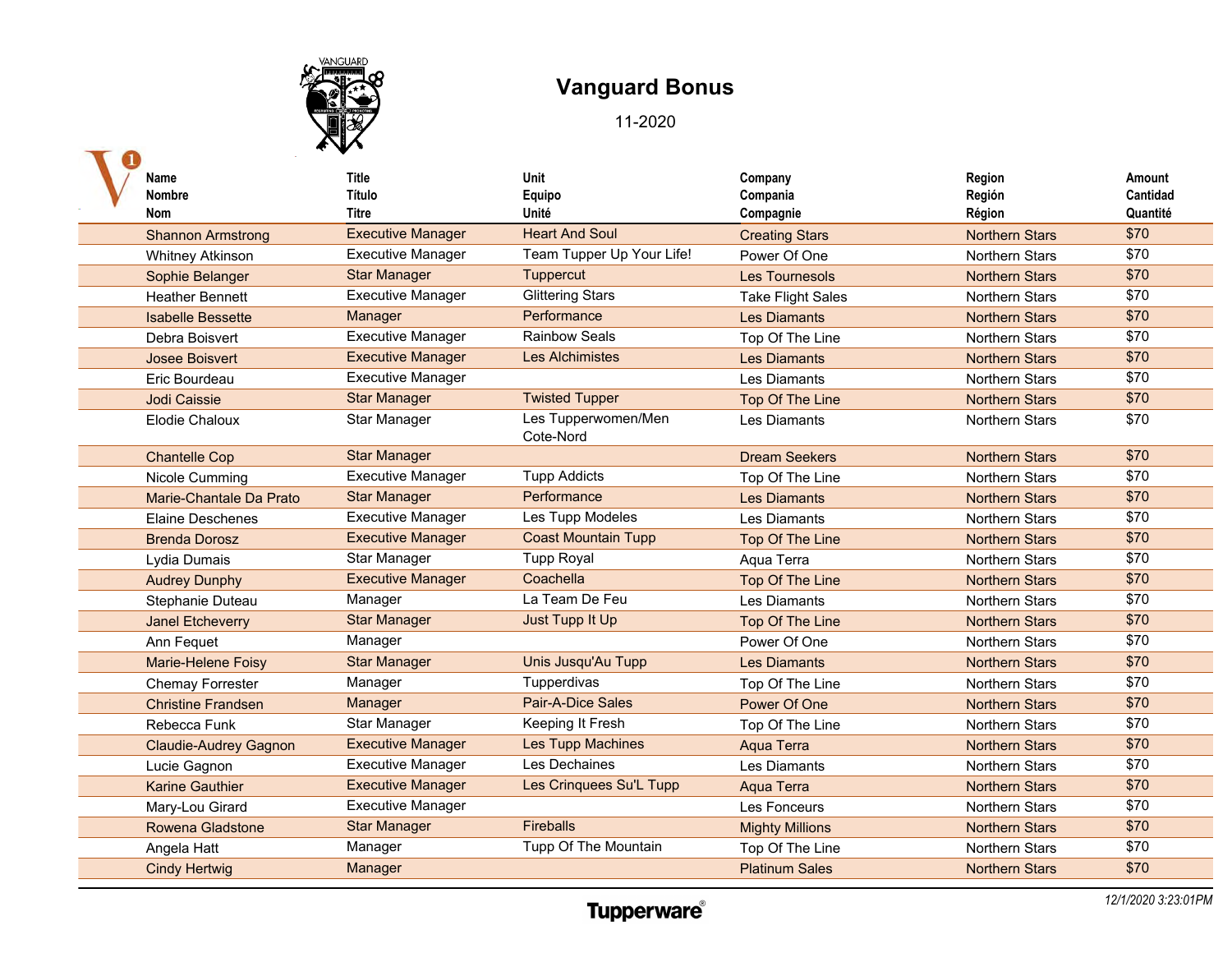# Vanguard Bonus

11-2020

| Name<br>Nombre<br>Nom | Title<br>Título<br>Titre | Unit<br>Equipo<br>Unité | Company<br>Compania<br>Compagnie | Region<br>Región<br>Région | Amount<br>Cantidad<br>Quantité |
|---|---|---|---|---|---|
| Shannon Armstrong | Executive Manager | Heart And Soul | Creating Stars | Northern Stars | $70 |
| Whitney Atkinson | Executive Manager | Team Tupper Up Your Life! | Power Of One | Northern Stars | $70 |
| Sophie Belanger | Star Manager | Tuppercut | Les Tournesols | Northern Stars | $70 |
| Heather Bennett | Executive Manager | Glittering Stars | Take Flight Sales | Northern Stars | $70 |
| Isabelle Bessette | Manager | Performance | Les Diamants | Northern Stars | $70 |
| Debra Boisvert | Executive Manager | Rainbow Seals | Top Of The Line | Northern Stars | $70 |
| Josee Boisvert | Executive Manager | Les Alchimistes | Les Diamants | Northern Stars | $70 |
| Eric Bourdeau | Executive Manager | | Les Diamants | Northern Stars | $70 |
| Jodi Caissie | Star Manager | Twisted Tupper | Top Of The Line | Northern Stars | $70 |
| Elodie Chaloux | Star Manager | Les Tupperwomen/Men Cote-Nord | Les Diamants | Northern Stars | $70 |
| Chantelle Cop | Star Manager | | Dream Seekers | Northern Stars | $70 |
| Nicole Cumming | Executive Manager | Tupp Addicts | Top Of The Line | Northern Stars | $70 |
| Marie-Chantale Da Prato | Star Manager | Performance | Les Diamants | Northern Stars | $70 |
| Elaine Deschenes | Executive Manager | Les Tupp Modeles | Les Diamants | Northern Stars | $70 |
| Brenda Dorosz | Executive Manager | Coast Mountain Tupp | Top Of The Line | Northern Stars | $70 |
| Lydia Dumais | Star Manager | Tupp Royal | Aqua Terra | Northern Stars | $70 |
| Audrey Dunphy | Executive Manager | Coachella | Top Of The Line | Northern Stars | $70 |
| Stephanie Duteau | Manager | La Team De Feu | Les Diamants | Northern Stars | $70 |
| Janel Etcheverry | Star Manager | Just Tupp It Up | Top Of The Line | Northern Stars | $70 |
| Ann Fequet | Manager | | Power Of One | Northern Stars | $70 |
| Marie-Helene Foisy | Star Manager | Unis Jusqu'Au Tupp | Les Diamants | Northern Stars | $70 |
| Chemay Forrester | Manager | Tupperdivas | Top Of The Line | Northern Stars | $70 |
| Christine Frandsen | Manager | Pair-A-Dice Sales | Power Of One | Northern Stars | $70 |
| Rebecca Funk | Star Manager | Keeping It Fresh | Top Of The Line | Northern Stars | $70 |
| Claudie-Audrey Gagnon | Executive Manager | Les Tupp Machines | Aqua Terra | Northern Stars | $70 |
| Lucie Gagnon | Executive Manager | Les Dechaines | Les Diamants | Northern Stars | $70 |
| Karine Gauthier | Executive Manager | Les Crinquees Su'L Tupp | Aqua Terra | Northern Stars | $70 |
| Mary-Lou Girard | Executive Manager | | Les Fonceurs | Northern Stars | $70 |
| Rowena Gladstone | Star Manager | Fireballs | Mighty Millions | Northern Stars | $70 |
| Angela Hatt | Manager | Tupp Of The Mountain | Top Of The Line | Northern Stars | $70 |
| Cindy Hertwig | Manager | | Platinum Sales | Northern Stars | $70 |

12/1/2020 3:23:01PM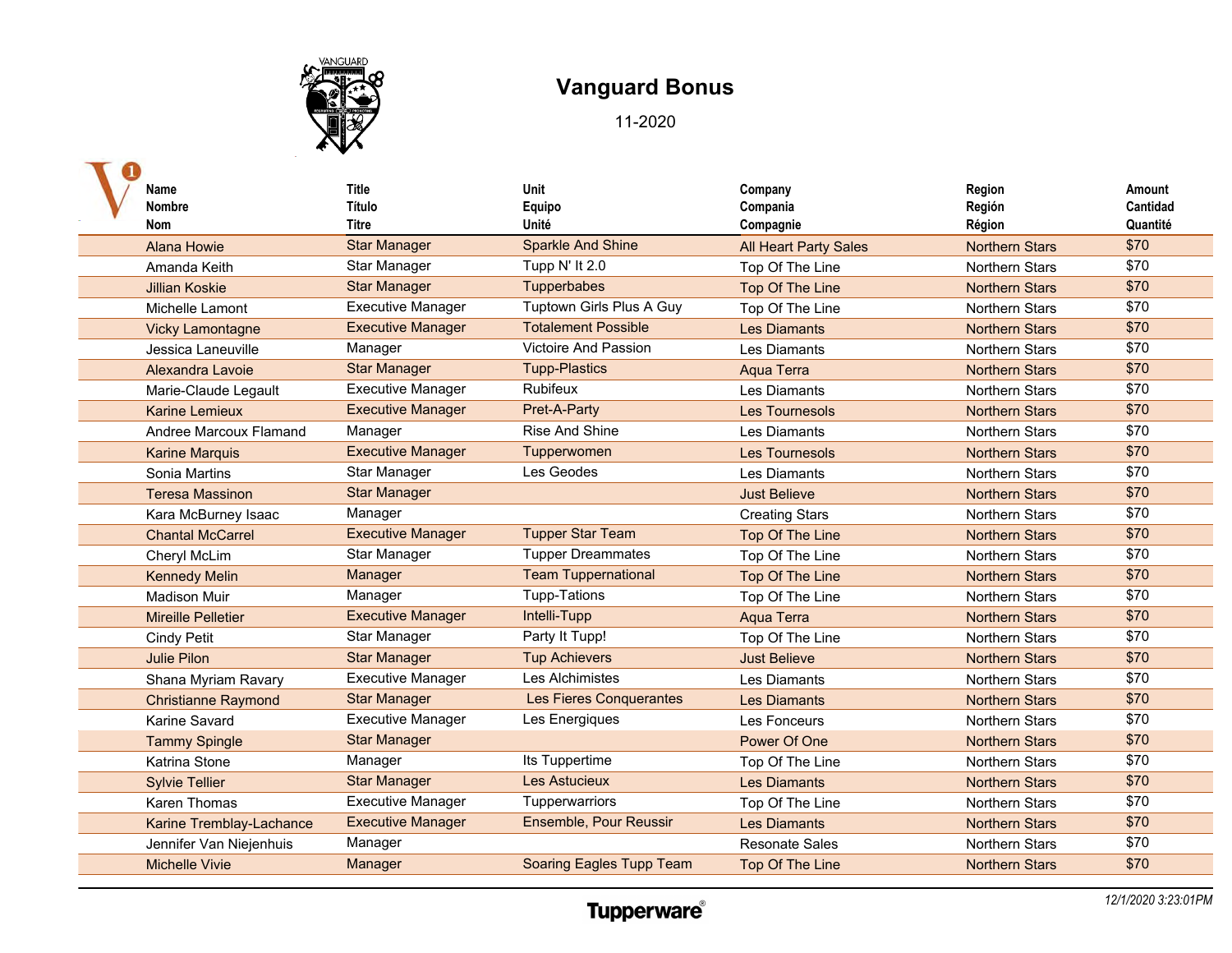# Vanguard Bonus

11-2020

| Name<br>Nombre<br>Nom | Title<br>Título<br>Titre | Unit<br>Equipo<br>Unité | Company<br>Compania<br>Compagnie | Region<br>Región<br>Région | Amount<br>Cantidad<br>Quantité |
|---|---|---|---|---|---|
| Alana Howie | Star Manager | Sparkle And Shine | All Heart Party Sales | Northern Stars | $70 |
| Amanda Keith | Star Manager | Tupp N' It 2.0 | Top Of The Line | Northern Stars | $70 |
| Jillian Koskie | Star Manager | Tupperbabes | Top Of The Line | Northern Stars | $70 |
| Michelle Lamont | Executive Manager | Tuptown Girls Plus A Guy | Top Of The Line | Northern Stars | $70 |
| Vicky Lamontagne | Executive Manager | Totalement Possible | Les Diamants | Northern Stars | $70 |
| Jessica Laneuville | Manager | Victoire And Passion | Les Diamants | Northern Stars | $70 |
| Alexandra Lavoie | Star Manager | Tupp-Plastics | Aqua Terra | Northern Stars | $70 |
| Marie-Claude Legault | Executive Manager | Rubifeux | Les Diamants | Northern Stars | $70 |
| Karine Lemieux | Executive Manager | Pret-A-Party | Les Tournesols | Northern Stars | $70 |
| Andree Marcoux Flamand | Manager | Rise And Shine | Les Diamants | Northern Stars | $70 |
| Karine Marquis | Executive Manager | Tupperwomen | Les Tournesols | Northern Stars | $70 |
| Sonia Martins | Star Manager | Les Geodes | Les Diamants | Northern Stars | $70 |
| Teresa Massinon | Star Manager | | Just Believe | Northern Stars | $70 |
| Kara McBurney Isaac | Manager | | Creating Stars | Northern Stars | $70 |
| Chantal McCarrel | Executive Manager | Tupper Star Team | Top Of The Line | Northern Stars | $70 |
| Cheryl McLim | Star Manager | Tupper Dreammates | Top Of The Line | Northern Stars | $70 |
| Kennedy Melin | Manager | Team Tuppernational | Top Of The Line | Northern Stars | $70 |
| Madison Muir | Manager | Tupp-Tations | Top Of The Line | Northern Stars | $70 |
| Mireille Pelletier | Executive Manager | Intelli-Tupp | Aqua Terra | Northern Stars | $70 |
| Cindy Petit | Star Manager | Party It Tupp! | Top Of The Line | Northern Stars | $70 |
| Julie Pilon | Star Manager | Tup Achievers | Just Believe | Northern Stars | $70 |
| Shana Myriam Ravary | Executive Manager | Les Alchimistes | Les Diamants | Northern Stars | $70 |
| Christianne Raymond | Star Manager | Les Fieres Conquerantes | Les Diamants | Northern Stars | $70 |
| Karine Savard | Executive Manager | Les Energiques | Les Fonceurs | Northern Stars | $70 |
| Tammy Spingle | Star Manager | | Power Of One | Northern Stars | $70 |
| Katrina Stone | Manager | Its Tuppertime | Top Of The Line | Northern Stars | $70 |
| Sylvie Tellier | Star Manager | Les Astucieux | Les Diamants | Northern Stars | $70 |
| Karen Thomas | Executive Manager | Tupperwarriors | Top Of The Line | Northern Stars | $70 |
| Karine Tremblay-Lachance | Executive Manager | Ensemble, Pour Reussir | Les Diamants | Northern Stars | $70 |
| Jennifer Van Niejenhuis | Manager | | Resonate Sales | Northern Stars | $70 |
| Michelle Vivie | Manager | Soaring Eagles Tupp Team | Top Of The Line | Northern Stars | $70 |

Tupperware®

*12/1/2020 3:23:01PM*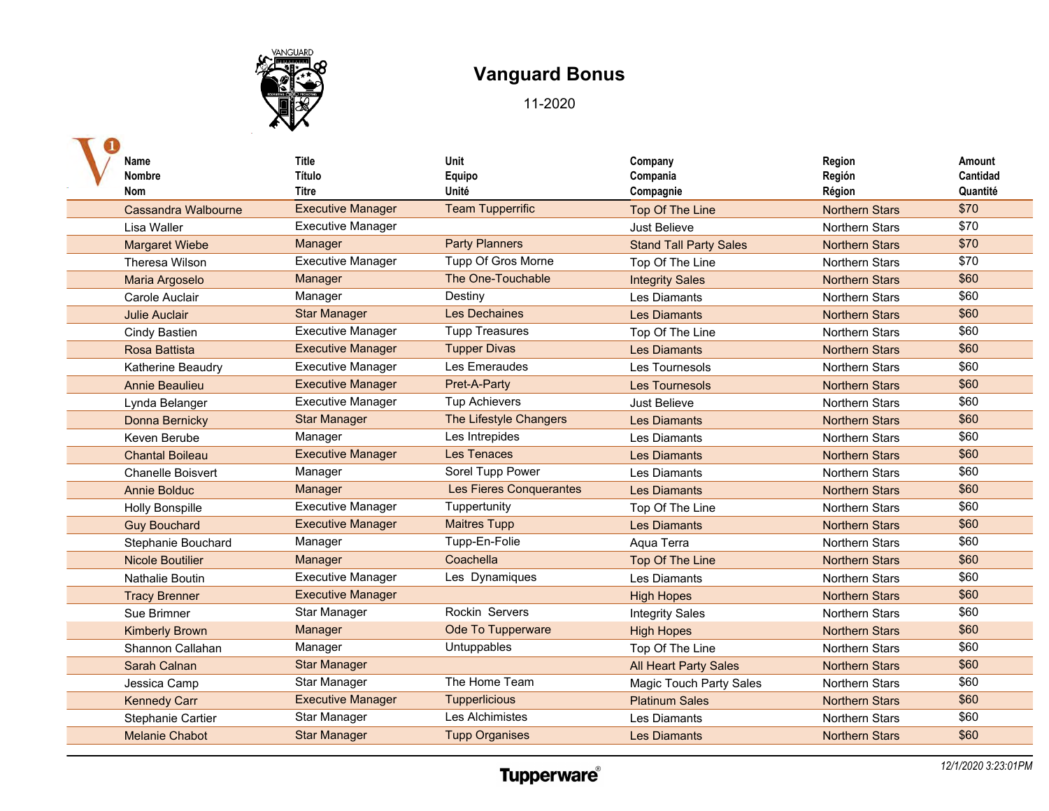# Vanguard Bonus

11-2020

| Name<br>Nombre<br>Nom | Title<br>Título<br>Titre | Unit<br>Equipo<br>Unité | Company<br>Compania<br>Compagnie | Region<br>Región<br>Région | Amount<br>Cantidad<br>Quantité |
|---|---|---|---|---|---|
| Cassandra Walbourne | Executive Manager | Team Tupperrific | Top Of The Line | Northern Stars | $70 |
| Lisa Waller | Executive Manager | | Just Believe | Northern Stars | $70 |
| Margaret Wiebe | Manager | Party Planners | Stand Tall Party Sales | Northern Stars | $70 |
| Theresa Wilson | Executive Manager | Tupp Of Gros Morne | Top Of The Line | Northern Stars | $70 |
| Maria Argoselo | Manager | The One-Touchable | Integrity Sales | Northern Stars | $60 |
| Carole Auclair | Manager | Destiny | Les Diamants | Northern Stars | $60 |
| Julie Auclair | Star Manager | Les Dechaines | Les Diamants | Northern Stars | $60 |
| Cindy Bastien | Executive Manager | Tupp Treasures | Top Of The Line | Northern Stars | $60 |
| Rosa Battista | Executive Manager | Tupper Divas | Les Diamants | Northern Stars | $60 |
| Katherine Beaudry | Executive Manager | Les Emeraudes | Les Tournesols | Northern Stars | $60 |
| Annie Beaulieu | Executive Manager | Pret-A-Party | Les Tournesols | Northern Stars | $60 |
| Lynda Belanger | Executive Manager | Tup Achievers | Just Believe | Northern Stars | $60 |
| Donna Bernicky | Star Manager | The Lifestyle Changers | Les Diamants | Northern Stars | $60 |
| Keven Berube | Manager | Les Intrepides | Les Diamants | Northern Stars | $60 |
| Chantal Boileau | Executive Manager | Les Tenaces | Les Diamants | Northern Stars | $60 |
| Chanelle Boisvert | Manager | Sorel Tupp Power | Les Diamants | Northern Stars | $60 |
| Annie Bolduc | Manager | Les Fieres Conquerantes | Les Diamants | Northern Stars | $60 |
| Holly Bonspille | Executive Manager | Tuppertunity | Top Of The Line | Northern Stars | $60 |
| Guy Bouchard | Executive Manager | Maitres Tupp | Les Diamants | Northern Stars | $60 |
| Stephanie Bouchard | Manager | Tupp-En-Folie | Aqua Terra | Northern Stars | $60 |
| Nicole Boutilier | Manager | Coachella | Top Of The Line | Northern Stars | $60 |
| Nathalie Boutin | Executive Manager | Les Dynamiques | Les Diamants | Northern Stars | $60 |
| Tracy Brenner | Executive Manager | | High Hopes | Northern Stars | $60 |
| Sue Brimner | Star Manager | Rockin Servers | Integrity Sales | Northern Stars | $60 |
| Kimberly Brown | Manager | Ode To Tupperware | High Hopes | Northern Stars | $60 |
| Shannon Callahan | Manager | Untuppables | Top Of The Line | Northern Stars | $60 |
| Sarah Calnan | Star Manager | | All Heart Party Sales | Northern Stars | $60 |
| Jessica Camp | Star Manager | The Home Team | Magic Touch Party Sales | Northern Stars | $60 |
| Kennedy Carr | Executive Manager | Tupperlicious | Platinum Sales | Northern Stars | $60 |
| Stephanie Cartier | Star Manager | Les Alchimistes | Les Diamants | Northern Stars | $60 |
| Melanie Chabot | Star Manager | Tupp Organises | Les Diamants | Northern Stars | $60 |

Tupperware

12/1/2020 3:23:01PM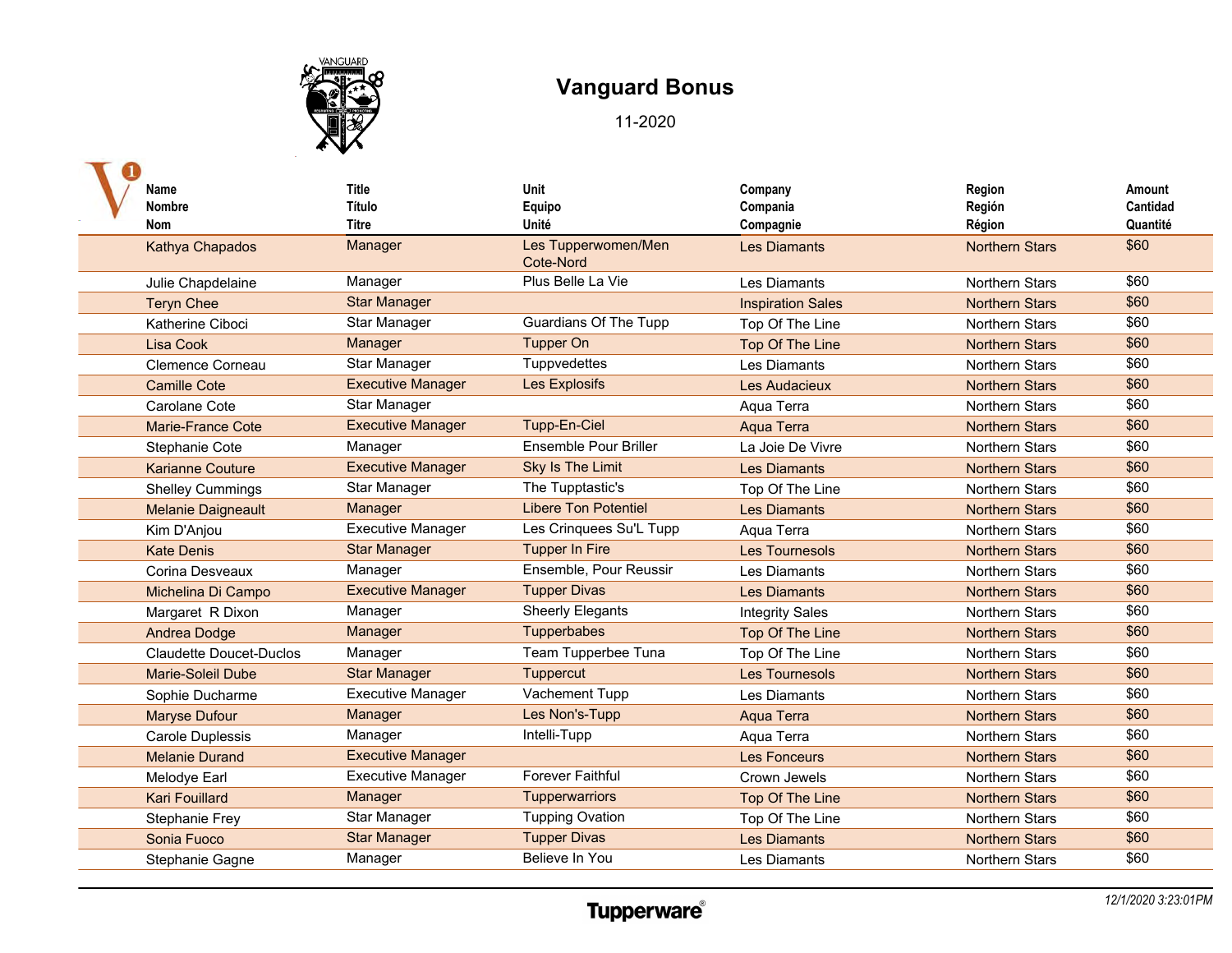# Vanguard Bonus

11-2020

| Name<br>Nombre<br>Nom | Title<br>Título<br>Titre | Unit<br>Equipo<br>Unité | Company<br>Compania<br>Compagnie | Region<br>Región<br>Région | Amount<br>Cantidad<br>Quantité |
|---|---|---|---|---|---|
| Kathya Chapados | Manager | Les Tupperwomen/Men Cote-Nord | Les Diamants | Northern Stars | $60 |
| Julie Chapdelaine | Manager | Plus Belle La Vie | Les Diamants | Northern Stars | $60 |
| Teryn Chee | Star Manager | | Inspiration Sales | Northern Stars | $60 |
| Katherine Ciboci | Star Manager | Guardians Of The Tupp | Top Of The Line | Northern Stars | $60 |
| Lisa Cook | Manager | Tupper On | Top Of The Line | Northern Stars | $60 |
| Clemence Corneau | Star Manager | Tuppvedettes | Les Diamants | Northern Stars | $60 |
| Camille Cote | Executive Manager | Les Explosifs | Les Audacieux | Northern Stars | $60 |
| Carolane Cote | Star Manager | | Aqua Terra | Northern Stars | $60 |
| Marie-France Cote | Executive Manager | Tupp-En-Ciel | Aqua Terra | Northern Stars | $60 |
| Stephanie Cote | Manager | Ensemble Pour Briller | La Joie De Vivre | Northern Stars | $60 |
| Karianne Couture | Executive Manager | Sky Is The Limit | Les Diamants | Northern Stars | $60 |
| Shelley Cummings | Star Manager | The Tupptastic's | Top Of The Line | Northern Stars | $60 |
| Melanie Daigneault | Manager | Libere Ton Potentiel | Les Diamants | Northern Stars | $60 |
| Kim D'Anjou | Executive Manager | Les Crinquees Su'L Tupp | Aqua Terra | Northern Stars | $60 |
| Kate Denis | Star Manager | Tupper In Fire | Les Tournesols | Northern Stars | $60 |
| Corina Desveaux | Manager | Ensemble, Pour Reussir | Les Diamants | Northern Stars | $60 |
| Michelina Di Campo | Executive Manager | Tupper Divas | Les Diamants | Northern Stars | $60 |
| Margaret R Dixon | Manager | Sheerly Elegants | Integrity Sales | Northern Stars | $60 |
| Andrea Dodge | Manager | Tupperbabes | Top Of The Line | Northern Stars | $60 |
| Claudette Doucet-Duclos | Manager | Team Tupperbee Tuna | Top Of The Line | Northern Stars | $60 |
| Marie-Soleil Dube | Star Manager | Tuppercut | Les Tournesols | Northern Stars | $60 |
| Sophie Ducharme | Executive Manager | Vachement Tupp | Les Diamants | Northern Stars | $60 |
| Maryse Dufour | Manager | Les Non's-Tupp | Aqua Terra | Northern Stars | $60 |
| Carole Duplessis | Manager | Intelli-Tupp | Aqua Terra | Northern Stars | $60 |
| Melanie Durand | Executive Manager | | Les Fonceurs | Northern Stars | $60 |
| Melodye Earl | Executive Manager | Forever Faithful | Crown Jewels | Northern Stars | $60 |
| Kari Fouillard | Manager | Tupperwarriors | Top Of The Line | Northern Stars | $60 |
| Stephanie Frey | Star Manager | Tupping Ovation | Top Of The Line | Northern Stars | $60 |
| Sonia Fuoco | Star Manager | Tupper Divas | Les Diamants | Northern Stars | $60 |
| Stephanie Gagne | Manager | Believe In You | Les Diamants | Northern Stars | $60 |

12/1/2020 3:23:01PM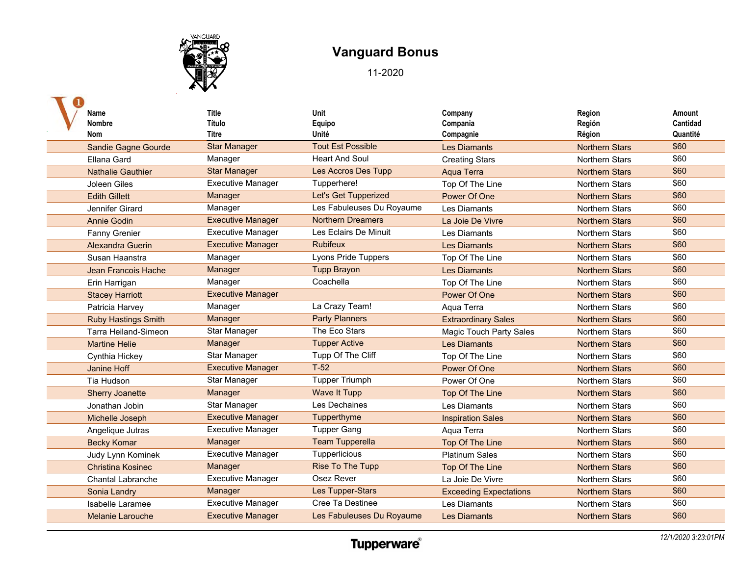# Vanguard Bonus

11-2020

| Name<br>Nombre<br>Nom | Title<br>Título<br>Titre | Unit<br>Equipo<br>Unité | Company<br>Compania<br>Compagnie | Region<br>Región<br>Région | Amount<br>Cantidad<br>Quantité |
|---|---|---|---|---|---|
| Sandie Gagne Gourde | Star Manager | Tout Est Possible | Les Diamants | Northern Stars | $60 |
| Ellana Gard | Manager | Heart And Soul | Creating Stars | Northern Stars | $60 |
| Nathalie Gauthier | Star Manager | Les Accros Des Tupp | Aqua Terra | Northern Stars | $60 |
| Joleen Giles | Executive Manager | Tupperhere! | Top Of The Line | Northern Stars | $60 |
| Edith Gillett | Manager | Let's Get Tupperized | Power Of One | Northern Stars | $60 |
| Jennifer Girard | Manager | Les Fabuleuses Du Royaume | Les Diamants | Northern Stars | $60 |
| Annie Godin | Executive Manager | Northern Dreamers | La Joie De Vivre | Northern Stars | $60 |
| Fanny Grenier | Executive Manager | Les Eclairs De Minuit | Les Diamants | Northern Stars | $60 |
| Alexandra Guerin | Executive Manager | Rubifeux | Les Diamants | Northern Stars | $60 |
| Susan Haanstra | Manager | Lyons Pride Tuppers | Top Of The Line | Northern Stars | $60 |
| Jean Francois Hache | Manager | Tupp Brayon | Les Diamants | Northern Stars | $60 |
| Erin Harrigan | Manager | Coachella | Top Of The Line | Northern Stars | $60 |
| Stacey Harriott | Executive Manager | | Power Of One | Northern Stars | $60 |
| Patricia Harvey | Manager | La Crazy Team! | Aqua Terra | Northern Stars | $60 |
| Ruby Hastings Smith | Manager | Party Planners | Extraordinary Sales | Northern Stars | $60 |
| Tarra Heiland-Simeon | Star Manager | The Eco Stars | Magic Touch Party Sales | Northern Stars | $60 |
| Martine Helie | Manager | Tupper Active | Les Diamants | Northern Stars | $60 |
| Cynthia Hickey | Star Manager | Tupp Of The Cliff | Top Of The Line | Northern Stars | $60 |
| Janine Hoff | Executive Manager | T-52 | Power Of One | Northern Stars | $60 |
| Tia Hudson | Star Manager | Tupper Triumph | Power Of One | Northern Stars | $60 |
| Sherry Joanette | Manager | Wave It Tupp | Top Of The Line | Northern Stars | $60 |
| Jonathan Jobin | Star Manager | Les Dechaines | Les Diamants | Northern Stars | $60 |
| Michelle Joseph | Executive Manager | Tupperthyme | Inspiration Sales | Northern Stars | $60 |
| Angelique Jutras | Executive Manager | Tupper Gang | Aqua Terra | Northern Stars | $60 |
| Becky Komar | Manager | Team Tupperella | Top Of The Line | Northern Stars | $60 |
| Judy Lynn Kominek | Executive Manager | Tupperlicious | Platinum Sales | Northern Stars | $60 |
| Christina Kosinec | Manager | Rise To The Tupp | Top Of The Line | Northern Stars | $60 |
| Chantal Labranche | Executive Manager | Osez Rever | La Joie De Vivre | Northern Stars | $60 |
| Sonia Landry | Manager | Les Tupper-Stars | Exceeding Expectations | Northern Stars | $60 |
| Isabelle Laramee | Executive Manager | Cree Ta Destinee | Les Diamants | Northern Stars | $60 |
| Melanie Larouche | Executive Manager | Les Fabuleuses Du Royaume | Les Diamants | Northern Stars | $60 |

Tupperware®

*12/1/2020 3:23:01PM*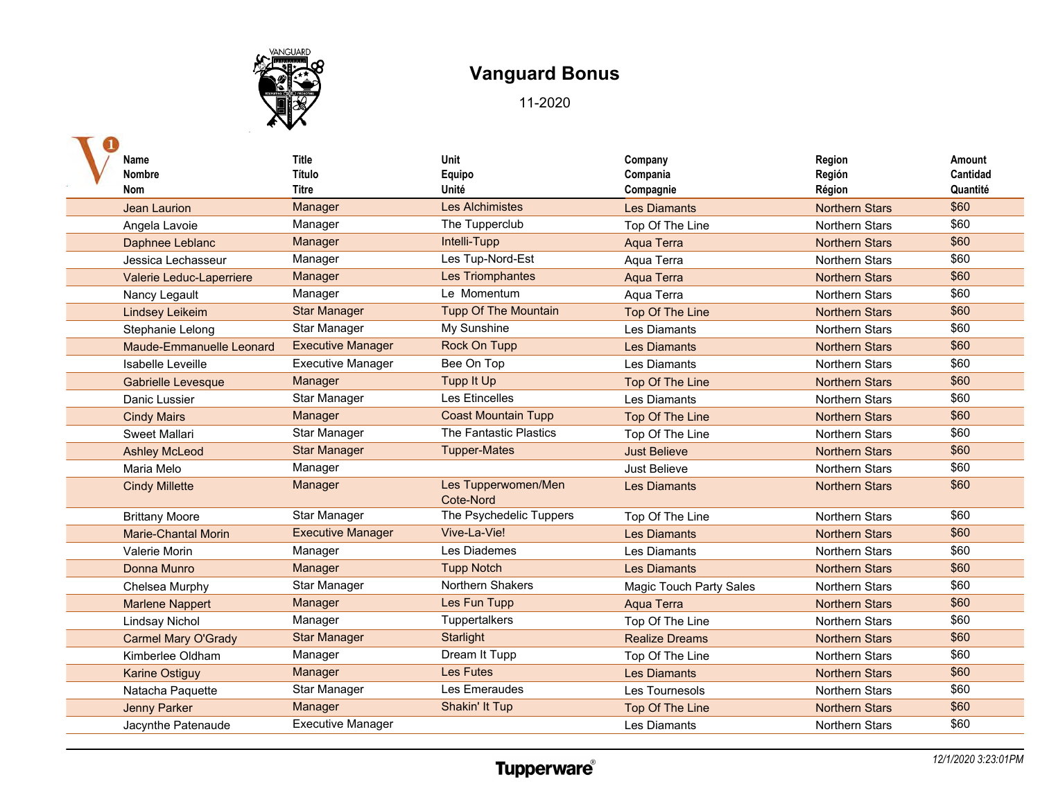# Vanguard Bonus

11-2020

| Name<br>Nombre<br>Nom | Title<br>Título<br>Titre | Unit<br>Equipo<br>Unité | Company<br>Compania<br>Compagnie | Region<br>Región<br>Région | Amount<br>Cantidad<br>Quantité |
|---|---|---|---|---|---|
| Jean Laurion | Manager | Les Alchimistes | Les Diamants | Northern Stars | $60 |
| Angela Lavoie | Manager | The Tupperclub | Top Of The Line | Northern Stars | $60 |
| Daphnee Leblanc | Manager | Intelli-Tupp | Aqua Terra | Northern Stars | $60 |
| Jessica Lechasseur | Manager | Les Tup-Nord-Est | Aqua Terra | Northern Stars | $60 |
| Valerie Leduc-Laperriere | Manager | Les Triomphantes | Aqua Terra | Northern Stars | $60 |
| Nancy Legault | Manager | Le Momentum | Aqua Terra | Northern Stars | $60 |
| Lindsey Leikeim | Star Manager | Tupp Of The Mountain | Top Of The Line | Northern Stars | $60 |
| Stephanie Lelong | Star Manager | My Sunshine | Les Diamants | Northern Stars | $60 |
| Maude-Emmanuelle Leonard | Executive Manager | Rock On Tupp | Les Diamants | Northern Stars | $60 |
| Isabelle Leveille | Executive Manager | Bee On Top | Les Diamants | Northern Stars | $60 |
| Gabrielle Levesque | Manager | Tupp It Up | Top Of The Line | Northern Stars | $60 |
| Danic Lussier | Star Manager | Les Etincelles | Les Diamants | Northern Stars | $60 |
| Cindy Mairs | Manager | Coast Mountain Tupp | Top Of The Line | Northern Stars | $60 |
| Sweet Mallari | Star Manager | The Fantastic Plastics | Top Of The Line | Northern Stars | $60 |
| Ashley McLeod | Star Manager | Tupper-Mates | Just Believe | Northern Stars | $60 |
| Maria Melo | Manager | | Just Believe | Northern Stars | $60 |
| Cindy Millette | Manager | Les Tupperwomen/Men Cote-Nord | Les Diamants | Northern Stars | $60 |
| Brittany Moore | Star Manager | The Psychedelic Tuppers | Top Of The Line | Northern Stars | $60 |
| Marie-Chantal Morin | Executive Manager | Vive-La-Vie! | Les Diamants | Northern Stars | $60 |
| Valerie Morin | Manager | Les Diademes | Les Diamants | Northern Stars | $60 |
| Donna Munro | Manager | Tupp Notch | Les Diamants | Northern Stars | $60 |
| Chelsea Murphy | Star Manager | Northern Shakers | Magic Touch Party Sales | Northern Stars | $60 |
| Marlene Nappert | Manager | Les Fun Tupp | Aqua Terra | Northern Stars | $60 |
| Lindsay Nichol | Manager | Tuppertalkers | Top Of The Line | Northern Stars | $60 |
| Carmel Mary O'Grady | Star Manager | Starlight | Realize Dreams | Northern Stars | $60 |
| Kimberlee Oldham | Manager | Dream It Tupp | Top Of The Line | Northern Stars | $60 |
| Karine Ostiguy | Manager | Les Futes | Les Diamants | Northern Stars | $60 |
| Natacha Paquette | Star Manager | Les Emeraudes | Les Tournesols | Northern Stars | $60 |
| Jenny Parker | Manager | Shakin' It Tup | Top Of The Line | Northern Stars | $60 |
| Jacynthe Patenaude | Executive Manager | | Les Diamants | Northern Stars | $60 |

Tupperware®

*12/1/2020 3:23:01PM*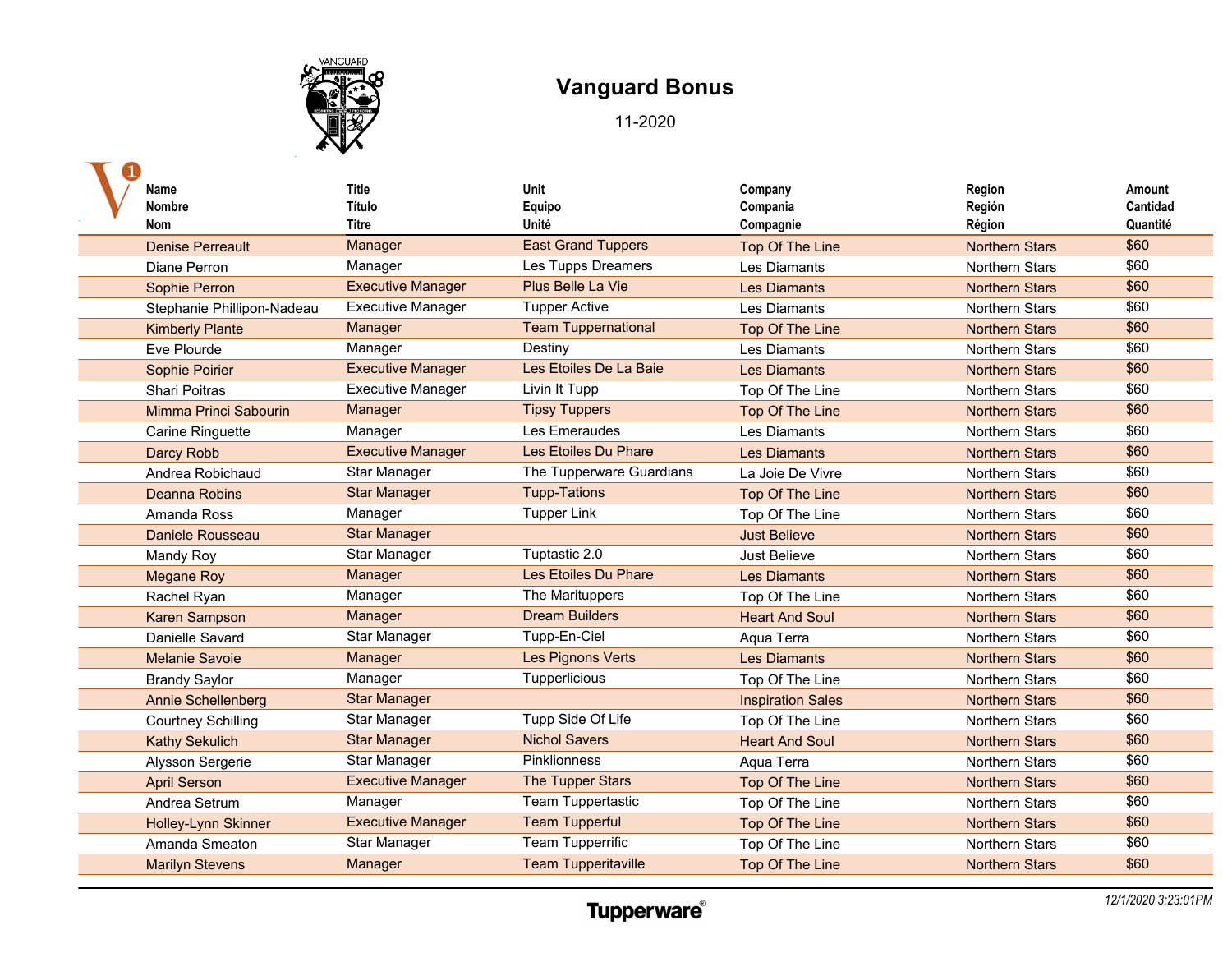# Vanguard Bonus

11-2020

| Name<br>Nombre<br>Nom | Title<br>Título<br>Titre | Unit<br>Equipo<br>Unité | Company<br>Compania<br>Compagnie | Region<br>Región<br>Région | Amount<br>Cantidad<br>Quantité |
|---|---|---|---|---|---|
| Denise Perreault | Manager | East Grand Tuppers | Top Of The Line | Northern Stars | $60 |
| Diane Perron | Manager | Les Tupps Dreamers | Les Diamants | Northern Stars | $60 |
| Sophie Perron | Executive Manager | Plus Belle La Vie | Les Diamants | Northern Stars | $60 |
| Stephanie Phillipon-Nadeau | Executive Manager | Tupper Active | Les Diamants | Northern Stars | $60 |
| Kimberly Plante | Manager | Team Tuppernational | Top Of The Line | Northern Stars | $60 |
| Eve Plourde | Manager | Destiny | Les Diamants | Northern Stars | $60 |
| Sophie Poirier | Executive Manager | Les Etoiles De La Baie | Les Diamants | Northern Stars | $60 |
| Shari Poitras | Executive Manager | Livin It Tupp | Top Of The Line | Northern Stars | $60 |
| Mimma Princi Sabourin | Manager | Tipsy Tuppers | Top Of The Line | Northern Stars | $60 |
| Carine Ringuette | Manager | Les Emeraudes | Les Diamants | Northern Stars | $60 |
| Darcy Robb | Executive Manager | Les Etoiles Du Phare | Les Diamants | Northern Stars | $60 |
| Andrea Robichaud | Star Manager | The Tupperware Guardians | La Joie De Vivre | Northern Stars | $60 |
| Deanna Robins | Star Manager | Tupp-Tations | Top Of The Line | Northern Stars | $60 |
| Amanda Ross | Manager | Tupper Link | Top Of The Line | Northern Stars | $60 |
| Daniele Rousseau | Star Manager | | Just Believe | Northern Stars | $60 |
| Mandy Roy | Star Manager | Tuptastic 2.0 | Just Believe | Northern Stars | $60 |
| Megane Roy | Manager | Les Etoiles Du Phare | Les Diamants | Northern Stars | $60 |
| Rachel Ryan | Manager | The Marituppers | Top Of The Line | Northern Stars | $60 |
| Karen Sampson | Manager | Dream Builders | Heart And Soul | Northern Stars | $60 |
| Danielle Savard | Star Manager | Tupp-En-Ciel | Aqua Terra | Northern Stars | $60 |
| Melanie Savoie | Manager | Les Pignons Verts | Les Diamants | Northern Stars | $60 |
| Brandy Saylor | Manager | Tupperlicious | Top Of The Line | Northern Stars | $60 |
| Annie Schellenberg | Star Manager | | Inspiration Sales | Northern Stars | $60 |
| Courtney Schilling | Star Manager | Tupp Side Of Life | Top Of The Line | Northern Stars | $60 |
| Kathy Sekulich | Star Manager | Nichol Savers | Heart And Soul | Northern Stars | $60 |
| Alysson Sergerie | Star Manager | Pinklionness | Aqua Terra | Northern Stars | $60 |
| April Serson | Executive Manager | The Tupper Stars | Top Of The Line | Northern Stars | $60 |
| Andrea Setrum | Manager | Team Tuppertastic | Top Of The Line | Northern Stars | $60 |
| Holley-Lynn Skinner | Executive Manager | Team Tupperful | Top Of The Line | Northern Stars | $60 |
| Amanda Smeaton | Star Manager | Team Tupperrific | Top Of The Line | Northern Stars | $60 |
| Marilyn Stevens | Manager | Team Tupperitaville | Top Of The Line | Northern Stars | $60 |

Tupperware®

*12/1/2020 3:23:01PM*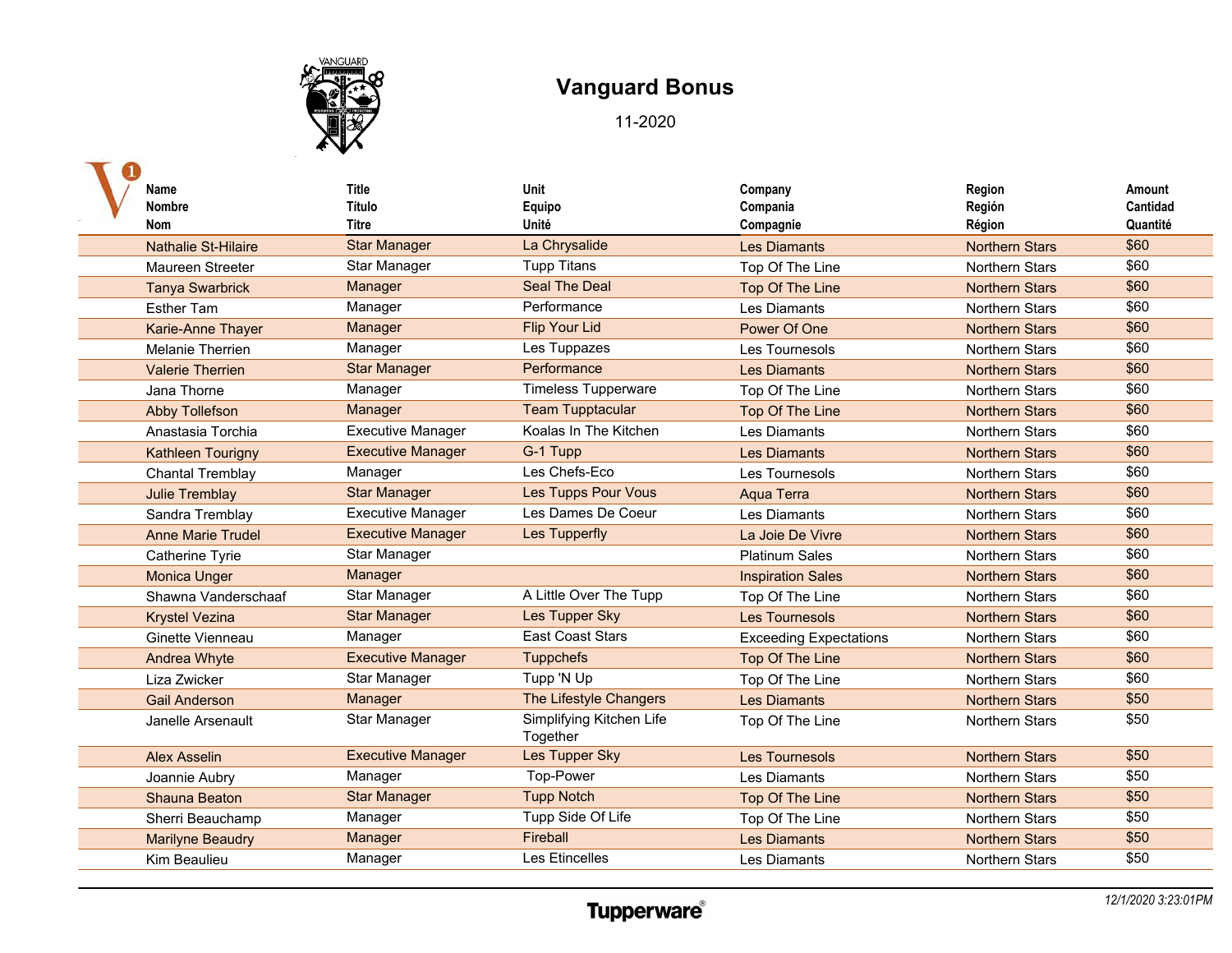# Vanguard Bonus

11-2020

| Name<br>Nombre<br>Nom | Title<br>Título<br>Titre | Unit<br>Equipo<br>Unité | Company<br>Compania<br>Compagnie | Region<br>Región<br>Région | Amount<br>Cantidad<br>Quantité |
|---|---|---|---|---|---|
| Nathalie St-Hilaire | Star Manager | La Chrysalide | Les Diamants | Northern Stars | $60 |
| Maureen Streeter | Star Manager | Tupp Titans | Top Of The Line | Northern Stars | $60 |
| Tanya Swarbrick | Manager | Seal The Deal | Top Of The Line | Northern Stars | $60 |
| Esther Tam | Manager | Performance | Les Diamants | Northern Stars | $60 |
| Karie-Anne Thayer | Manager | Flip Your Lid | Power Of One | Northern Stars | $60 |
| Melanie Therrien | Manager | Les Tuppazes | Les Tournesols | Northern Stars | $60 |
| Valerie Therrien | Star Manager | Performance | Les Diamants | Northern Stars | $60 |
| Jana Thorne | Manager | Timeless Tupperware | Top Of The Line | Northern Stars | $60 |
| Abby Tollefson | Manager | Team Tupptacular | Top Of The Line | Northern Stars | $60 |
| Anastasia Torchia | Executive Manager | Koalas In The Kitchen | Les Diamants | Northern Stars | $60 |
| Kathleen Tourigny | Executive Manager | G-1 Tupp | Les Diamants | Northern Stars | $60 |
| Chantal Tremblay | Manager | Les Chefs-Eco | Les Tournesols | Northern Stars | $60 |
| Julie Tremblay | Star Manager | Les Tupps Pour Vous | Aqua Terra | Northern Stars | $60 |
| Sandra Tremblay | Executive Manager | Les Dames De Coeur | Les Diamants | Northern Stars | $60 |
| Anne Marie Trudel | Executive Manager | Les Tupperfly | La Joie De Vivre | Northern Stars | $60 |
| Catherine Tyrie | Star Manager | | Platinum Sales | Northern Stars | $60 |
| Monica Unger | Manager | | Inspiration Sales | Northern Stars | $60 |
| Shawna Vanderschaaf | Star Manager | A Little Over The Tupp | Top Of The Line | Northern Stars | $60 |
| Krystel Vezina | Star Manager | Les Tupper Sky | Les Tournesols | Northern Stars | $60 |
| Ginette Vienneau | Manager | East Coast Stars | Exceeding Expectations | Northern Stars | $60 |
| Andrea Whyte | Executive Manager | Tuppchefs | Top Of The Line | Northern Stars | $60 |
| Liza Zwicker | Star Manager | Tupp 'N Up | Top Of The Line | Northern Stars | $60 |
| Gail Anderson | Manager | The Lifestyle Changers | Les Diamants | Northern Stars | $50 |
| Janelle Arsenault | Star Manager | Simplifying Kitchen Life Together | Top Of The Line | Northern Stars | $50 |
| Alex Asselin | Executive Manager | Les Tupper Sky | Les Tournesols | Northern Stars | $50 |
| Joannie Aubry | Manager | Top-Power | Les Diamants | Northern Stars | $50 |
| Shauna Beaton | Star Manager | Tupp Notch | Top Of The Line | Northern Stars | $50 |
| Sherri Beauchamp | Manager | Tupp Side Of Life | Top Of The Line | Northern Stars | $50 |
| Marilyne Beaudry | Manager | Fireball | Les Diamants | Northern Stars | $50 |
| Kim Beaulieu | Manager | Les Etincelles | Les Diamants | Northern Stars | $50 |

Tupperware®

12/1/2020 3:23:01PM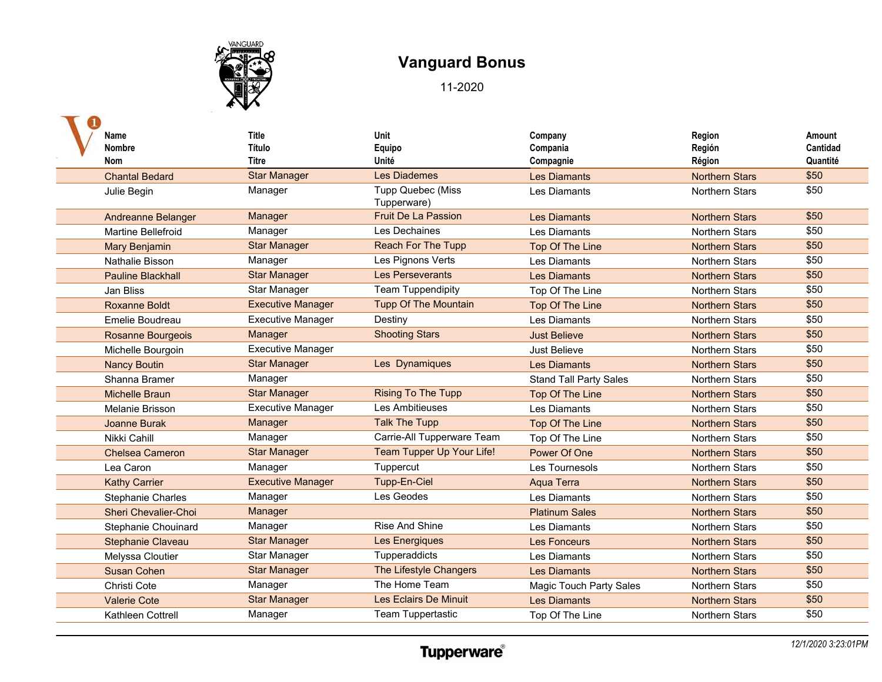# Vanguard Bonus

11-2020

| Name<br>Nombre<br>Nom | Title<br>Título<br>Titre | Unit<br>Equipo<br>Unité | Company<br>Compania<br>Compagnie | Region<br>Región<br>Région | Amount<br>Cantidad<br>Quantité |
|---|---|---|---|---|---|
| Chantal Bedard | Star Manager | Les Diademes | Les Diamants | Northern Stars | $50 |
| Julie Begin | Manager | Tupp Quebec (Miss Tupperware) | Les Diamants | Northern Stars | $50 |
| Andreanne Belanger | Manager | Fruit De La Passion | Les Diamants | Northern Stars | $50 |
| Martine Bellefroid | Manager | Les Dechaines | Les Diamants | Northern Stars | $50 |
| Mary Benjamin | Star Manager | Reach For The Tupp | Top Of The Line | Northern Stars | $50 |
| Nathalie Bisson | Manager | Les Pignons Verts | Les Diamants | Northern Stars | $50 |
| Pauline Blackhall | Star Manager | Les Perseverants | Les Diamants | Northern Stars | $50 |
| Jan Bliss | Star Manager | Team Tuppendipity | Top Of The Line | Northern Stars | $50 |
| Roxanne Boldt | Executive Manager | Tupp Of The Mountain | Top Of The Line | Northern Stars | $50 |
| Emelie Boudreau | Executive Manager | Destiny | Les Diamants | Northern Stars | $50 |
| Rosanne Bourgeois | Manager | Shooting Stars | Just Believe | Northern Stars | $50 |
| Michelle Bourgoin | Executive Manager | | Just Believe | Northern Stars | $50 |
| Nancy Boutin | Star Manager | Les Dynamiques | Les Diamants | Northern Stars | $50 |
| Shanna Bramer | Manager | | Stand Tall Party Sales | Northern Stars | $50 |
| Michelle Braun | Star Manager | Rising To The Tupp | Top Of The Line | Northern Stars | $50 |
| Melanie Brisson | Executive Manager | Les Ambitieuses | Les Diamants | Northern Stars | $50 |
| Joanne Burak | Manager | Talk The Tupp | Top Of The Line | Northern Stars | $50 |
| Nikki Cahill | Manager | Carrie-All Tupperware Team | Top Of The Line | Northern Stars | $50 |
| Chelsea Cameron | Star Manager | Team Tupper Up Your Life! | Power Of One | Northern Stars | $50 |
| Lea Caron | Manager | Tuppercut | Les Tournesols | Northern Stars | $50 |
| Kathy Carrier | Executive Manager | Tupp-En-Ciel | Aqua Terra | Northern Stars | $50 |
| Stephanie Charles | Manager | Les Geodes | Les Diamants | Northern Stars | $50 |
| Sheri Chevalier-Choi | Manager | | Platinum Sales | Northern Stars | $50 |
| Stephanie Chouinard | Manager | Rise And Shine | Les Diamants | Northern Stars | $50 |
| Stephanie Claveau | Star Manager | Les Energiques | Les Fonceurs | Northern Stars | $50 |
| Melyssa Cloutier | Star Manager | Tupperaddicts | Les Diamants | Northern Stars | $50 |
| Susan Cohen | Star Manager | The Lifestyle Changers | Les Diamants | Northern Stars | $50 |
| Christi Cote | Manager | The Home Team | Magic Touch Party Sales | Northern Stars | $50 |
| Valerie Cote | Star Manager | Les Eclairs De Minuit | Les Diamants | Northern Stars | $50 |
| Kathleen Cottrell | Manager | Team Tuppertastic | Top Of The Line | Northern Stars | $50 |

Tupperware

*12/1/2020 3:23:01PM*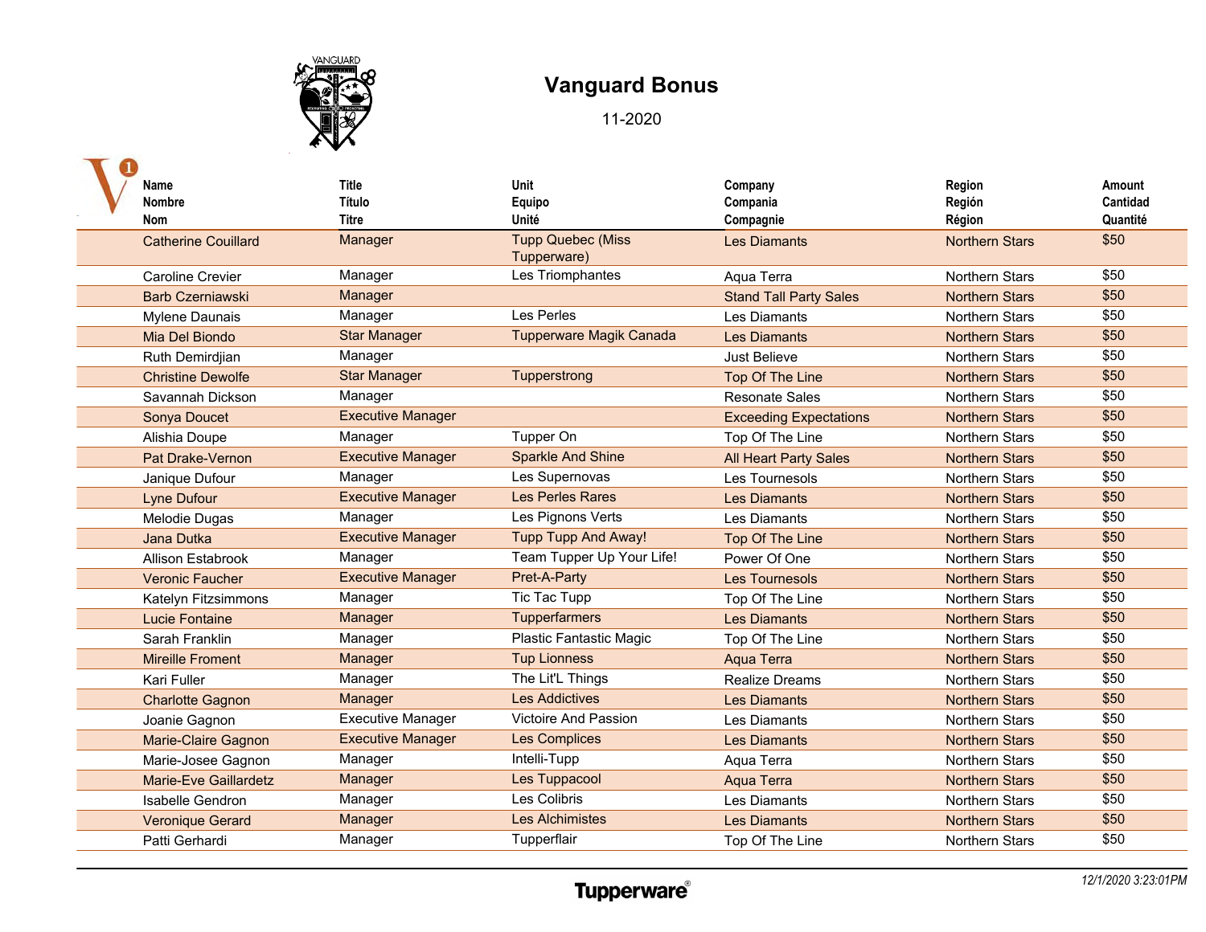# Vanguard Bonus

11-2020

| Name<br>Nombre<br>Nom | Title<br>Título<br>Titre | Unit<br>Equipo<br>Unité | Company<br>Compania<br>Compagnie | Region<br>Región<br>Région | Amount<br>Cantidad<br>Quantité |
|---|---|---|---|---|---|
| Catherine Couillard | Manager | Tupp Quebec (Miss Tupperware) | Les Diamants | Northern Stars | $50 |
| Caroline Crevier | Manager | Les Triomphantes | Aqua Terra | Northern Stars | $50 |
| Barb Czerniawski | Manager | | Stand Tall Party Sales | Northern Stars | $50 |
| Mylene Daunais | Manager | Les Perles | Les Diamants | Northern Stars | $50 |
| Mia Del Biondo | Star Manager | Tupperware Magik Canada | Les Diamants | Northern Stars | $50 |
| Ruth Demirdjian | Manager | | Just Believe | Northern Stars | $50 |
| Christine Dewolfe | Star Manager | Tupperstrong | Top Of The Line | Northern Stars | $50 |
| Savannah Dickson | Manager | | Resonate Sales | Northern Stars | $50 |
| Sonya Doucet | Executive Manager | | Exceeding Expectations | Northern Stars | $50 |
| Alishia Doupe | Manager | Tupper On | Top Of The Line | Northern Stars | $50 |
| Pat Drake-Vernon | Executive Manager | Sparkle And Shine | All Heart Party Sales | Northern Stars | $50 |
| Janique Dufour | Manager | Les Supernovas | Les Tournesols | Northern Stars | $50 |
| Lyne Dufour | Executive Manager | Les Perles Rares | Les Diamants | Northern Stars | $50 |
| Melodie Dugas | Manager | Les Pignons Verts | Les Diamants | Northern Stars | $50 |
| Jana Dutka | Executive Manager | Tupp Tupp And Away! | Top Of The Line | Northern Stars | $50 |
| Allison Estabrook | Manager | Team Tupper Up Your Life! | Power Of One | Northern Stars | $50 |
| Veronic Faucher | Executive Manager | Pret-A-Party | Les Tournesols | Northern Stars | $50 |
| Katelyn Fitzsimmons | Manager | Tic Tac Tupp | Top Of The Line | Northern Stars | $50 |
| Lucie Fontaine | Manager | Tupperfarmers | Les Diamants | Northern Stars | $50 |
| Sarah Franklin | Manager | Plastic Fantastic Magic | Top Of The Line | Northern Stars | $50 |
| Mireille Froment | Manager | Tup Lionness | Aqua Terra | Northern Stars | $50 |
| Kari Fuller | Manager | The Lit'L Things | Realize Dreams | Northern Stars | $50 |
| Charlotte Gagnon | Manager | Les Addictives | Les Diamants | Northern Stars | $50 |
| Joanie Gagnon | Executive Manager | Victoire And Passion | Les Diamants | Northern Stars | $50 |
| Marie-Claire Gagnon | Executive Manager | Les Complices | Les Diamants | Northern Stars | $50 |
| Marie-Josee Gagnon | Manager | Intelli-Tupp | Aqua Terra | Northern Stars | $50 |
| Marie-Eve Gaillardetz | Manager | Les Tuppacool | Aqua Terra | Northern Stars | $50 |
| Isabelle Gendron | Manager | Les Colibris | Les Diamants | Northern Stars | $50 |
| Veronique Gerard | Manager | Les Alchimistes | Les Diamants | Northern Stars | $50 |
| Patti Gerhardi | Manager | Tupperflair | Top Of The Line | Northern Stars | $50 |

Tupperware®

12/1/2020 3:23:01PM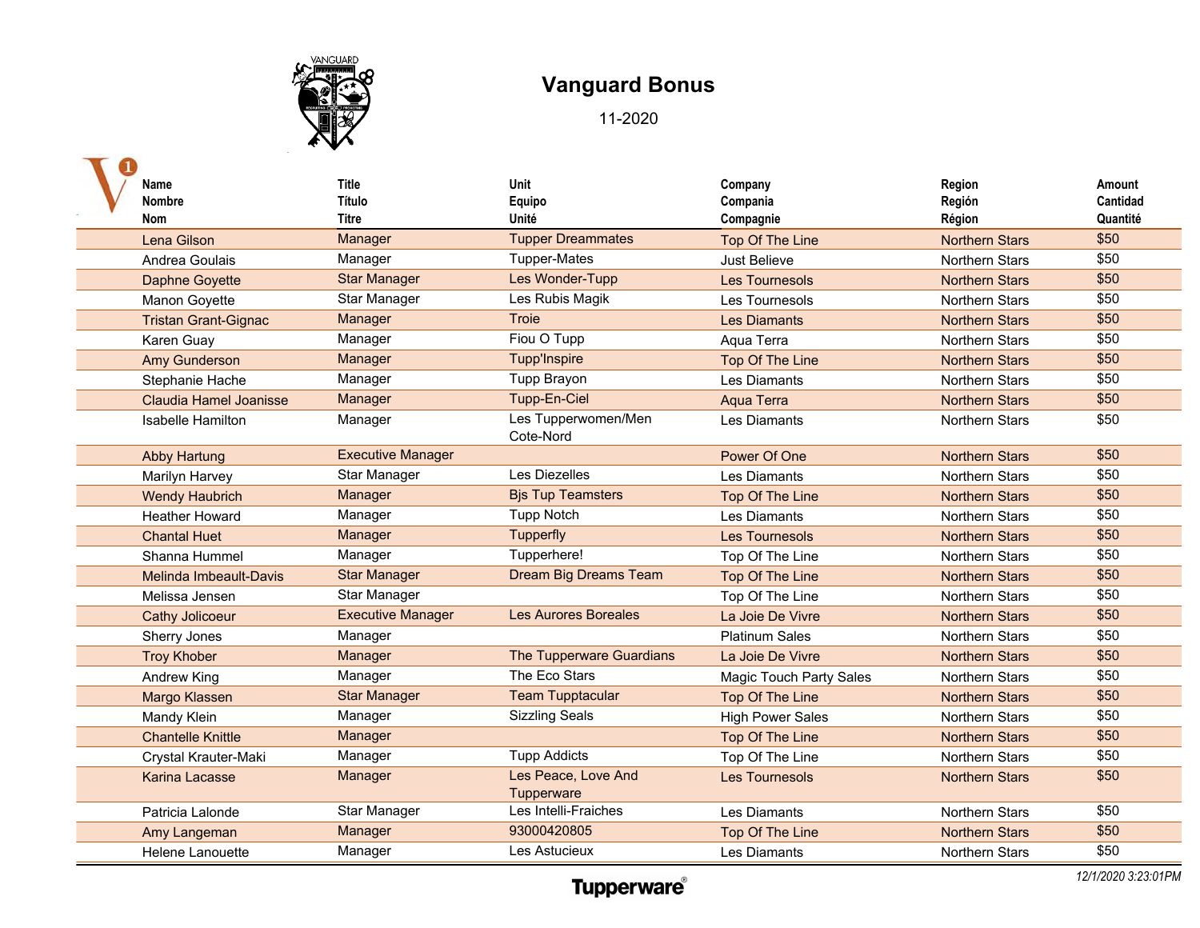# Vanguard Bonus

11-2020

| Name<br>Nombre<br>Nom | Title<br>Título<br>Titre | Unit<br>Equipo<br>Unité | Company<br>Compania<br>Compagnie | Region<br>Región<br>Région | Amount<br>Cantidad<br>Quantité |
|---|---|---|---|---|---|
| Lena Gilson | Manager | Tupper Dreammates | Top Of The Line | Northern Stars | $50 |
| Andrea Goulais | Manager | Tupper-Mates | Just Believe | Northern Stars | $50 |
| Daphne Goyette | Star Manager | Les Wonder-Tupp | Les Tournesols | Northern Stars | $50 |
| Manon Goyette | Star Manager | Les Rubis Magik | Les Tournesols | Northern Stars | $50 |
| Tristan Grant-Gignac | Manager | Troie | Les Diamants | Northern Stars | $50 |
| Karen Guay | Manager | Fiou O Tupp | Aqua Terra | Northern Stars | $50 |
| Amy Gunderson | Manager | Tupp'Inspire | Top Of The Line | Northern Stars | $50 |
| Stephanie Hache | Manager | Tupp Brayon | Les Diamants | Northern Stars | $50 |
| Claudia Hamel Joanisse | Manager | Tupp-En-Ciel | Aqua Terra | Northern Stars | $50 |
| Isabelle Hamilton | Manager | Les Tupperwomen/Men Cote-Nord | Les Diamants | Northern Stars | $50 |
| Abby Hartung | Executive Manager | | Power Of One | Northern Stars | $50 |
| Marilyn Harvey | Star Manager | Les Diezelles | Les Diamants | Northern Stars | $50 |
| Wendy Haubrich | Manager | Bjs Tup Teamsters | Top Of The Line | Northern Stars | $50 |
| Heather Howard | Manager | Tupp Notch | Les Diamants | Northern Stars | $50 |
| Chantal Huet | Manager | Tupperfly | Les Tournesols | Northern Stars | $50 |
| Shanna Hummel | Manager | Tupperhere! | Top Of The Line | Northern Stars | $50 |
| Melinda Imbeault-Davis | Star Manager | Dream Big Dreams Team | Top Of The Line | Northern Stars | $50 |
| Melissa Jensen | Star Manager | | Top Of The Line | Northern Stars | $50 |
| Cathy Jolicoeur | Executive Manager | Les Aurores Boreales | La Joie De Vivre | Northern Stars | $50 |
| Sherry Jones | Manager | | Platinum Sales | Northern Stars | $50 |
| Troy Khober | Manager | The Tupperware Guardians | La Joie De Vivre | Northern Stars | $50 |
| Andrew King | Manager | The Eco Stars | Magic Touch Party Sales | Northern Stars | $50 |
| Margo Klassen | Star Manager | Team Tupptacular | Top Of The Line | Northern Stars | $50 |
| Mandy Klein | Manager | Sizzling Seals | High Power Sales | Northern Stars | $50 |
| Chantelle Knittle | Manager | | Top Of The Line | Northern Stars | $50 |
| Crystal Krauter-Maki | Manager | Tupp Addicts | Top Of The Line | Northern Stars | $50 |
| Karina Lacasse | Manager | Les Peace, Love And Tupperware | Les Tournesols | Northern Stars | $50 |
| Patricia Lalonde | Star Manager | Les Intelli-Fraiches | Les Diamants | Northern Stars | $50 |
| Amy Langeman | Manager | 93000420805 | Top Of The Line | Northern Stars | $50 |
| Helene Lanouette | Manager | Les Astucieux | Les Diamants | Northern Stars | $50 |

Tupperware®

*12/1/2020 3:23:01PM*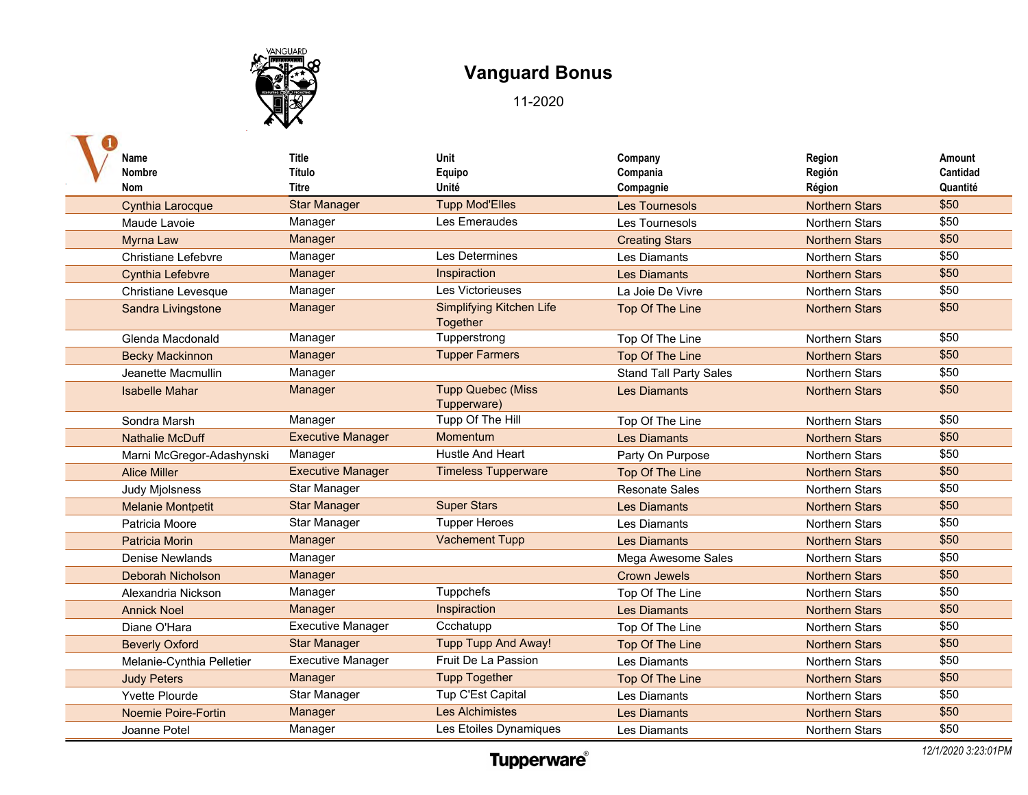# Vanguard Bonus

11-2020

| Name<br>Nombre<br>Nom | Title<br>Título<br>Titre | Unit<br>Equipo<br>Unité | Company<br>Compania<br>Compagnie | Region<br>Región<br>Région | Amount<br>Cantidad<br>Quantité |
|---|---|---|---|---|---|
| Cynthia Larocque | Star Manager | Tupp Mod'Elles | Les Tournesols | Northern Stars | $50 |
| Maude Lavoie | Manager | Les Emeraudes | Les Tournesols | Northern Stars | $50 |
| Myrna Law | Manager | | Creating Stars | Northern Stars | $50 |
| Christiane Lefebvre | Manager | Les Determines | Les Diamants | Northern Stars | $50 |
| Cynthia Lefebvre | Manager | Inspiraction | Les Diamants | Northern Stars | $50 |
| Christiane Levesque | Manager | Les Victorieuses | La Joie De Vivre | Northern Stars | $50 |
| Sandra Livingstone | Manager | Simplifying Kitchen Life Together | Top Of The Line | Northern Stars | $50 |
| Glenda Macdonald | Manager | Tupperstrong | Top Of The Line | Northern Stars | $50 |
| Becky Mackinnon | Manager | Tupper Farmers | Top Of The Line | Northern Stars | $50 |
| Jeanette Macmullin | Manager | | Stand Tall Party Sales | Northern Stars | $50 |
| Isabelle Mahar | Manager | Tupp Quebec (Miss Tupperware) | Les Diamants | Northern Stars | $50 |
| Sondra Marsh | Manager | Tupp Of The Hill | Top Of The Line | Northern Stars | $50 |
| Nathalie McDuff | Executive Manager | Momentum | Les Diamants | Northern Stars | $50 |
| Marni McGregor-Adashynski | Manager | Hustle And Heart | Party On Purpose | Northern Stars | $50 |
| Alice Miller | Executive Manager | Timeless Tupperware | Top Of The Line | Northern Stars | $50 |
| Judy Mjolsness | Star Manager | | Resonate Sales | Northern Stars | $50 |
| Melanie Montpetit | Star Manager | Super Stars | Les Diamants | Northern Stars | $50 |
| Patricia Moore | Star Manager | Tupper Heroes | Les Diamants | Northern Stars | $50 |
| Patricia Morin | Manager | Vachement Tupp | Les Diamants | Northern Stars | $50 |
| Denise Newlands | Manager | | Mega Awesome Sales | Northern Stars | $50 |
| Deborah Nicholson | Manager | | Crown Jewels | Northern Stars | $50 |
| Alexandria Nickson | Manager | Tuppchefs | Top Of The Line | Northern Stars | $50 |
| Annick Noel | Manager | Inspiraction | Les Diamants | Northern Stars | $50 |
| Diane O'Hara | Executive Manager | Ccchatupp | Top Of The Line | Northern Stars | $50 |
| Beverly Oxford | Star Manager | Tupp Tupp And Away! | Top Of The Line | Northern Stars | $50 |
| Melanie-Cynthia Pelletier | Executive Manager | Fruit De La Passion | Les Diamants | Northern Stars | $50 |
| Judy Peters | Manager | Tupp Together | Top Of The Line | Northern Stars | $50 |
| Yvette Plourde | Star Manager | Tup C'Est Capital | Les Diamants | Northern Stars | $50 |
| Noemie Poire-Fortin | Manager | Les Alchimistes | Les Diamants | Northern Stars | $50 |
| Joanne Potel | Manager | Les Etoiles Dynamiques | Les Diamants | Northern Stars | $50 |

Tupperware®

*12/1/2020 3:23:01PM*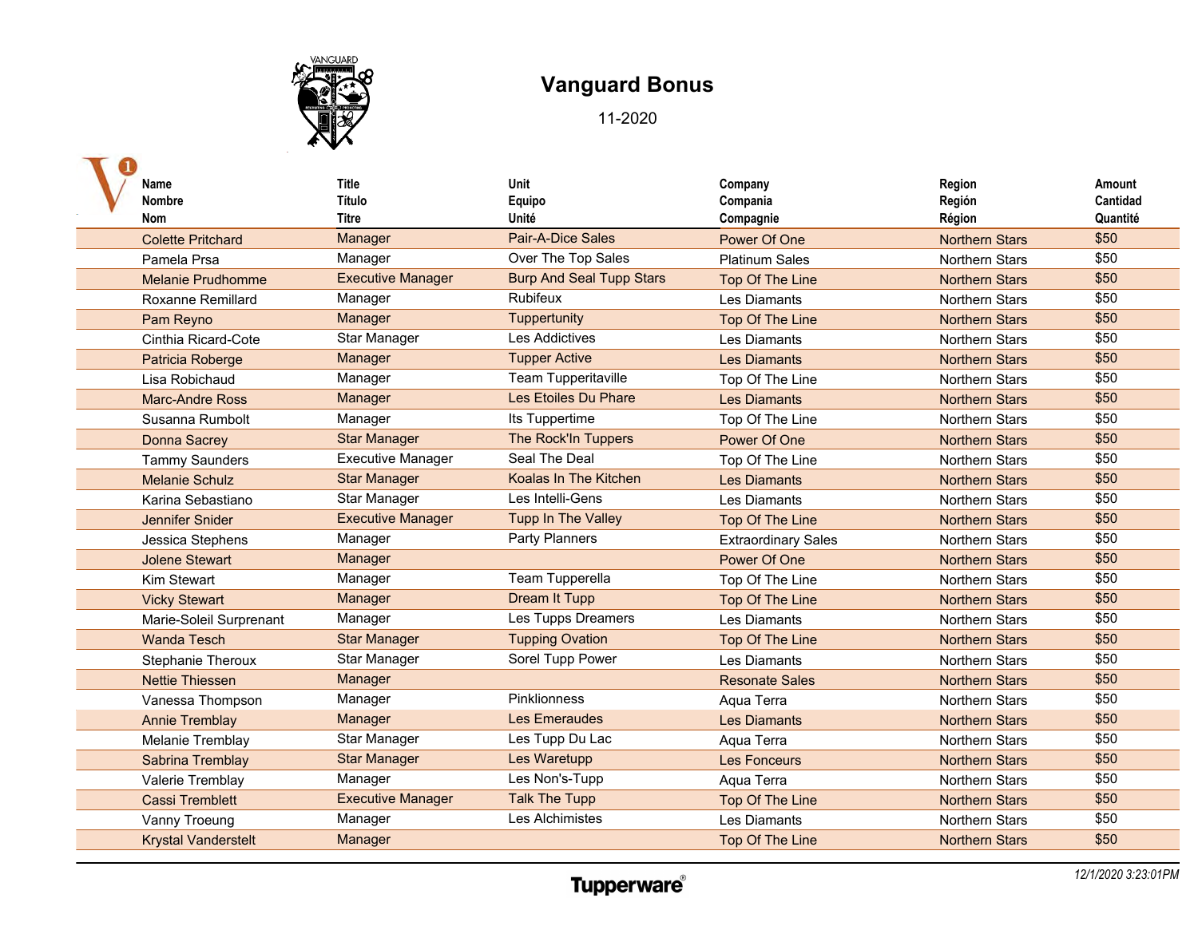# Vanguard Bonus

11-2020

| Name<br>Nombre<br>Nom | Title<br>Título<br>Titre | Unit<br>Equipo<br>Unité | Company<br>Compania<br>Compagnie | Region<br>Región<br>Région | Amount<br>Cantidad<br>Quantité |
|---|---|---|---|---|---|
| Colette Pritchard | Manager | Pair-A-Dice Sales | Power Of One | Northern Stars | $50 |
| Pamela Prsa | Manager | Over The Top Sales | Platinum Sales | Northern Stars | $50 |
| Melanie Prudhomme | Executive Manager | Burp And Seal Tupp Stars | Top Of The Line | Northern Stars | $50 |
| Roxanne Remillard | Manager | Rubifeux | Les Diamants | Northern Stars | $50 |
| Pam Reyno | Manager | Tuppertunity | Top Of The Line | Northern Stars | $50 |
| Cinthia Ricard-Cote | Star Manager | Les Addictives | Les Diamants | Northern Stars | $50 |
| Patricia Roberge | Manager | Tupper Active | Les Diamants | Northern Stars | $50 |
| Lisa Robichaud | Manager | Team Tupperitaville | Top Of The Line | Northern Stars | $50 |
| Marc-Andre Ross | Manager | Les Etoiles Du Phare | Les Diamants | Northern Stars | $50 |
| Susanna Rumbolt | Manager | Its Tuppertime | Top Of The Line | Northern Stars | $50 |
| Donna Sacrey | Star Manager | The Rock'In Tuppers | Power Of One | Northern Stars | $50 |
| Tammy Saunders | Executive Manager | Seal The Deal | Top Of The Line | Northern Stars | $50 |
| Melanie Schulz | Star Manager | Koalas In The Kitchen | Les Diamants | Northern Stars | $50 |
| Karina Sebastiano | Star Manager | Les Intelli-Gens | Les Diamants | Northern Stars | $50 |
| Jennifer Snider | Executive Manager | Tupp In The Valley | Top Of The Line | Northern Stars | $50 |
| Jessica Stephens | Manager | Party Planners | Extraordinary Sales | Northern Stars | $50 |
| Jolene Stewart | Manager | | Power Of One | Northern Stars | $50 |
| Kim Stewart | Manager | Team Tupperella | Top Of The Line | Northern Stars | $50 |
| Vicky Stewart | Manager | Dream It Tupp | Top Of The Line | Northern Stars | $50 |
| Marie-Soleil Surprenant | Manager | Les Tupps Dreamers | Les Diamants | Northern Stars | $50 |
| Wanda Tesch | Star Manager | Tupping Ovation | Top Of The Line | Northern Stars | $50 |
| Stephanie Theroux | Star Manager | Sorel Tupp Power | Les Diamants | Northern Stars | $50 |
| Nettie Thiessen | Manager | | Resonate Sales | Northern Stars | $50 |
| Vanessa Thompson | Manager | Pinklionness | Aqua Terra | Northern Stars | $50 |
| Annie Tremblay | Manager | Les Emeraudes | Les Diamants | Northern Stars | $50 |
| Melanie Tremblay | Star Manager | Les Tupp Du Lac | Aqua Terra | Northern Stars | $50 |
| Sabrina Tremblay | Star Manager | Les Waretupp | Les Fonceurs | Northern Stars | $50 |
| Valerie Tremblay | Manager | Les Non's-Tupp | Aqua Terra | Northern Stars | $50 |
| Cassi Tremblett | Executive Manager | Talk The Tupp | Top Of The Line | Northern Stars | $50 |
| Vanny Troeung | Manager | Les Alchimistes | Les Diamants | Northern Stars | $50 |
| Krystal Vanderstelt | Manager | | Top Of The Line | Northern Stars | $50 |

Tupperware®

*12/1/2020 3:23:01PM*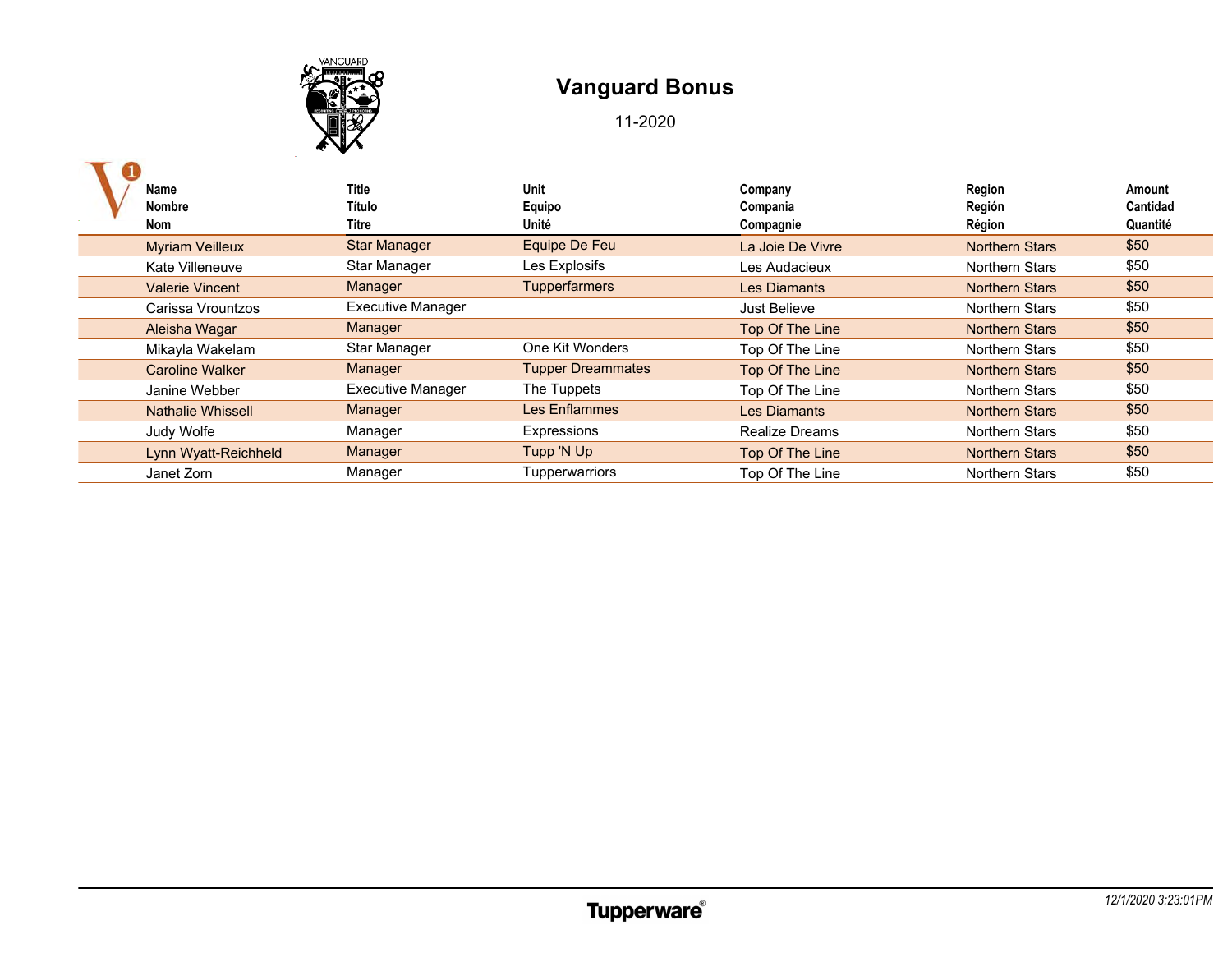# Vanguard Bonus

11-2020

| Name<br>Nombre<br>Nom | Title<br>Título<br>Titre | Unit<br>Equipo<br>Unité | Company<br>Compania<br>Compagnie | Region<br>Región<br>Région | Amount<br>Cantidad<br>Quantité |
|---|---|---|---|---|---|
| Myriam Veilleux | Star Manager | Equipe De Feu | La Joie De Vivre | Northern Stars | $50 |
| Kate Villeneuve | Star Manager | Les Explosifs | Les Audacieux | Northern Stars | $50 |
| Valerie Vincent | Manager | Tupperfarmers | Les Diamants | Northern Stars | $50 |
| Carissa Vrountzos | Executive Manager | | Just Believe | Northern Stars | $50 |
| Aleisha Wagar | Manager | | Top Of The Line | Northern Stars | $50 |
| Mikayla Wakelam | Star Manager | One Kit Wonders | Top Of The Line | Northern Stars | $50 |
| Caroline Walker | Manager | Tupper Dreammates | Top Of The Line | Northern Stars | $50 |
| Janine Webber | Executive Manager | The Tuppets | Top Of The Line | Northern Stars | $50 |
| Nathalie Whissell | Manager | Les Enflammes | Les Diamants | Northern Stars | $50 |
| Judy Wolfe | Manager | Expressions | Realize Dreams | Northern Stars | $50 |
| Lynn Wyatt-Reichheld | Manager | Tupp 'N Up | Top Of The Line | Northern Stars | $50 |
| Janet Zorn | Manager | Tupperwarriors | Top Of The Line | Northern Stars | $50 |

Tupperware®

*12/1/2020 3:23:01PM*